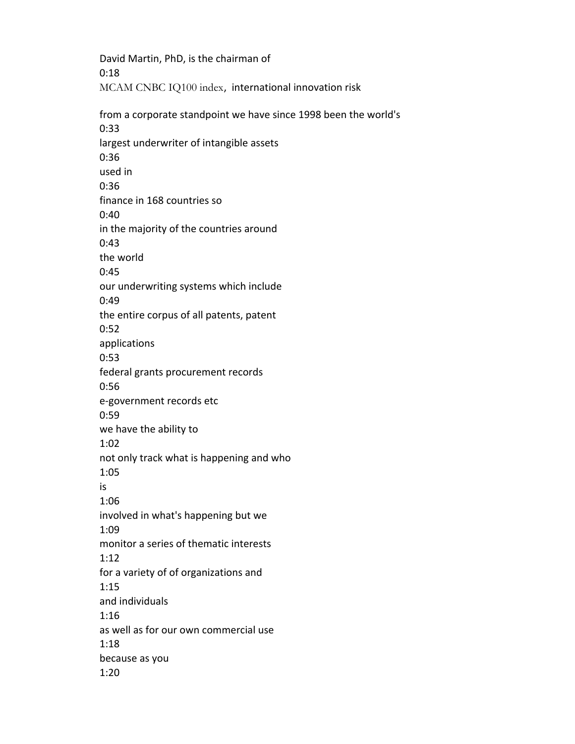David Martin, PhD, is the chairman of
0:18
MCAM CNBC IQ100 index, international innovation risk

from a corporate standpoint we have since 1998 been the world's
0:33
largest underwriter of intangible assets
0:36
used in
0:36
finance in 168 countries so
0:40
in the majority of the countries around
0:43
the world
0:45
our underwriting systems which include
0:49
the entire corpus of all patents, patent
0:52
applications
0:53
federal grants procurement records
0:56
e-government records etc
0:59
we have the ability to
1:02
not only track what is happening and who
1:05
is
1:06
involved in what's happening but we
1:09
monitor a series of thematic interests
1:12
for a variety of of organizations and
1:15
and individuals
1:16
as well as for our own commercial use
1:18
because as you
1:20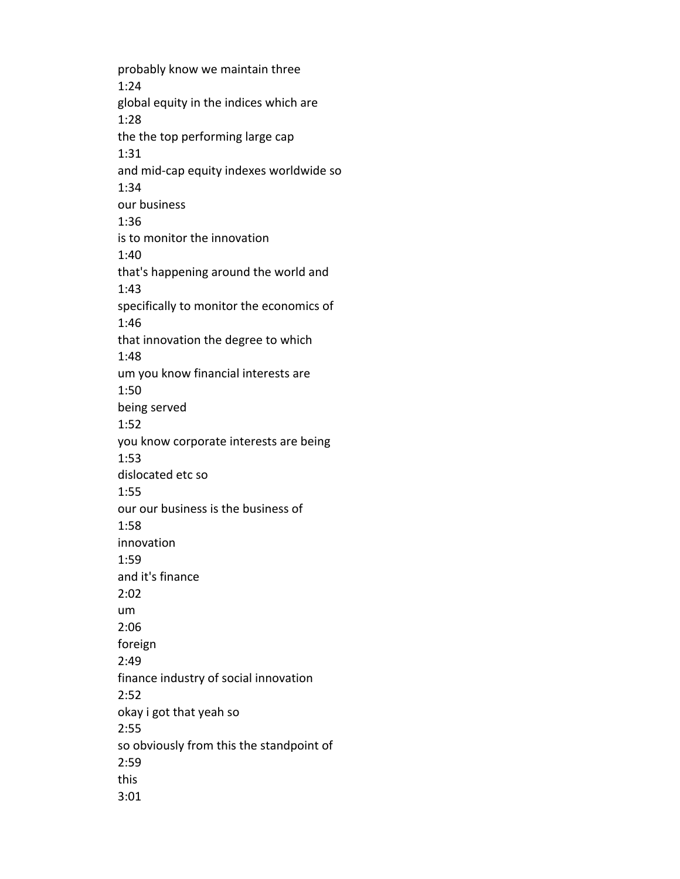probably know we maintain three
1:24
global equity in the indices which are
1:28
the the top performing large cap
1:31
and mid-cap equity indexes worldwide so
1:34
our business
1:36
is to monitor the innovation
1:40
that's happening around the world and
1:43
specifically to monitor the economics of
1:46
that innovation the degree to which
1:48
um you know financial interests are
1:50
being served
1:52
you know corporate interests are being
1:53
dislocated etc so
1:55
our our business is the business of
1:58
innovation
1:59
and it's finance
2:02
um
2:06
foreign
2:49
finance industry of social innovation
2:52
okay i got that yeah so
2:55
so obviously from this the standpoint of
2:59
this
3:01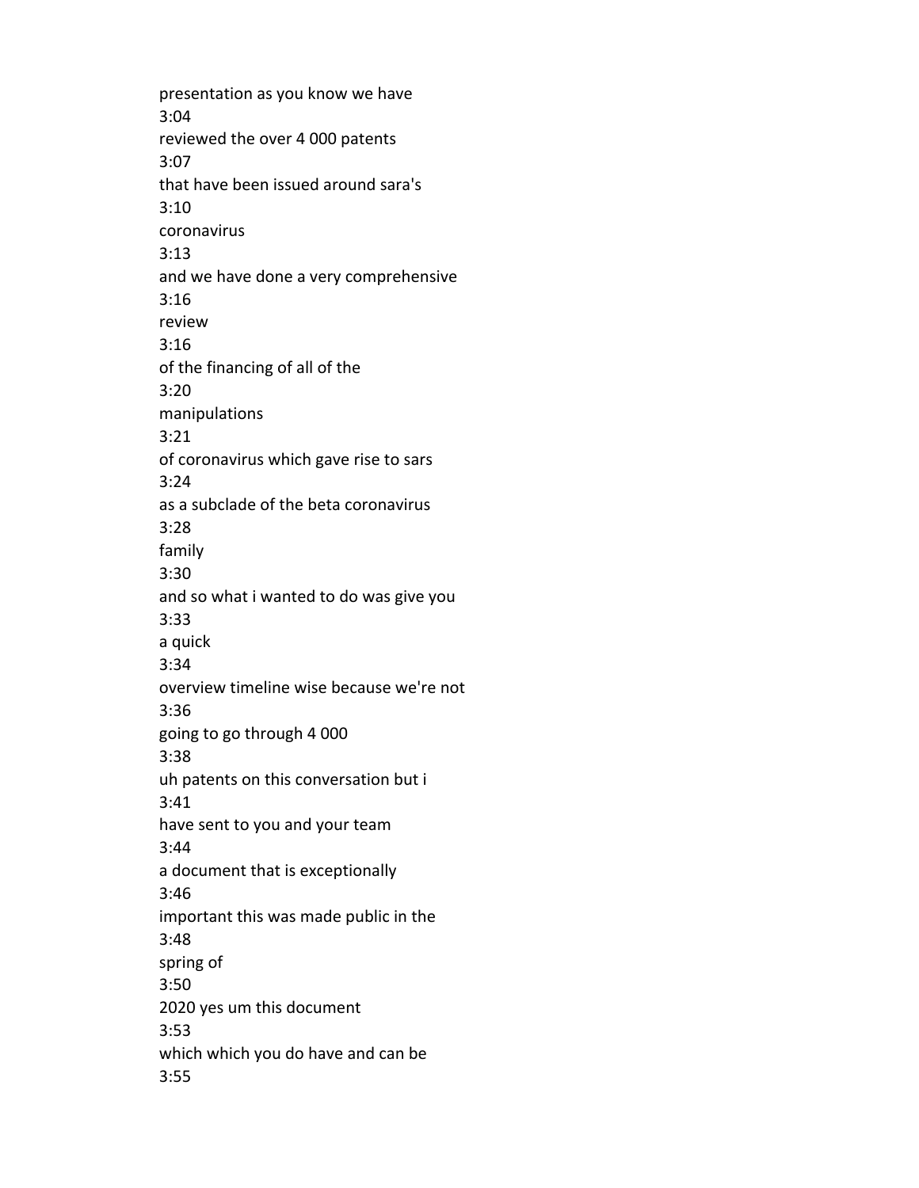presentation as you know we have
3:04
reviewed the over 4 000 patents
3:07
that have been issued around sara's
3:10
coronavirus
3:13
and we have done a very comprehensive
3:16
review
3:16
of the financing of all of the
3:20
manipulations
3:21
of coronavirus which gave rise to sars
3:24
as a subclade of the beta coronavirus
3:28
family
3:30
and so what i wanted to do was give you
3:33
a quick
3:34
overview timeline wise because we're not
3:36
going to go through 4 000
3:38
uh patents on this conversation but i
3:41
have sent to you and your team
3:44
a document that is exceptionally
3:46
important this was made public in the
3:48
spring of
3:50
2020 yes um this document
3:53
which which you do have and can be
3:55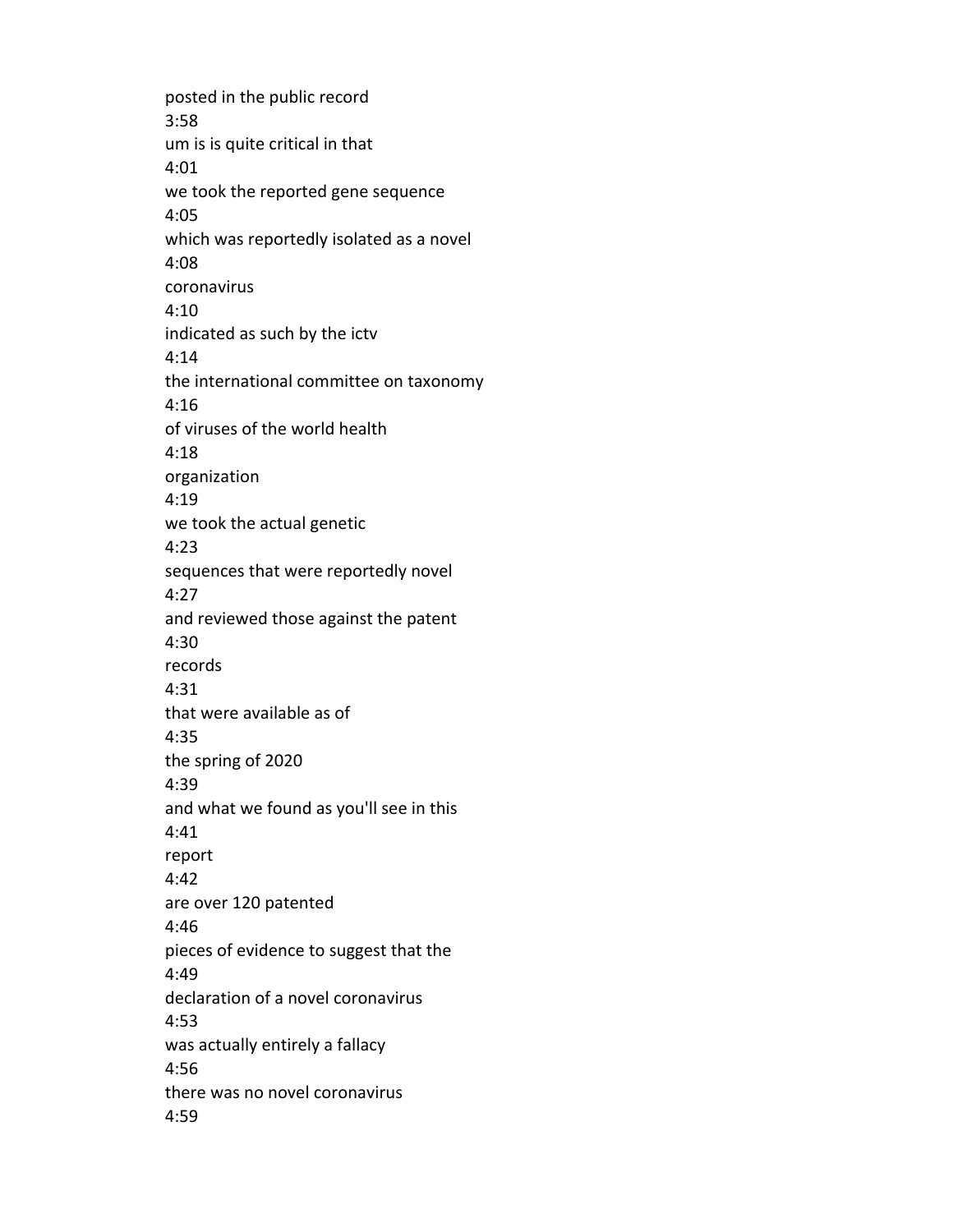posted in the public record
3:58
um is is quite critical in that
4:01
we took the reported gene sequence
4:05
which was reportedly isolated as a novel
4:08
coronavirus
4:10
indicated as such by the ictv
4:14
the international committee on taxonomy
4:16
of viruses of the world health
4:18
organization
4:19
we took the actual genetic
4:23
sequences that were reportedly novel
4:27
and reviewed those against the patent
4:30
records
4:31
that were available as of
4:35
the spring of 2020
4:39
and what we found as you'll see in this
4:41
report
4:42
are over 120 patented
4:46
pieces of evidence to suggest that the
4:49
declaration of a novel coronavirus
4:53
was actually entirely a fallacy
4:56
there was no novel coronavirus
4:59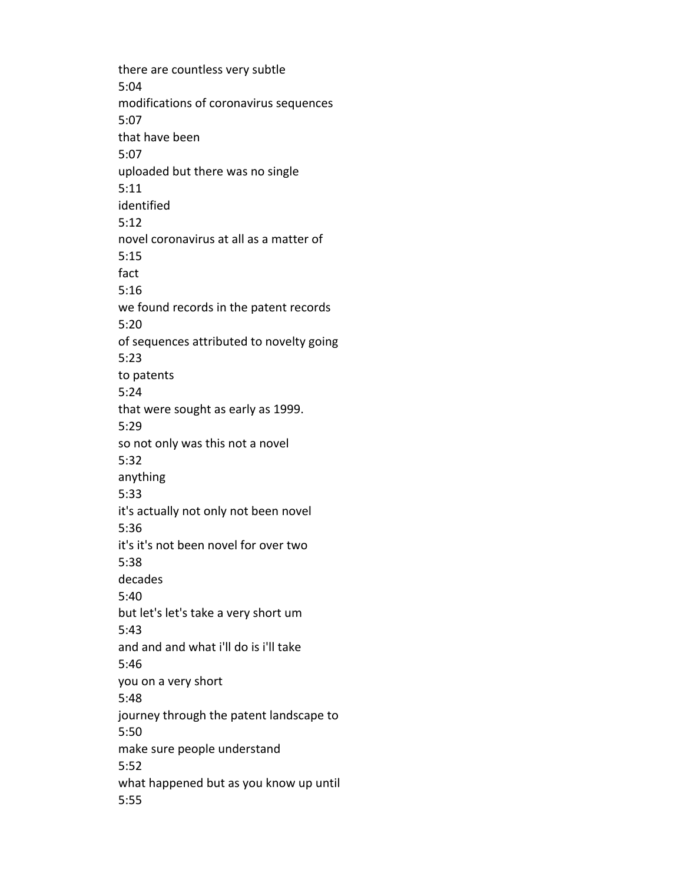there are countless very subtle
5:04
modifications of coronavirus sequences
5:07
that have been
5:07
uploaded but there was no single
5:11
identified
5:12
novel coronavirus at all as a matter of
5:15
fact
5:16
we found records in the patent records
5:20
of sequences attributed to novelty going
5:23
to patents
5:24
that were sought as early as 1999.
5:29
so not only was this not a novel
5:32
anything
5:33
it's actually not only not been novel
5:36
it's it's not been novel for over two
5:38
decades
5:40
but let's let's take a very short um
5:43
and and and what i'll do is i'll take
5:46
you on a very short
5:48
journey through the patent landscape to
5:50
make sure people understand
5:52
what happened but as you know up until
5:55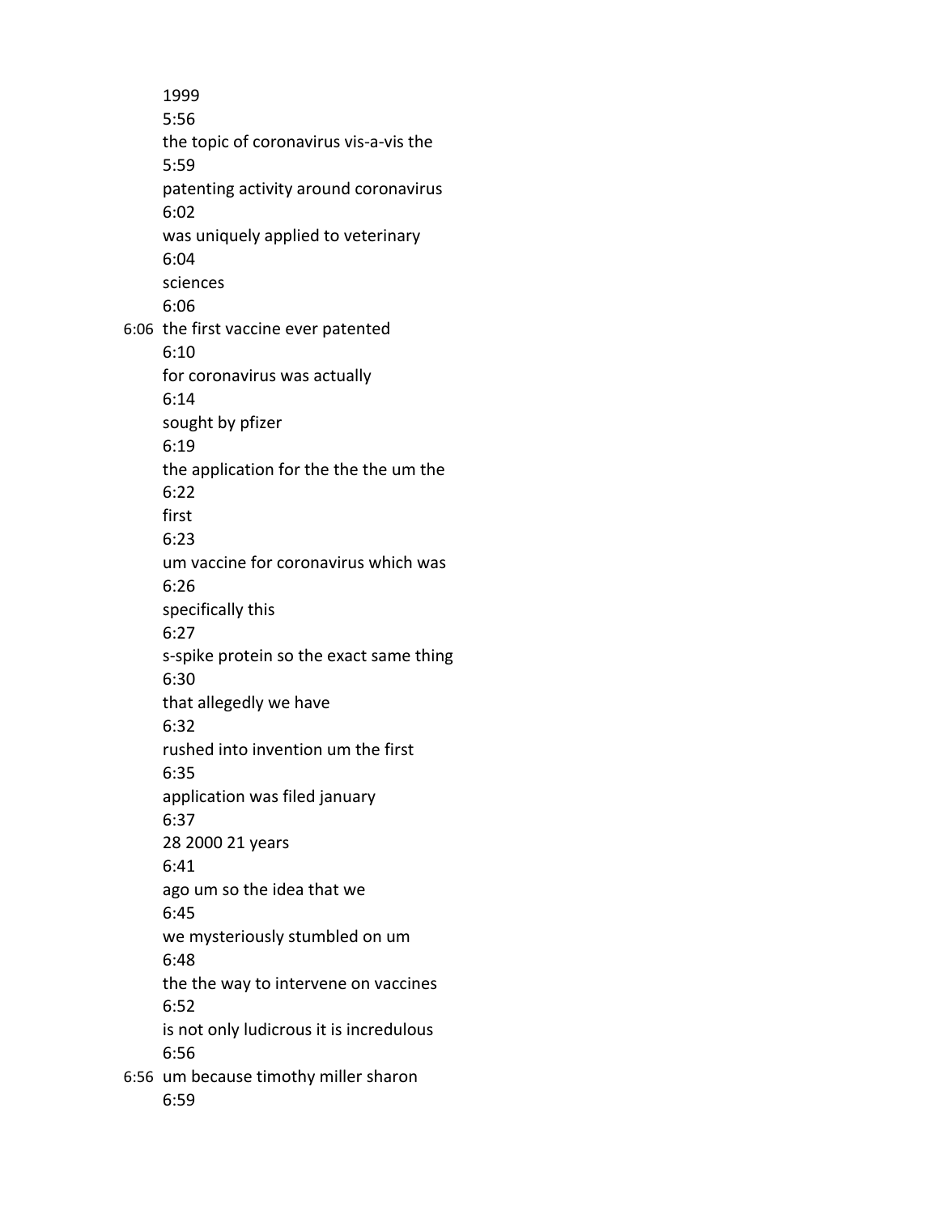1999
5:56
the topic of coronavirus vis-a-vis the
5:59
patenting activity around coronavirus
6:02
was uniquely applied to veterinary
6:04
sciences
6:06
6:06 the first vaccine ever patented
6:10
for coronavirus was actually
6:14
sought by pfizer
6:19
the application for the the the um the
6:22
first
6:23
um vaccine for coronavirus which was
6:26
specifically this
6:27
s-spike protein so the exact same thing
6:30
that allegedly we have
6:32
rushed into invention um the first
6:35
application was filed january
6:37
28 2000 21 years
6:41
ago um so the idea that we
6:45
we mysteriously stumbled on um
6:48
the the way to intervene on vaccines
6:52
is not only ludicrous it is incredulous
6:56
6:56 um because timothy miller sharon
6:59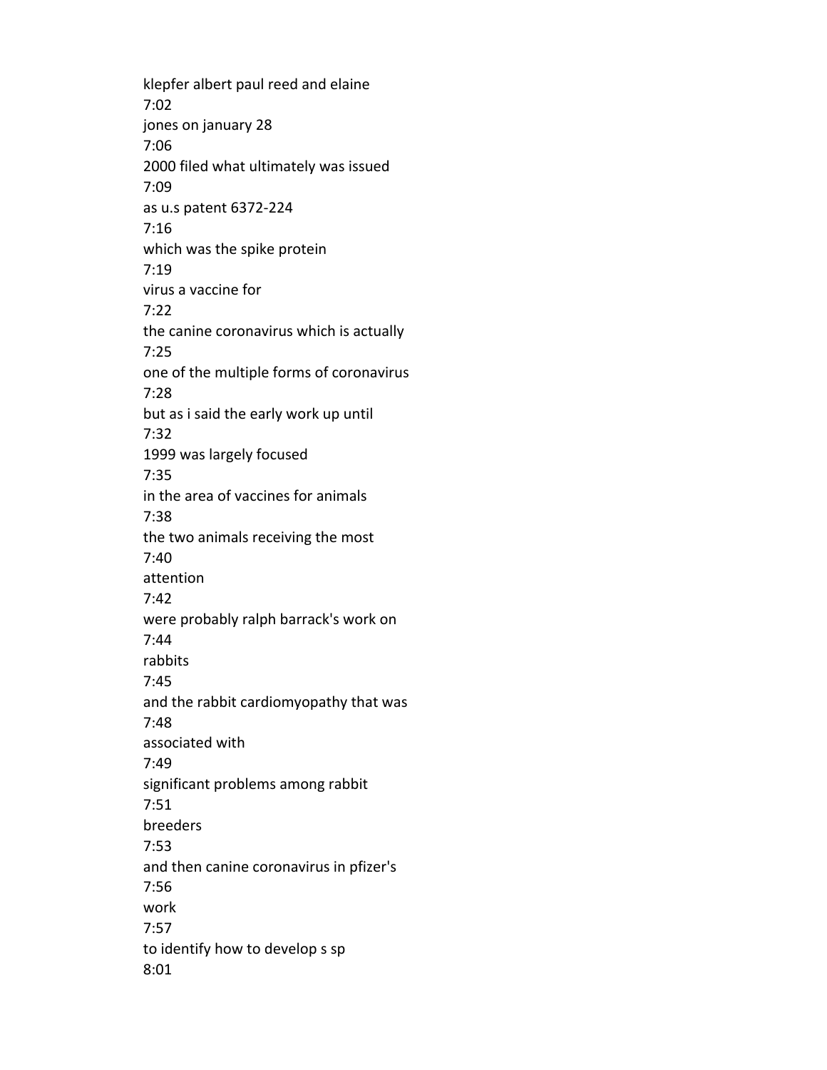klepfer albert paul reed and elaine
7:02
jones on january 28
7:06
2000 filed what ultimately was issued
7:09
as u.s patent 6372-224
7:16
which was the spike protein
7:19
virus a vaccine for
7:22
the canine coronavirus which is actually
7:25
one of the multiple forms of coronavirus
7:28
but as i said the early work up until
7:32
1999 was largely focused
7:35
in the area of vaccines for animals
7:38
the two animals receiving the most
7:40
attention
7:42
were probably ralph barrack's work on
7:44
rabbits
7:45
and the rabbit cardiomyopathy that was
7:48
associated with
7:49
significant problems among rabbit
7:51
breeders
7:53
and then canine coronavirus in pfizer's
7:56
work
7:57
to identify how to develop s sp
8:01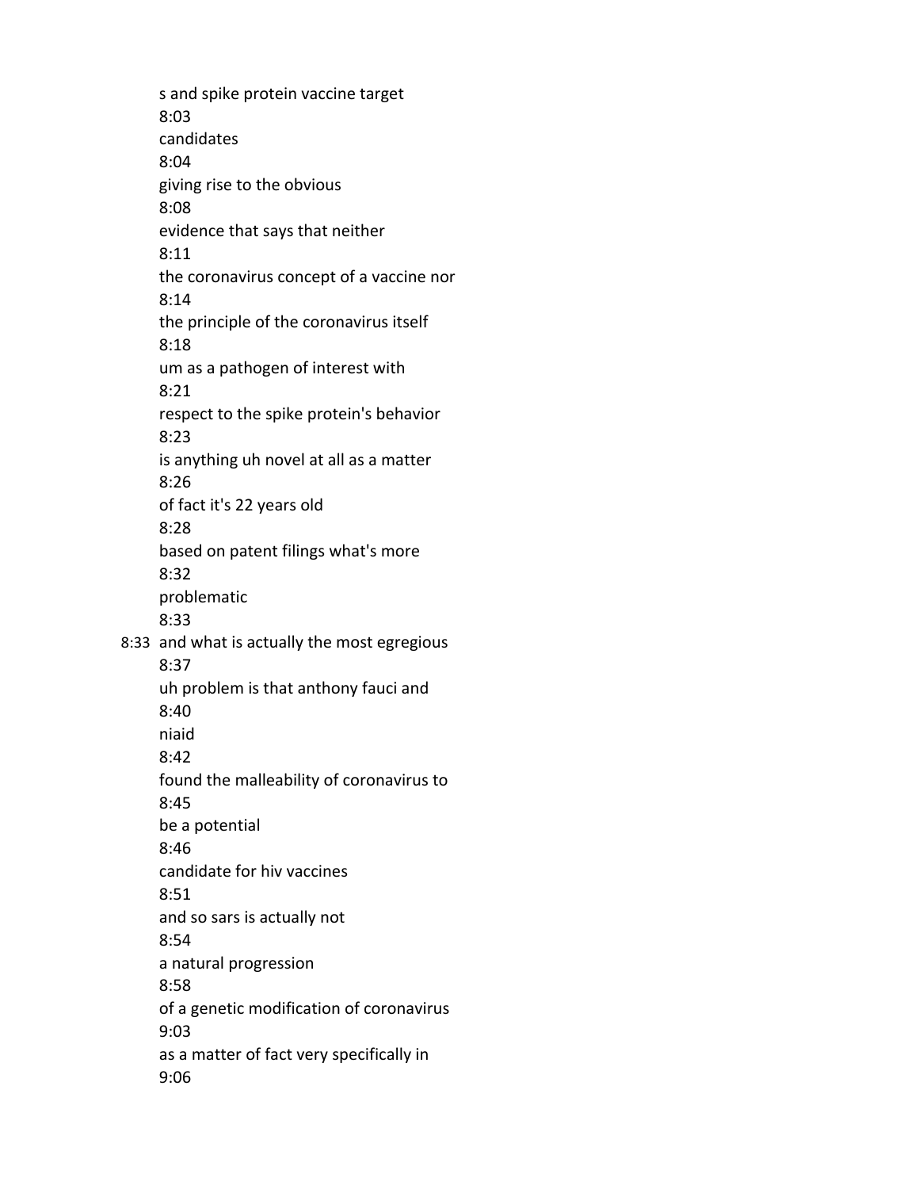s and spike protein vaccine target
8:03
candidates
8:04
giving rise to the obvious
8:08
evidence that says that neither
8:11
the coronavirus concept of a vaccine nor
8:14
the principle of the coronavirus itself
8:18
um as a pathogen of interest with
8:21
respect to the spike protein's behavior
8:23
is anything uh novel at all as a matter
8:26
of fact it's 22 years old
8:28
based on patent filings what's more
8:32
problematic
8:33
8:33 and what is actually the most egregious
8:37
uh problem is that anthony fauci and
8:40
niaid
8:42
found the malleability of coronavirus to
8:45
be a potential
8:46
candidate for hiv vaccines
8:51
and so sars is actually not
8:54
a natural progression
8:58
of a genetic modification of coronavirus
9:03
as a matter of fact very specifically in
9:06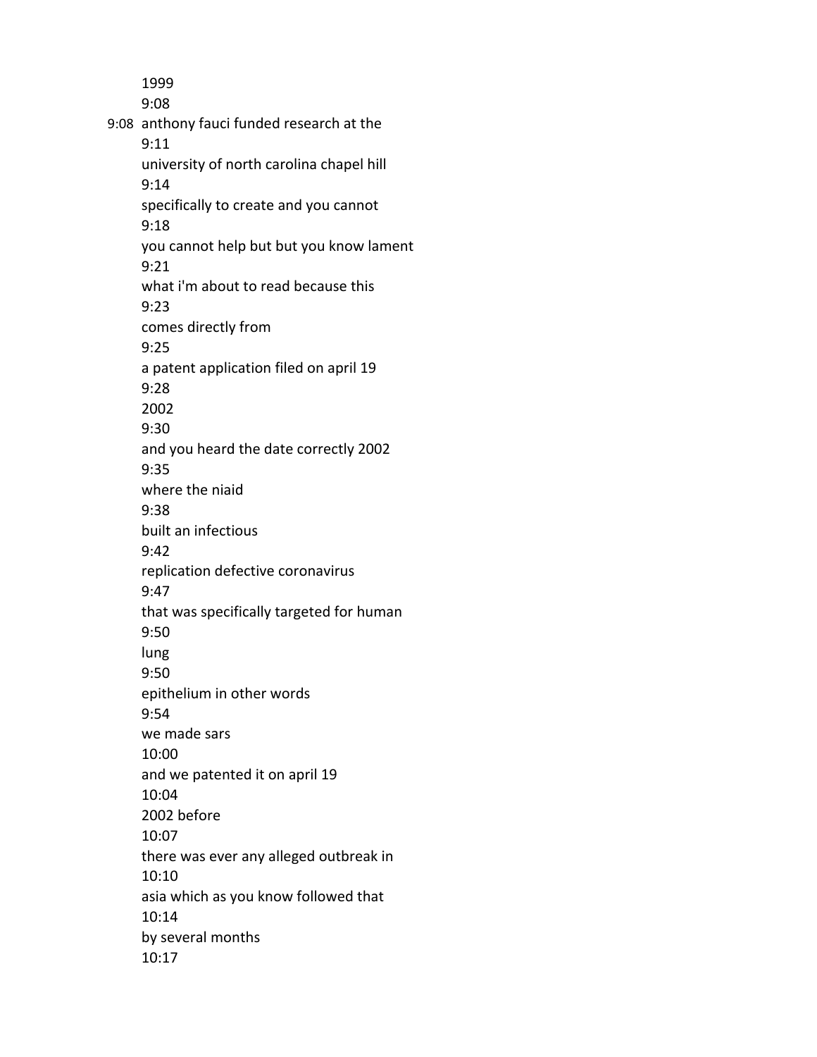1999
9:08
9:08 anthony fauci funded research at the
9:11
university of north carolina chapel hill
9:14
specifically to create and you cannot
9:18
you cannot help but but you know lament
9:21
what i'm about to read because this
9:23
comes directly from
9:25
a patent application filed on april 19
9:28
2002
9:30
and you heard the date correctly 2002
9:35
where the niaid
9:38
built an infectious
9:42
replication defective coronavirus
9:47
that was specifically targeted for human
9:50
lung
9:50
epithelium in other words
9:54
we made sars
10:00
and we patented it on april 19
10:04
2002 before
10:07
there was ever any alleged outbreak in
10:10
asia which as you know followed that
10:14
by several months
10:17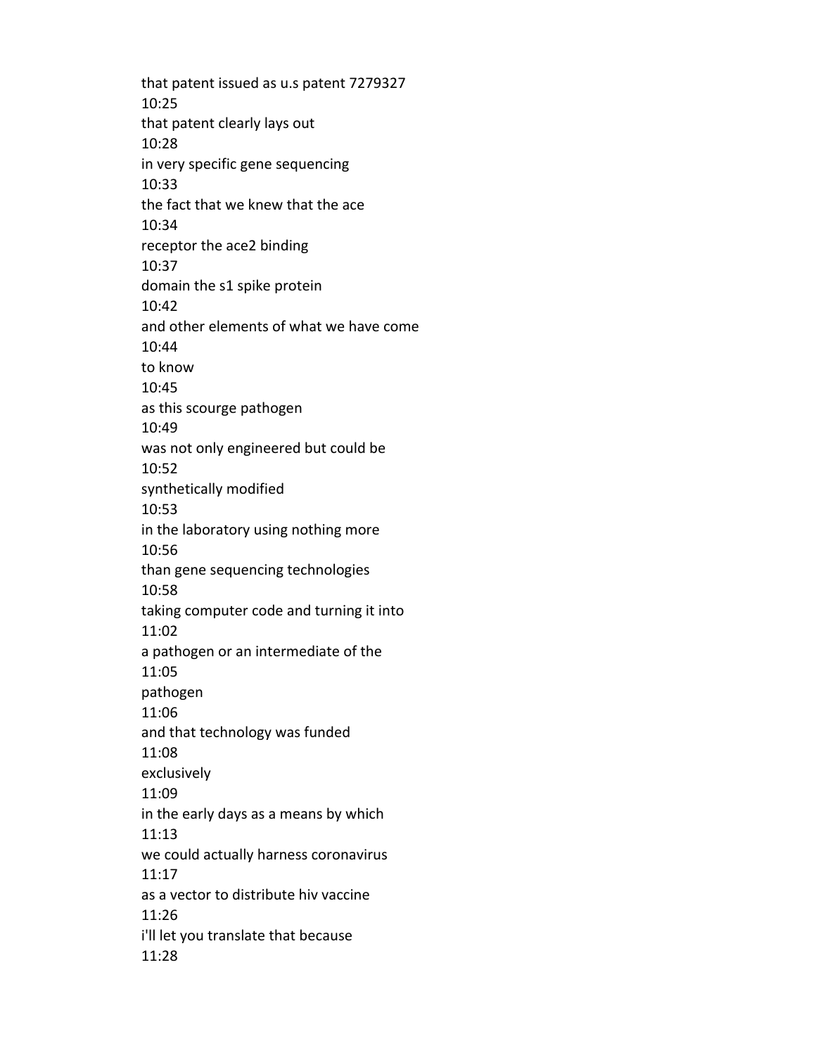that patent issued as u.s patent 7279327

10:25

that patent clearly lays out

10:28

in very specific gene sequencing

10:33

the fact that we knew that the ace

10:34

receptor the ace2 binding

10:37

domain the s1 spike protein

10:42

and other elements of what we have come

10:44

to know

10:45

as this scourge pathogen

10:49

was not only engineered but could be

10:52

synthetically modified

10:53

in the laboratory using nothing more

10:56

than gene sequencing technologies

10:58

taking computer code and turning it into

11:02

a pathogen or an intermediate of the

11:05

pathogen

11:06

and that technology was funded

11:08

exclusively

11:09

in the early days as a means by which

11:13

we could actually harness coronavirus

11:17

as a vector to distribute hiv vaccine

11:26

i'll let you translate that because

11:28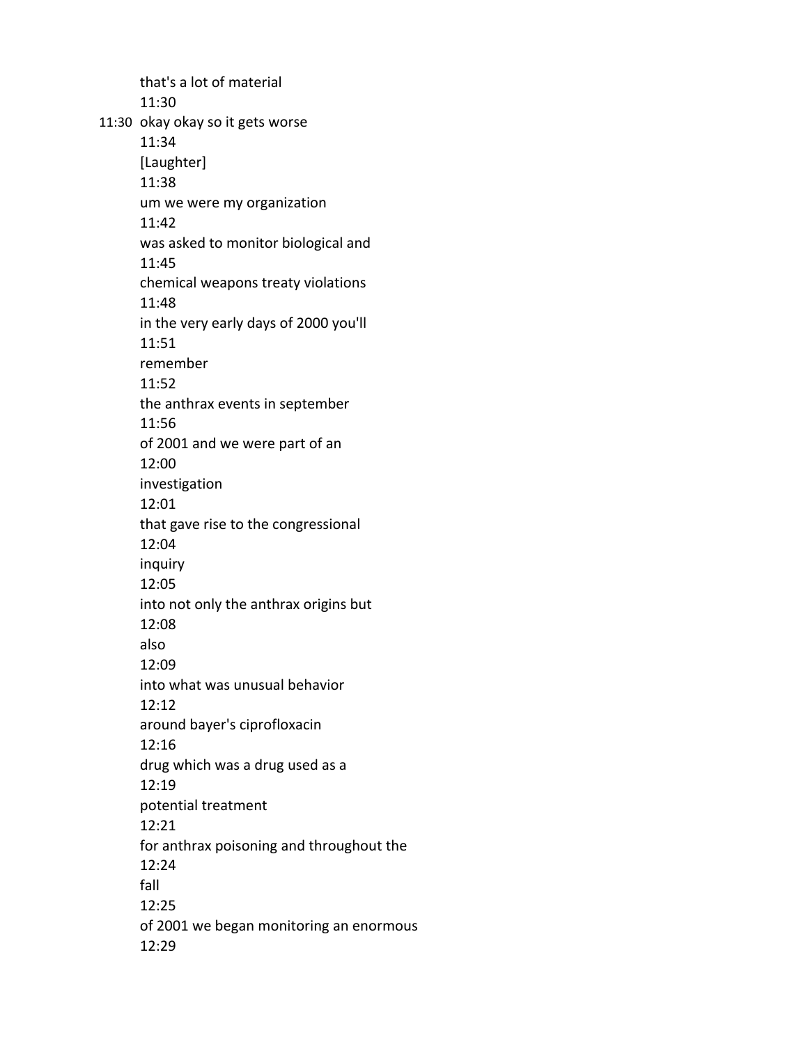that's a lot of material
11:30
11:30 okay okay so it gets worse
11:34
[Laughter]
11:38
um we were my organization
11:42
was asked to monitor biological and
11:45
chemical weapons treaty violations
11:48
in the very early days of 2000 you'll
11:51
remember
11:52
the anthrax events in september
11:56
of 2001 and we were part of an
12:00
investigation
12:01
that gave rise to the congressional
12:04
inquiry
12:05
into not only the anthrax origins but
12:08
also
12:09
into what was unusual behavior
12:12
around bayer's ciprofloxacin
12:16
drug which was a drug used as a
12:19
potential treatment
12:21
for anthrax poisoning and throughout the
12:24
fall
12:25
of 2001 we began monitoring an enormous
12:29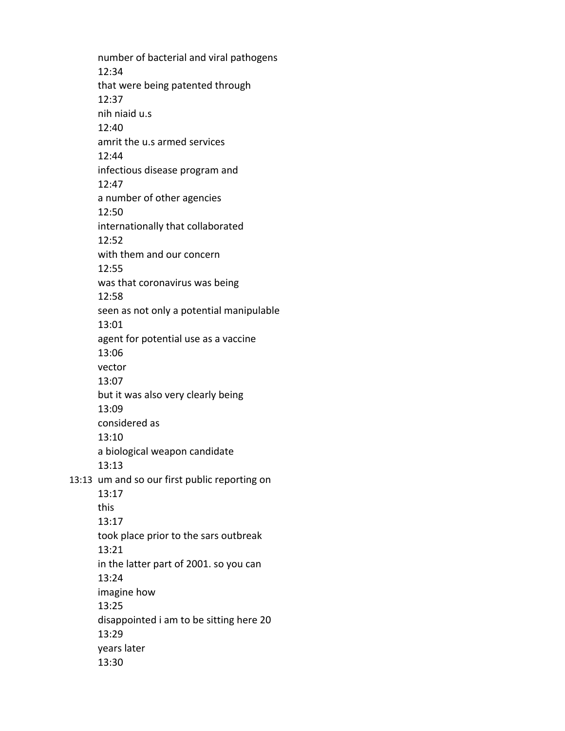number of bacterial and viral pathogens
12:34
that were being patented through
12:37
nih niaid u.s
12:40
amrit the u.s armed services
12:44
infectious disease program and
12:47
a number of other agencies
12:50
internationally that collaborated
12:52
with them and our concern
12:55
was that coronavirus was being
12:58
seen as not only a potential manipulable
13:01
agent for potential use as a vaccine
13:06
vector
13:07
but it was also very clearly being
13:09
considered as
13:10
a biological weapon candidate
13:13
13:13 um and so our first public reporting on
13:17
this
13:17
took place prior to the sars outbreak
13:21
in the latter part of 2001. so you can
13:24
imagine how
13:25
disappointed i am to be sitting here 20
13:29
years later
13:30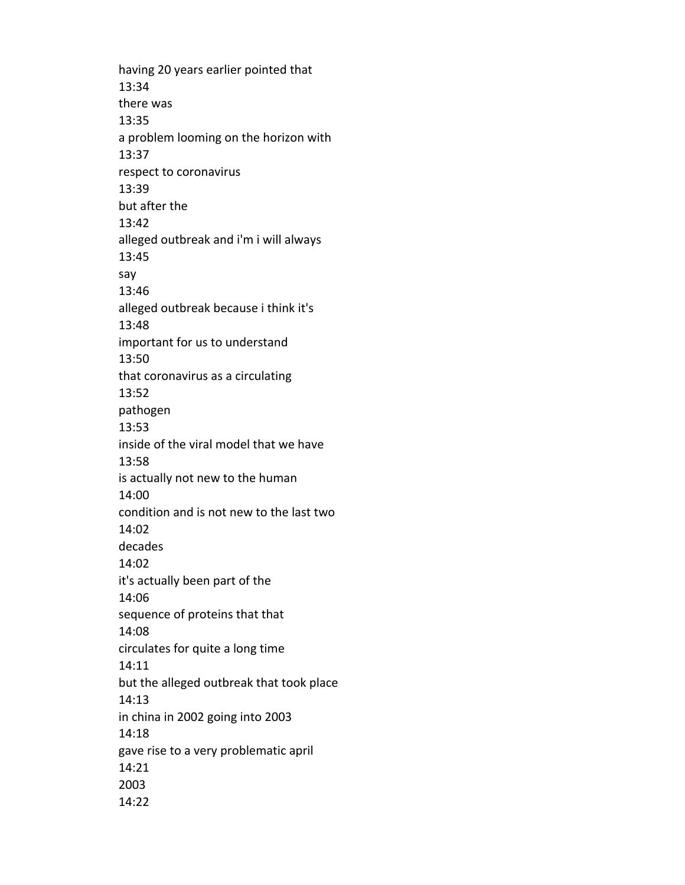having 20 years earlier pointed that
13:34
there was
13:35
a problem looming on the horizon with
13:37
respect to coronavirus
13:39
but after the
13:42
alleged outbreak and i'm i will always
13:45
say
13:46
alleged outbreak because i think it's
13:48
important for us to understand
13:50
that coronavirus as a circulating
13:52
pathogen
13:53
inside of the viral model that we have
13:58
is actually not new to the human
14:00
condition and is not new to the last two
14:02
decades
14:02
it's actually been part of the
14:06
sequence of proteins that that
14:08
circulates for quite a long time
14:11
but the alleged outbreak that took place
14:13
in china in 2002 going into 2003
14:18
gave rise to a very problematic april
14:21
2003
14:22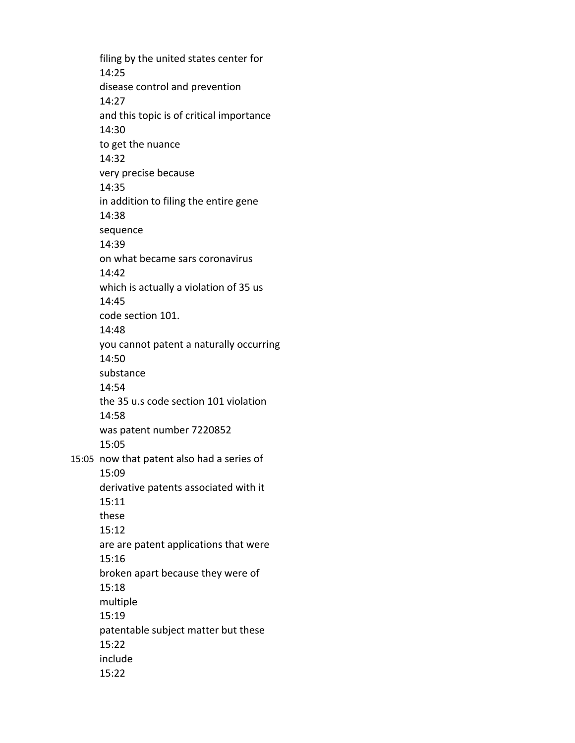filing by the united states center for
14:25
disease control and prevention
14:27
and this topic is of critical importance
14:30
to get the nuance
14:32
very precise because
14:35
in addition to filing the entire gene
14:38
sequence
14:39
on what became sars coronavirus
14:42
which is actually a violation of 35 us
14:45
code section 101.
14:48
you cannot patent a naturally occurring
14:50
substance
14:54
the 35 u.s code section 101 violation
14:58
was patent number 7220852
15:05
15:05 now that patent also had a series of
15:09
derivative patents associated with it
15:11
these
15:12
are are patent applications that were
15:16
broken apart because they were of
15:18
multiple
15:19
patentable subject matter but these
15:22
include
15:22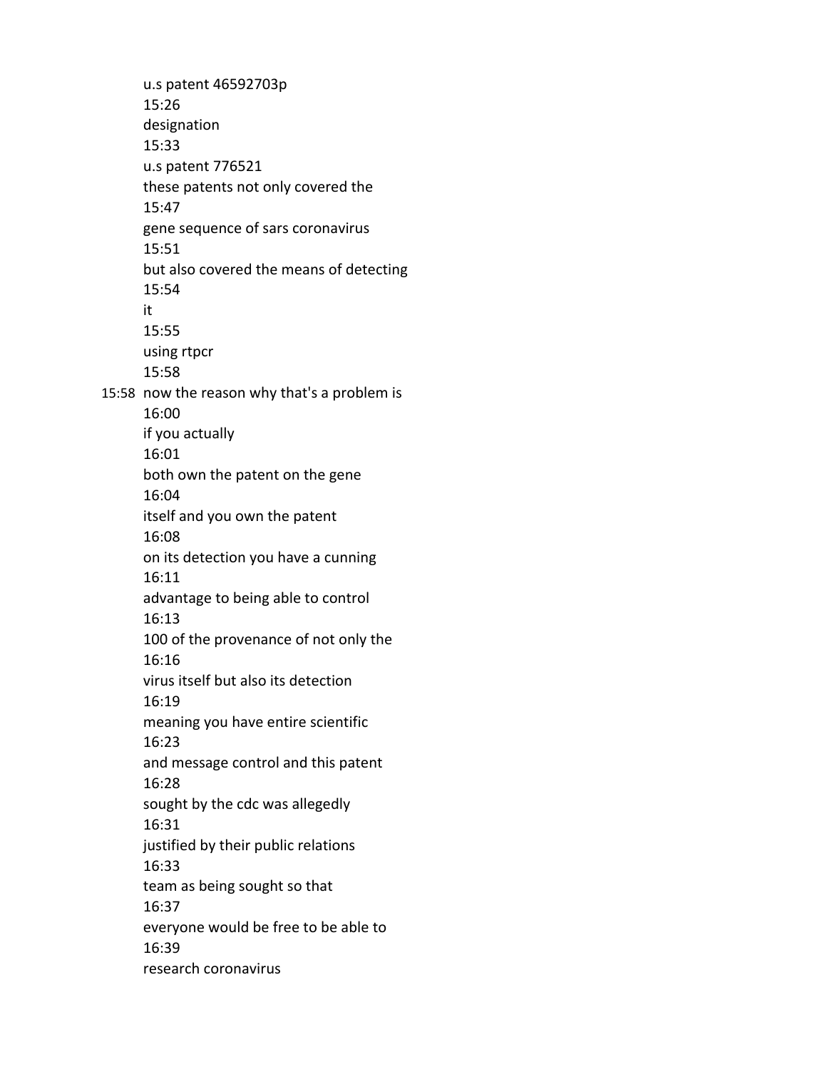u.s patent 46592703p
15:26
designation
15:33
u.s patent 776521
these patents not only covered the
15:47
gene sequence of sars coronavirus
15:51
but also covered the means of detecting
15:54
it
15:55
using rtpcr
15:58
15:58 now the reason why that's a problem is
16:00
if you actually
16:01
both own the patent on the gene
16:04
itself and you own the patent
16:08
on its detection you have a cunning
16:11
advantage to being able to control
16:13
100 of the provenance of not only the
16:16
virus itself but also its detection
16:19
meaning you have entire scientific
16:23
and message control and this patent
16:28
sought by the cdc was allegedly
16:31
justified by their public relations
16:33
team as being sought so that
16:37
everyone would be free to be able to
16:39
research coronavirus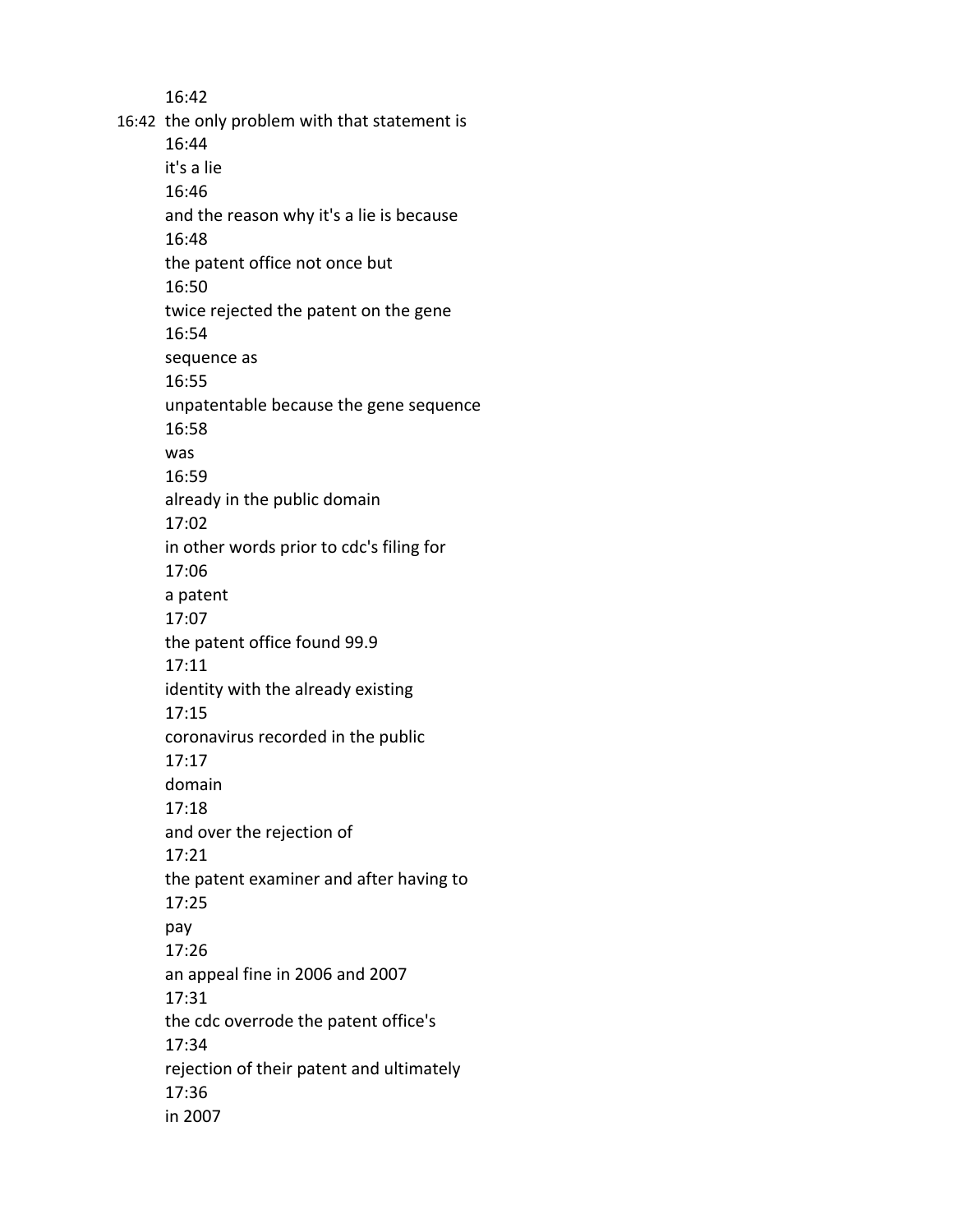16:42

16:42 the only problem with that statement is

16:44

it's a lie

16:46

and the reason why it's a lie is because

16:48

the patent office not once but

16:50

twice rejected the patent on the gene

16:54

sequence as

16:55

unpatentable because the gene sequence

16:58

was

16:59

already in the public domain

17:02

in other words prior to cdc's filing for

17:06

a patent

17:07

the patent office found 99.9

17:11

identity with the already existing

17:15

coronavirus recorded in the public

17:17

domain

17:18

and over the rejection of

17:21

the patent examiner and after having to

17:25

pay

17:26

an appeal fine in 2006 and 2007

17:31

the cdc overrode the patent office's

17:34

rejection of their patent and ultimately

17:36

in 2007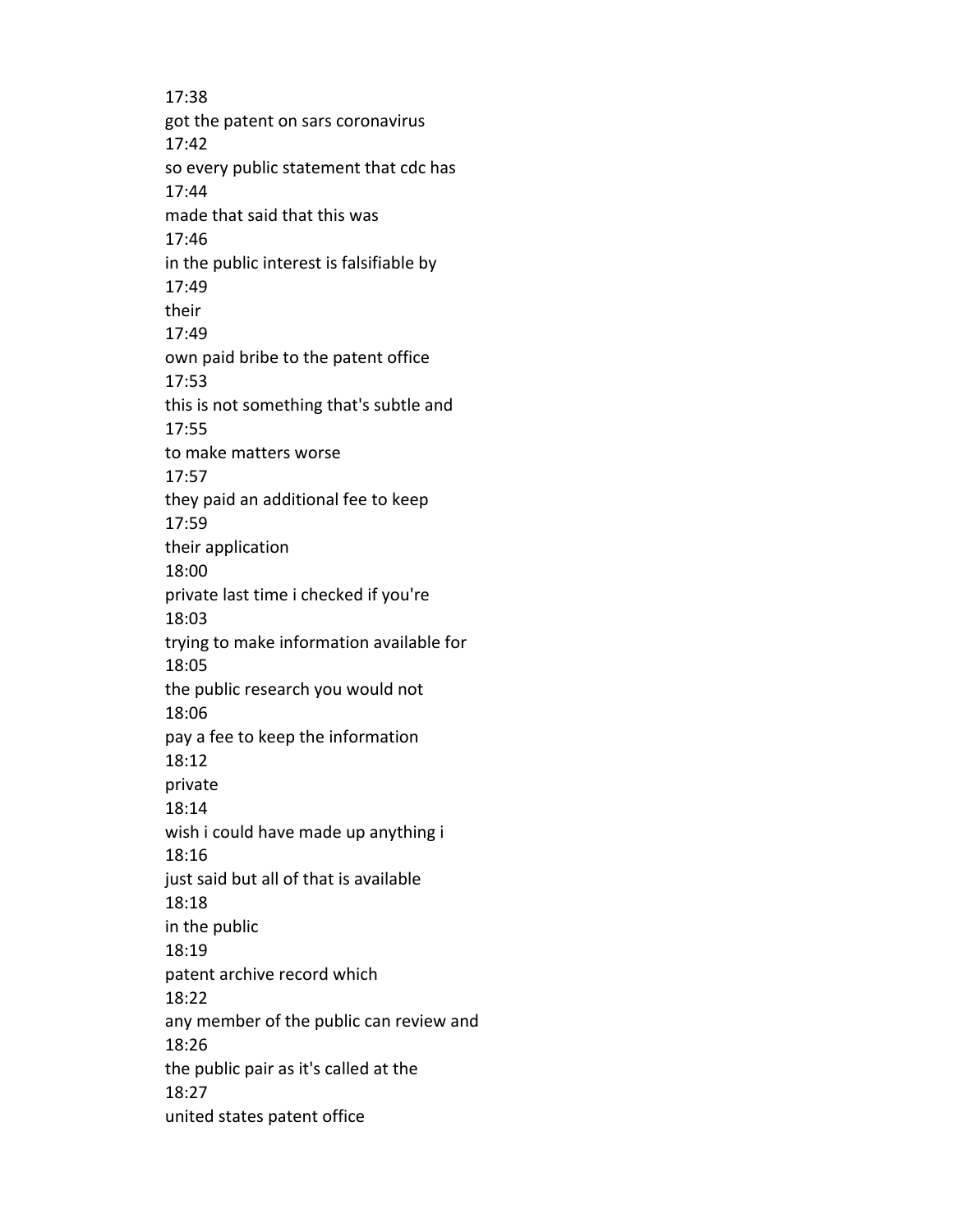17:38
got the patent on sars coronavirus
17:42
so every public statement that cdc has
17:44
made that said that this was
17:46
in the public interest is falsifiable by
17:49
their
17:49
own paid bribe to the patent office
17:53
this is not something that's subtle and
17:55
to make matters worse
17:57
they paid an additional fee to keep
17:59
their application
18:00
private last time i checked if you're
18:03
trying to make information available for
18:05
the public research you would not
18:06
pay a fee to keep the information
18:12
private
18:14
wish i could have made up anything i
18:16
just said but all of that is available
18:18
in the public
18:19
patent archive record which
18:22
any member of the public can review and
18:26
the public pair as it's called at the
18:27
united states patent office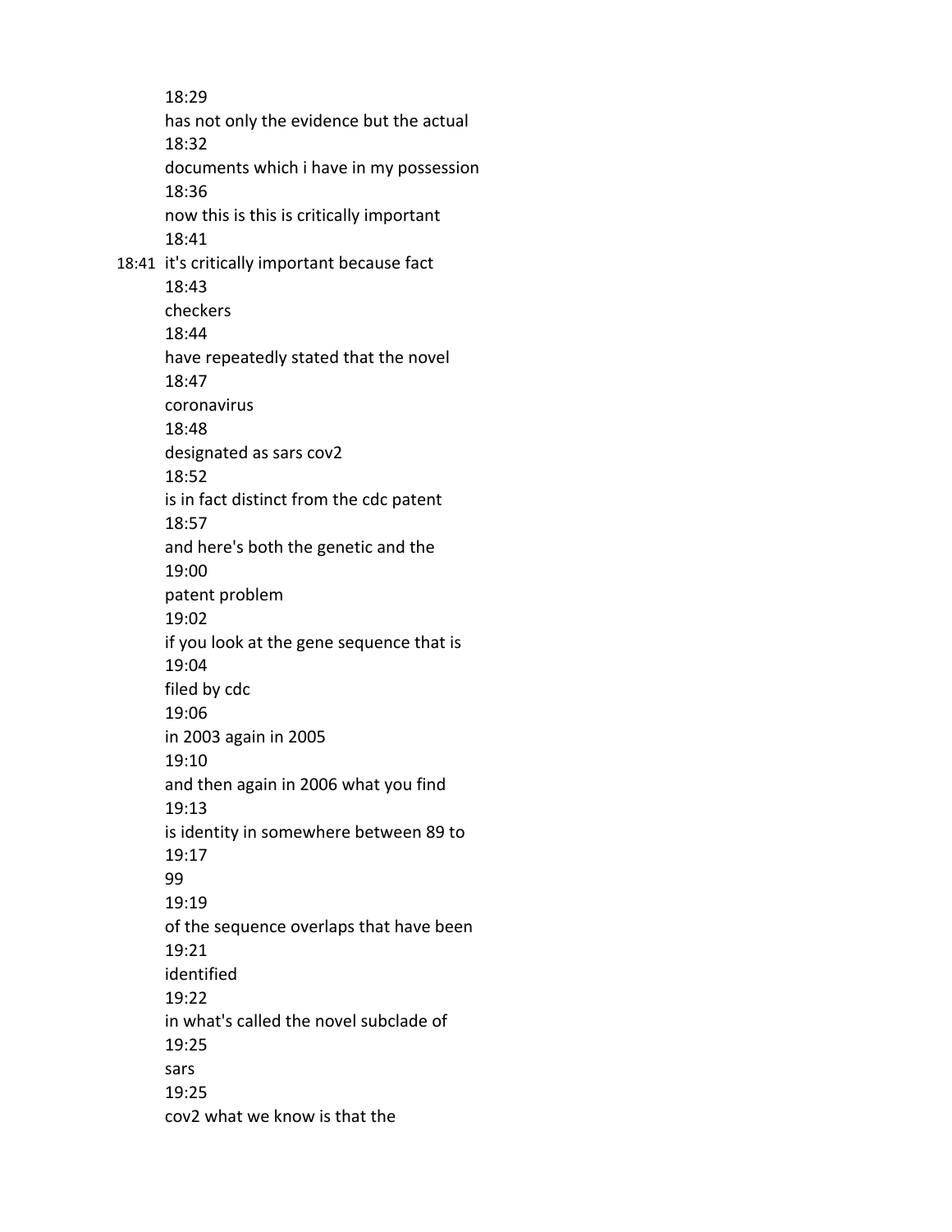18:29
has not only the evidence but the actual
18:32
documents which i have in my possession
18:36
now this is this is critically important
18:41
18:41 it's critically important because fact
18:43
checkers
18:44
have repeatedly stated that the novel
18:47
coronavirus
18:48
designated as sars cov2
18:52
is in fact distinct from the cdc patent
18:57
and here's both the genetic and the
19:00
patent problem
19:02
if you look at the gene sequence that is
19:04
filed by cdc
19:06
in 2003 again in 2005
19:10
and then again in 2006 what you find
19:13
is identity in somewhere between 89 to
19:17
99
19:19
of the sequence overlaps that have been
19:21
identified
19:22
in what's called the novel subclade of
19:25
sars
19:25
cov2 what we know is that the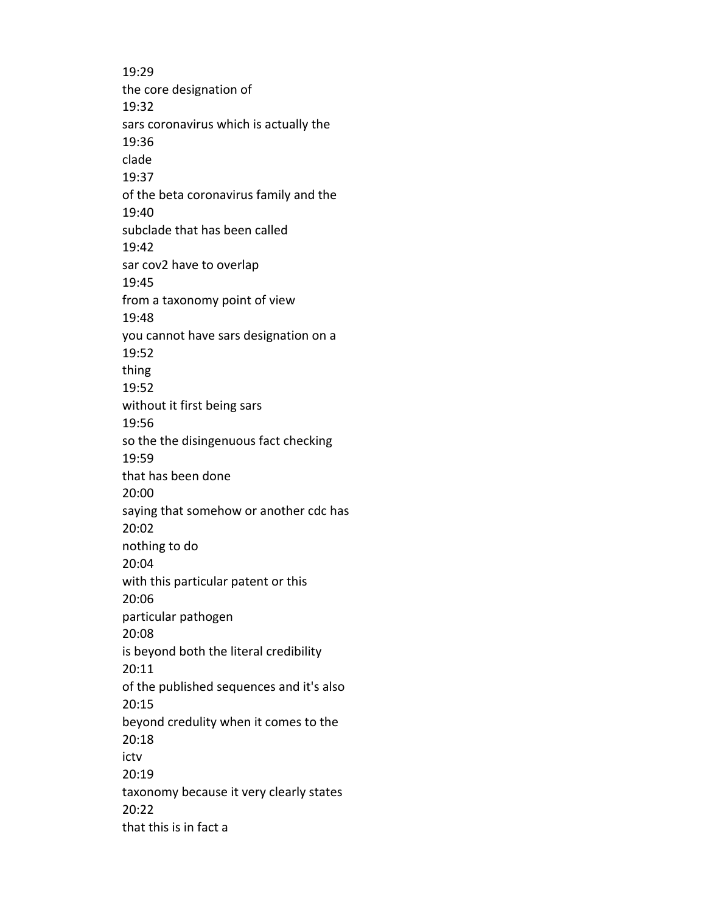19:29
the core designation of
19:32
sars coronavirus which is actually the
19:36
clade
19:37
of the beta coronavirus family and the
19:40
subclade that has been called
19:42
sar cov2 have to overlap
19:45
from a taxonomy point of view
19:48
you cannot have sars designation on a
19:52
thing
19:52
without it first being sars
19:56
so the the disingenuous fact checking
19:59
that has been done
20:00
saying that somehow or another cdc has
20:02
nothing to do
20:04
with this particular patent or this
20:06
particular pathogen
20:08
is beyond both the literal credibility
20:11
of the published sequences and it's also
20:15
beyond credulity when it comes to the
20:18
ictv
20:19
taxonomy because it very clearly states
20:22
that this is in fact a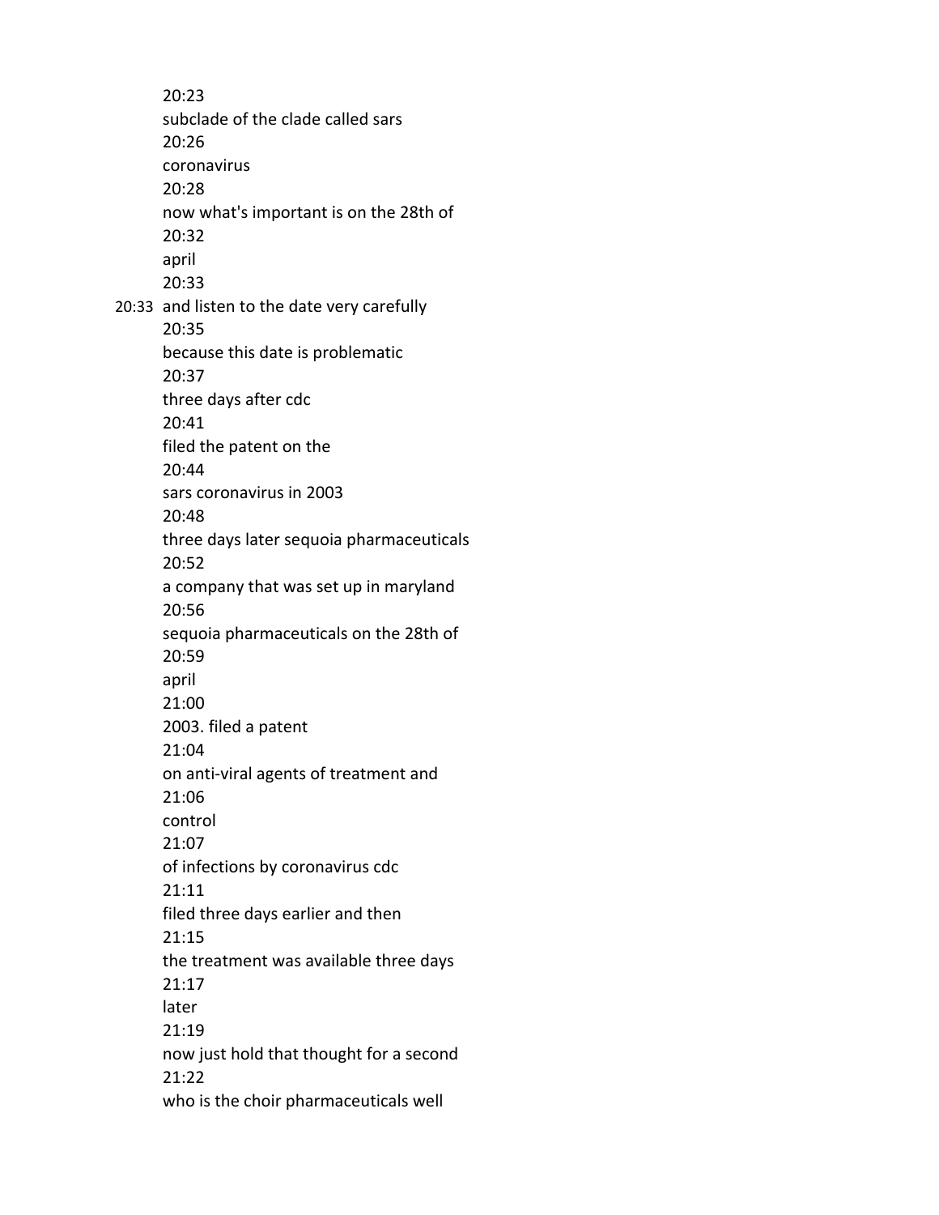20:23
subclade of the clade called sars
20:26
coronavirus
20:28
now what's important is on the 28th of
20:32
april
20:33
20:33 and listen to the date very carefully
20:35
because this date is problematic
20:37
three days after cdc
20:41
filed the patent on the
20:44
sars coronavirus in 2003
20:48
three days later sequoia pharmaceuticals
20:52
a company that was set up in maryland
20:56
sequoia pharmaceuticals on the 28th of
20:59
april
21:00
2003. filed a patent
21:04
on anti-viral agents of treatment and
21:06
control
21:07
of infections by coronavirus cdc
21:11
filed three days earlier and then
21:15
the treatment was available three days
21:17
later
21:19
now just hold that thought for a second
21:22
who is the choir pharmaceuticals well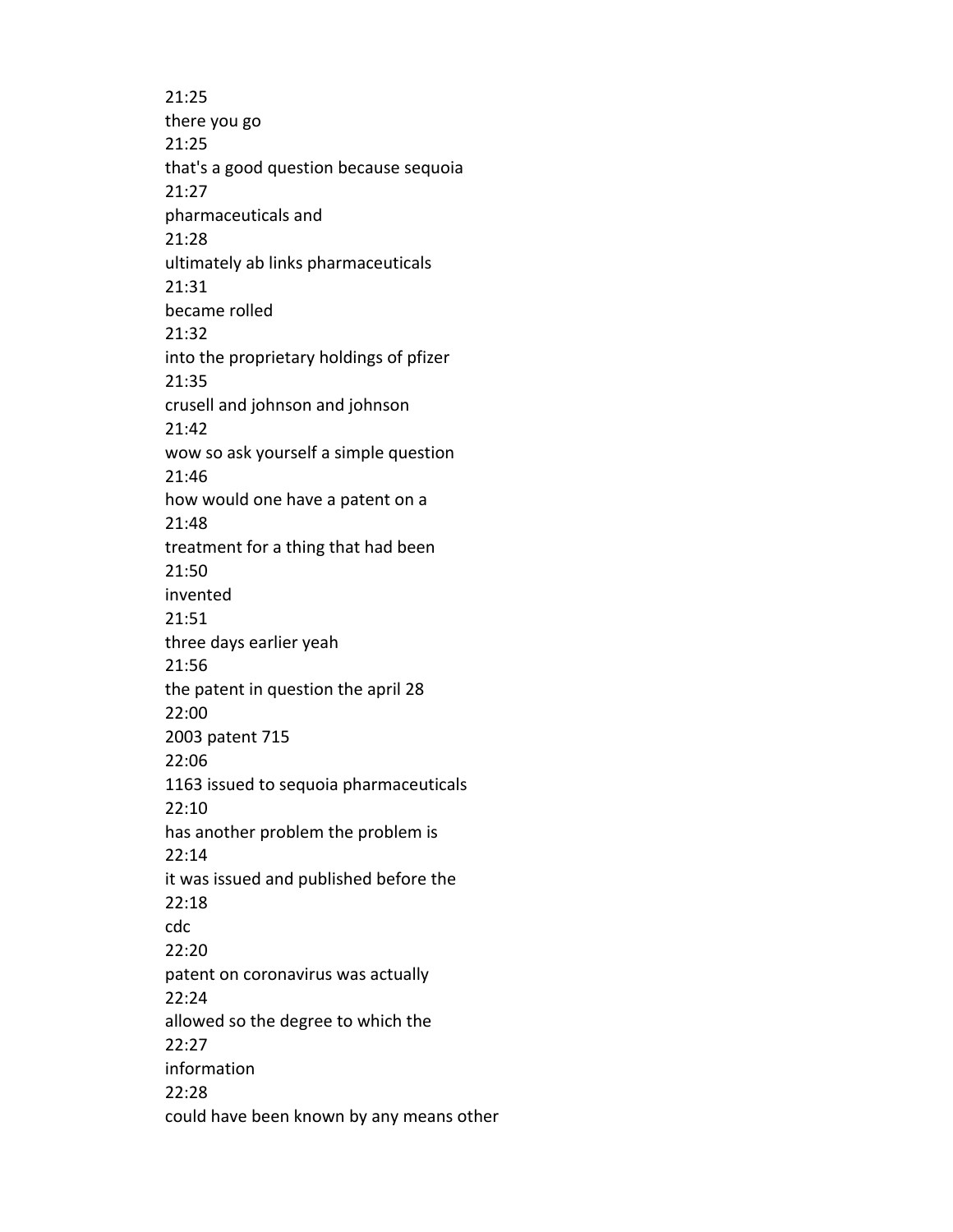21:25
there you go
21:25
that's a good question because sequoia
21:27
pharmaceuticals and
21:28
ultimately ab links pharmaceuticals
21:31
became rolled
21:32
into the proprietary holdings of pfizer
21:35
crusell and johnson and johnson
21:42
wow so ask yourself a simple question
21:46
how would one have a patent on a
21:48
treatment for a thing that had been
21:50
invented
21:51
three days earlier yeah
21:56
the patent in question the april 28
22:00
2003 patent 715
22:06
1163 issued to sequoia pharmaceuticals
22:10
has another problem the problem is
22:14
it was issued and published before the
22:18
cdc
22:20
patent on coronavirus was actually
22:24
allowed so the degree to which the
22:27
information
22:28
could have been known by any means other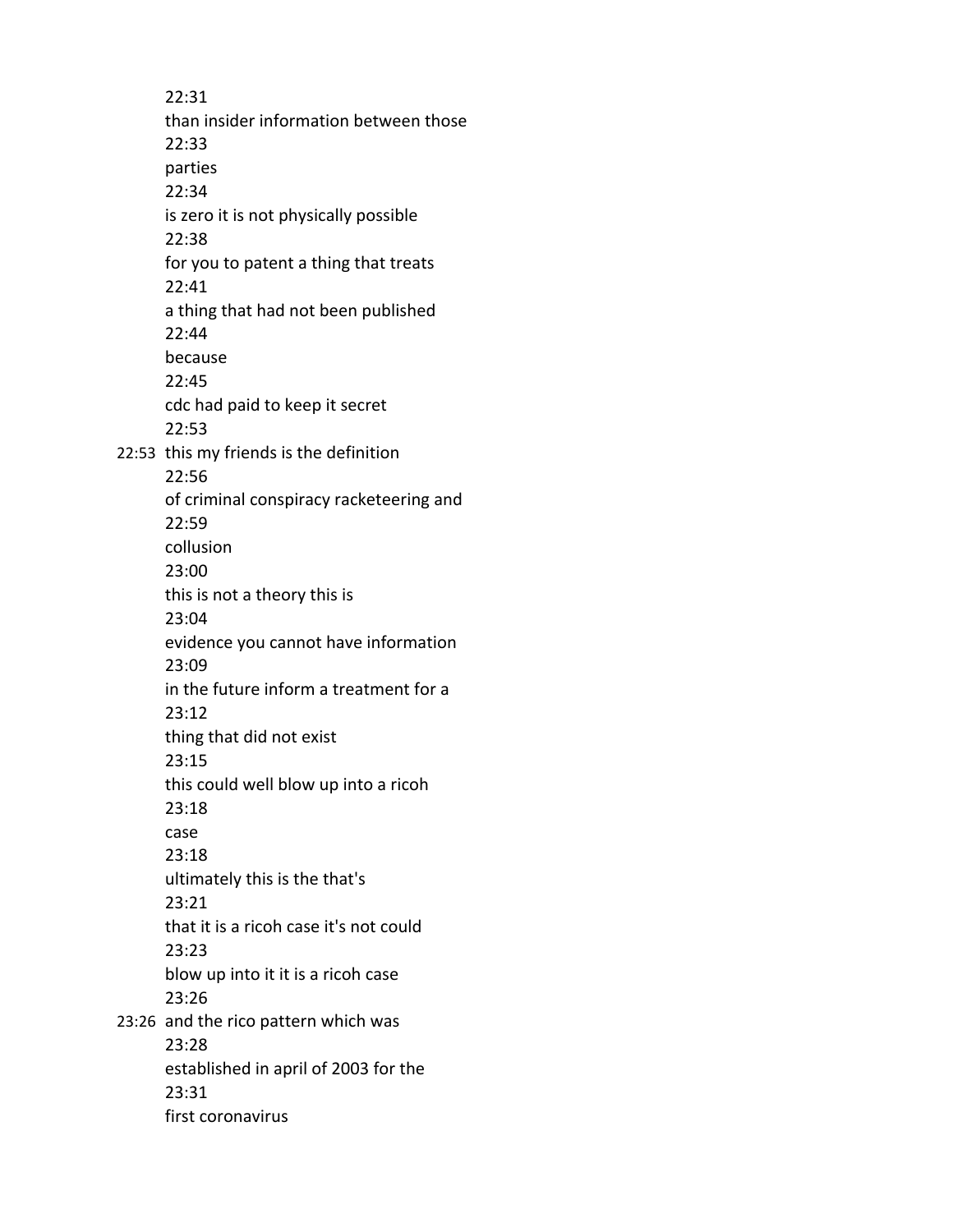22:31
than insider information between those
22:33
parties
22:34
is zero it is not physically possible
22:38
for you to patent a thing that treats
22:41
a thing that had not been published
22:44
because
22:45
cdc had paid to keep it secret
22:53

22:53 this my friends is the definition
22:56
of criminal conspiracy racketeering and
22:59
collusion
23:00
this is not a theory this is
23:04
evidence you cannot have information
23:09
in the future inform a treatment for a
23:12
thing that did not exist
23:15
this could well blow up into a ricoh
23:18
case
23:18
ultimately this is the that's
23:21
that it is a ricoh case it's not could
23:23
blow up into it it is a ricoh case
23:26

23:26 and the rico pattern which was
23:28
established in april of 2003 for the
23:31
first coronavirus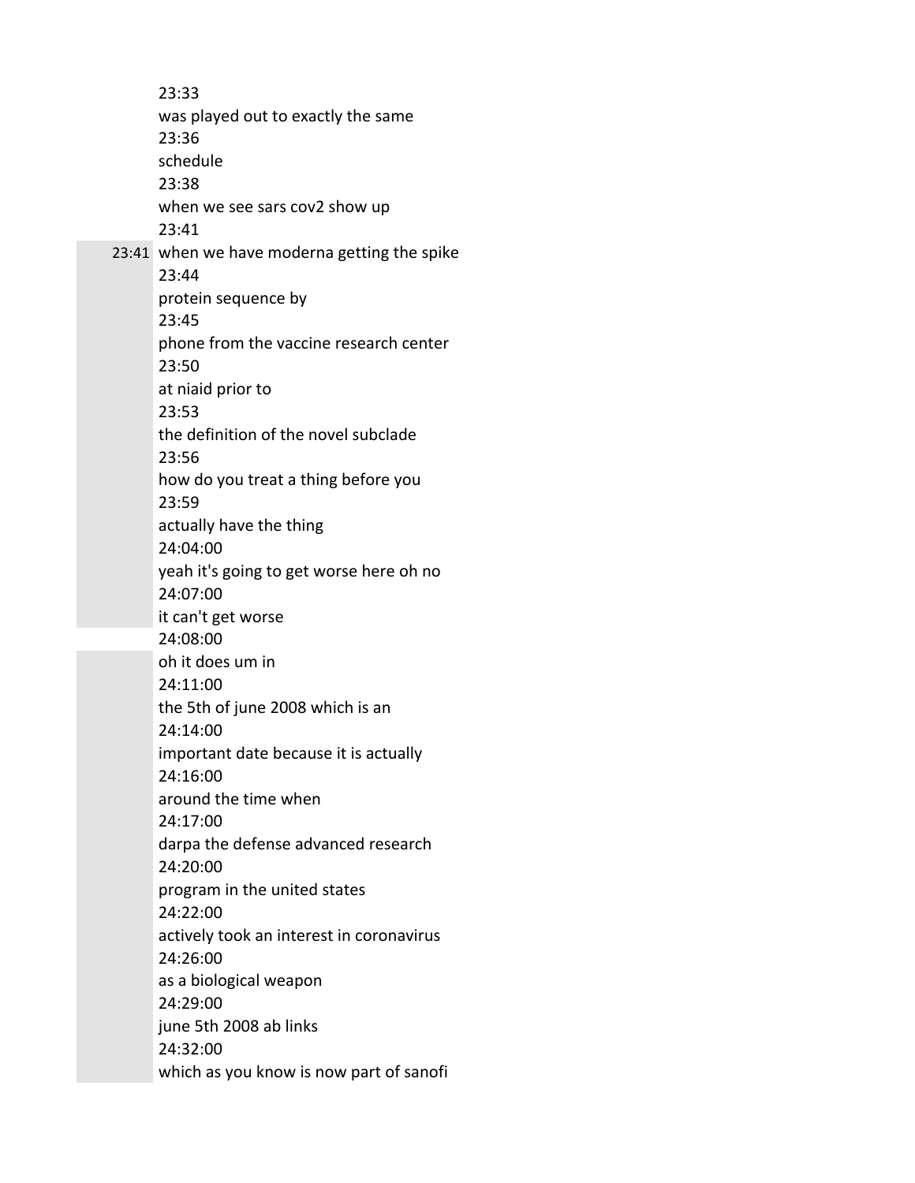23:33
was played out to exactly the same
23:36
schedule
23:38
when we see sars cov2 show up
23:41
23:41 when we have moderna getting the spike
23:44
protein sequence by
23:45
phone from the vaccine research center
23:50
at niaid prior to
23:53
the definition of the novel subclade
23:56
how do you treat a thing before you
23:59
actually have the thing
24:04:00
yeah it's going to get worse here oh no
24:07:00
it can't get worse
24:08:00
oh it does um in
24:11:00
the 5th of june 2008 which is an
24:14:00
important date because it is actually
24:16:00
around the time when
24:17:00
darpa the defense advanced research
24:20:00
program in the united states
24:22:00
actively took an interest in coronavirus
24:26:00
as a biological weapon
24:29:00
june 5th 2008 ab links
24:32:00
which as you know is now part of sanofi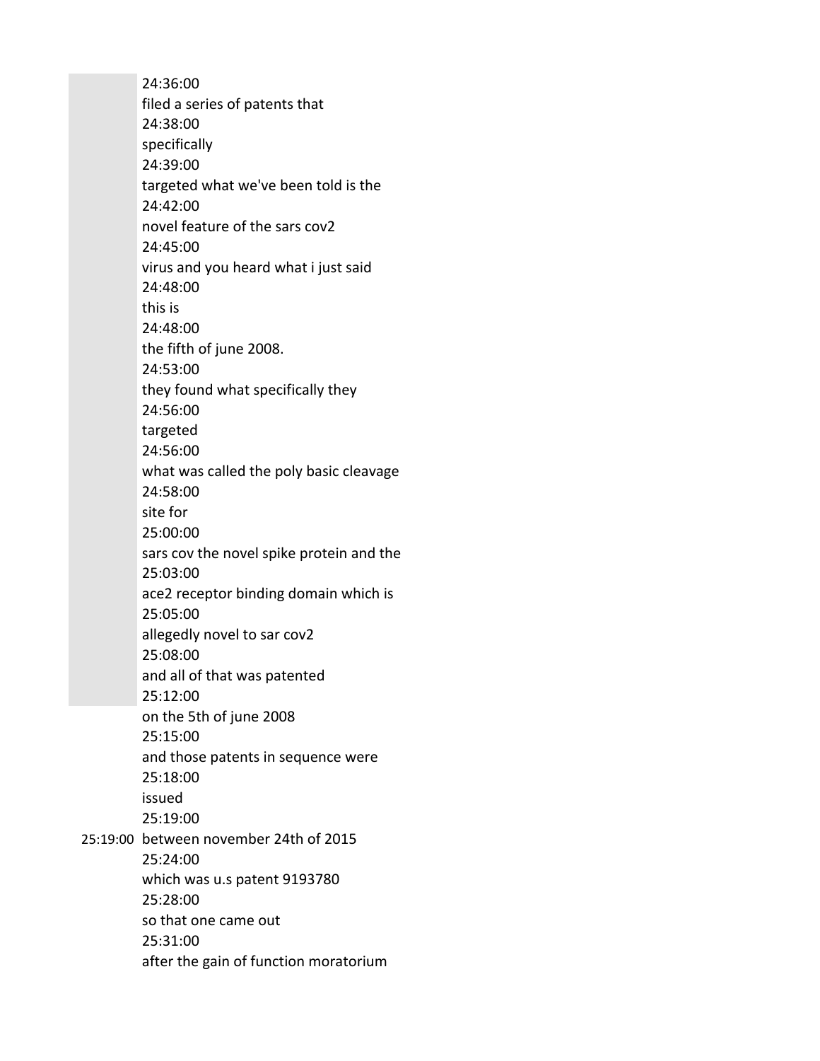24:36:00
filed a series of patents that
24:38:00
specifically
24:39:00
targeted what we've been told is the
24:42:00
novel feature of the sars cov2
24:45:00
virus and you heard what i just said
24:48:00
this is
24:48:00
the fifth of june 2008.
24:53:00
they found what specifically they
24:56:00
targeted
24:56:00
what was called the poly basic cleavage
24:58:00
site for
25:00:00
sars cov the novel spike protein and the
25:03:00
ace2 receptor binding domain which is
25:05:00
allegedly novel to sar cov2
25:08:00
and all of that was patented
25:12:00
on the 5th of june 2008
25:15:00
and those patents in sequence were
25:18:00
issued
25:19:00
25:19:00 between november 24th of 2015
25:24:00
which was u.s patent 9193780
25:28:00
so that one came out
25:31:00
after the gain of function moratorium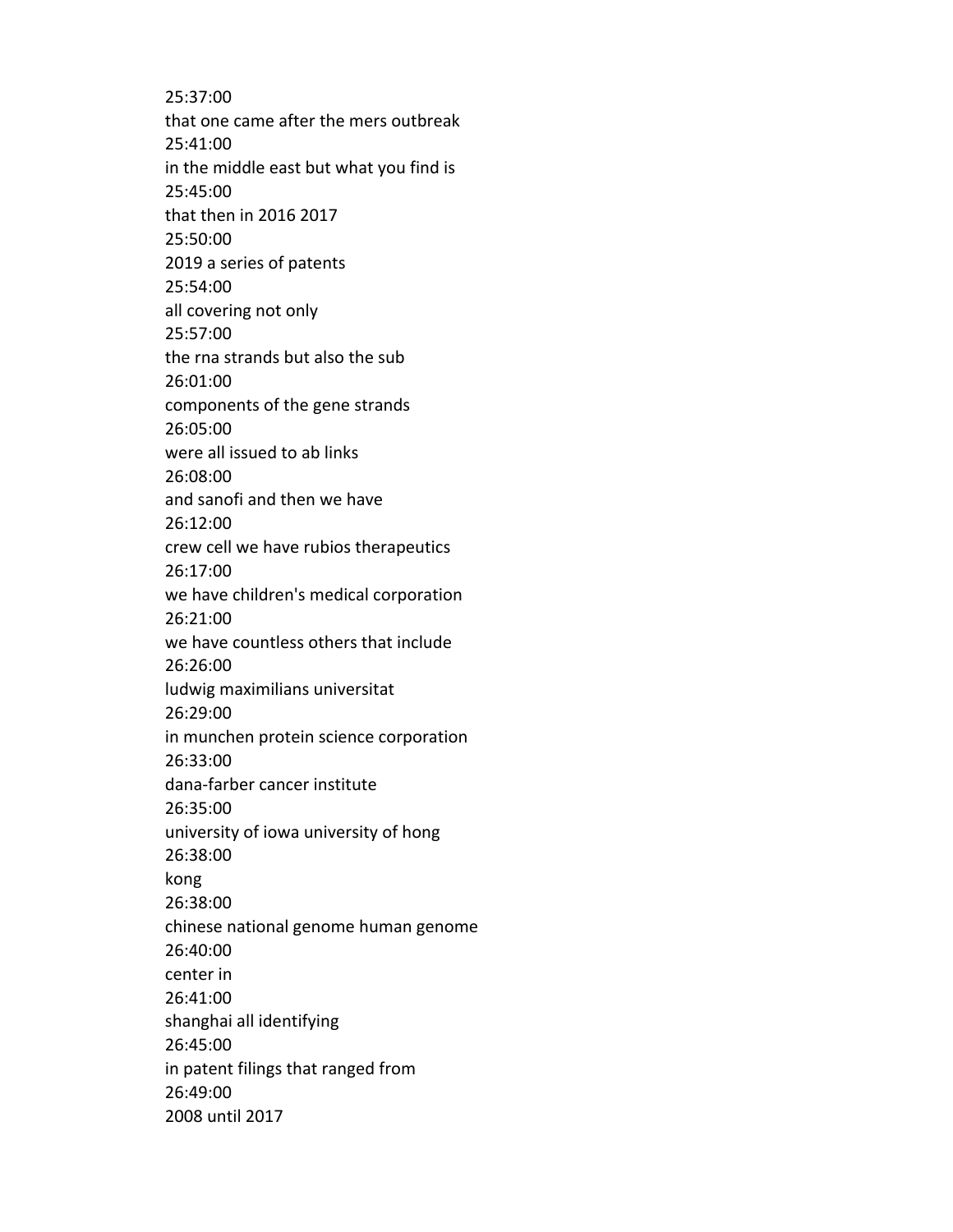25:37:00
that one came after the mers outbreak
25:41:00
in the middle east but what you find is
25:45:00
that then in 2016 2017
25:50:00
2019 a series of patents
25:54:00
all covering not only
25:57:00
the rna strands but also the sub
26:01:00
components of the gene strands
26:05:00
were all issued to ab links
26:08:00
and sanofi and then we have
26:12:00
crew cell we have rubios therapeutics
26:17:00
we have children's medical corporation
26:21:00
we have countless others that include
26:26:00
ludwig maximilians universitat
26:29:00
in munchen protein science corporation
26:33:00
dana-farber cancer institute
26:35:00
university of iowa university of hong
26:38:00
kong
26:38:00
chinese national genome human genome
26:40:00
center in
26:41:00
shanghai all identifying
26:45:00
in patent filings that ranged from
26:49:00
2008 until 2017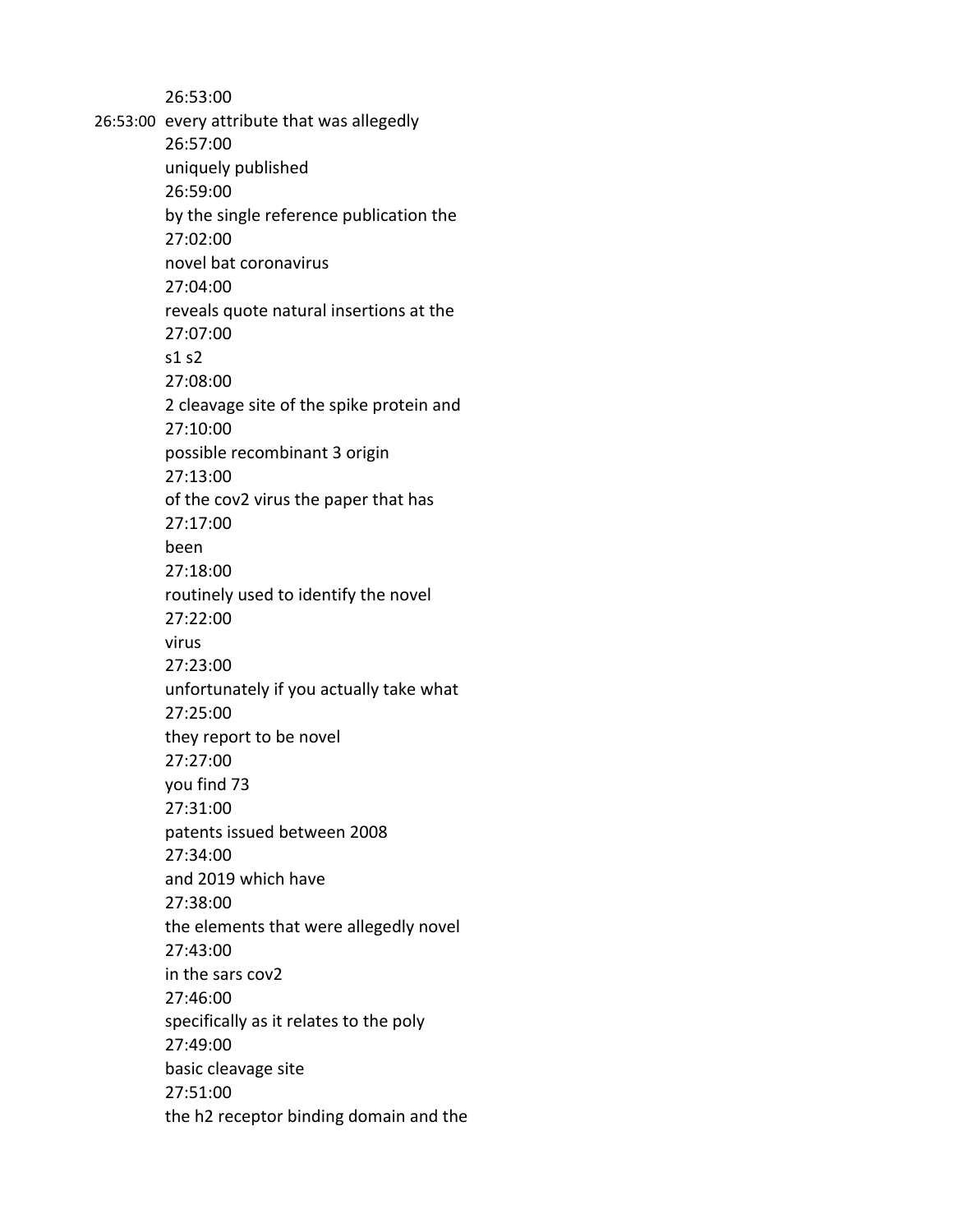26:53:00

26:53:00 every attribute that was allegedly

26:57:00

uniquely published

26:59:00

by the single reference publication the

27:02:00

novel bat coronavirus

27:04:00

reveals quote natural insertions at the

27:07:00

s1 s2

27:08:00

2 cleavage site of the spike protein and

27:10:00

possible recombinant 3 origin

27:13:00

of the cov2 virus the paper that has

27:17:00

been

27:18:00

routinely used to identify the novel

27:22:00

virus

27:23:00

unfortunately if you actually take what

27:25:00

they report to be novel

27:27:00

you find 73

27:31:00

patents issued between 2008

27:34:00

and 2019 which have

27:38:00

the elements that were allegedly novel

27:43:00

in the sars cov2

27:46:00

specifically as it relates to the poly

27:49:00

basic cleavage site

27:51:00

the h2 receptor binding domain and the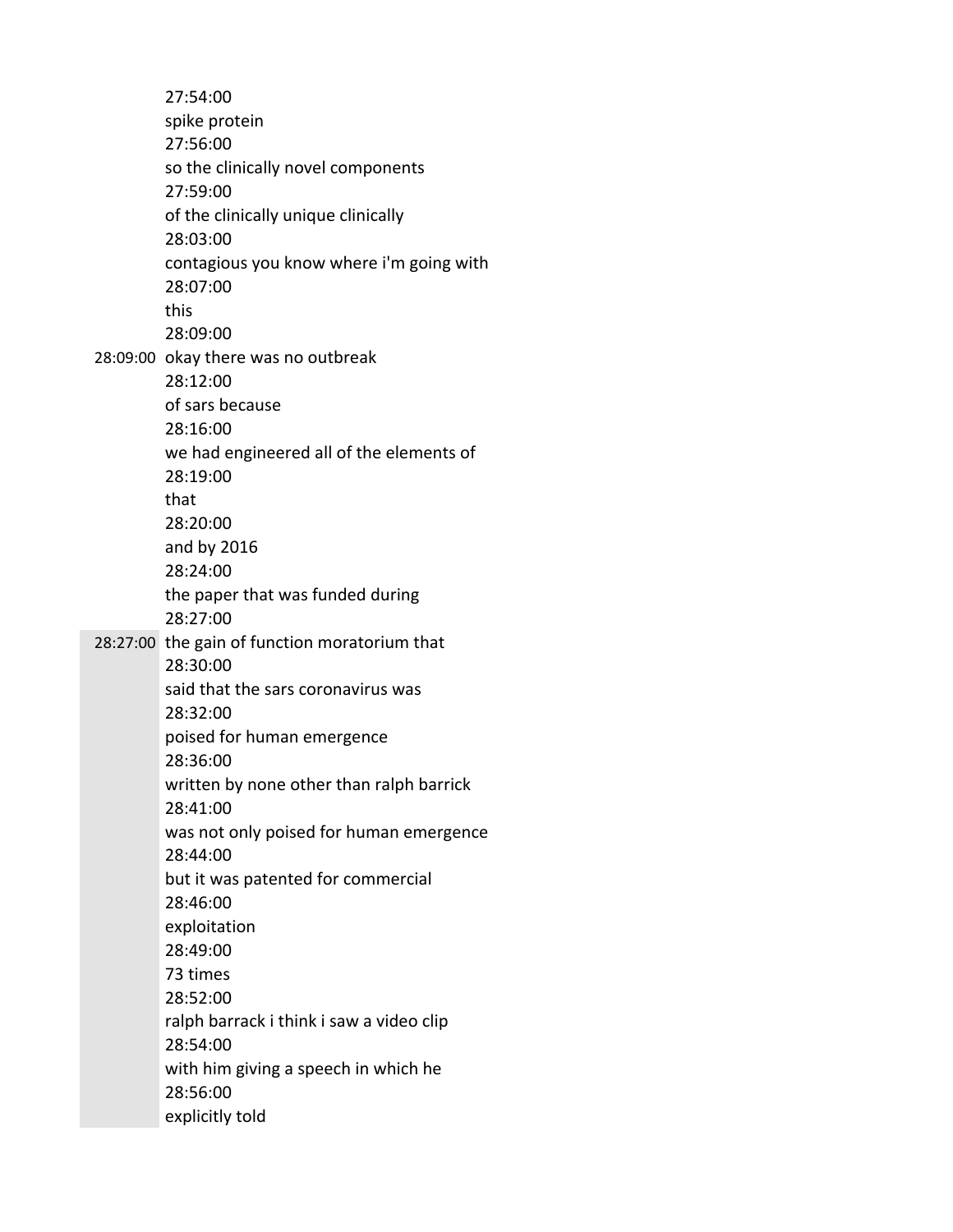27:54:00
spike protein
27:56:00
so the clinically novel components
27:59:00
of the clinically unique clinically
28:03:00
contagious you know where i'm going with
28:07:00
this
28:09:00
28:09:00 okay there was no outbreak
28:12:00
of sars because
28:16:00
we had engineered all of the elements of
28:19:00
that
28:20:00
and by 2016
28:24:00
the paper that was funded during
28:27:00
28:27:00 the gain of function moratorium that
28:30:00
said that the sars coronavirus was
28:32:00
poised for human emergence
28:36:00
written by none other than ralph barrick
28:41:00
was not only poised for human emergence
28:44:00
but it was patented for commercial
28:46:00
exploitation
28:49:00
73 times
28:52:00
ralph barrack i think i saw a video clip
28:54:00
with him giving a speech in which he
28:56:00
explicitly told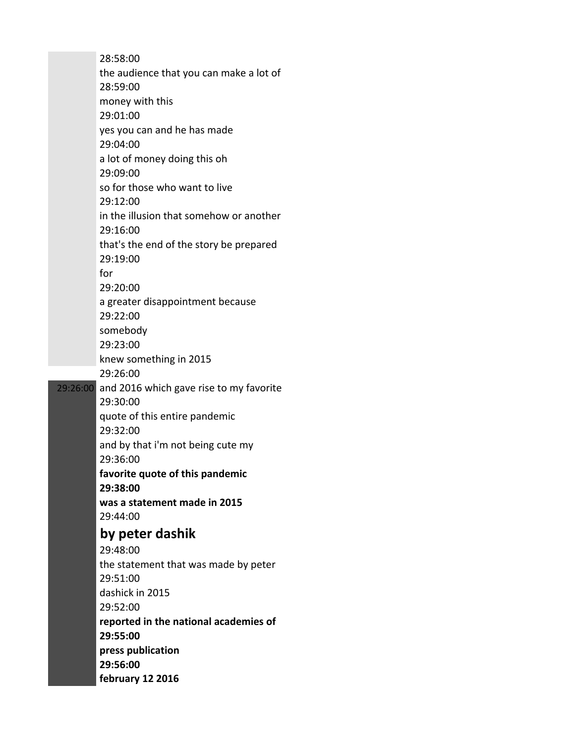28:58:00
the audience that you can make a lot of
28:59:00
money with this
29:01:00
yes you can and he has made
29:04:00
a lot of money doing this oh
29:09:00
so for those who want to live
29:12:00
in the illusion that somehow or another
29:16:00
that's the end of the story be prepared
29:19:00
for
29:20:00
a greater disappointment because
29:22:00
somebody
29:23:00
knew something in 2015
29:26:00

29:26:00 and 2016 which gave rise to my favorite
29:30:00
quote of this entire pandemic
29:32:00
and by that i'm not being cute my
29:36:00
**favorite quote of this pandemic**
**29:38:00**
**was a statement made in 2015**
29:44:00

## by peter dashik

29:48:00
the statement that was made by peter
29:51:00
dashick in 2015
29:52:00
**reported in the national academies of**
**29:55:00**
**press publication**
**29:56:00**
**february 12 2016**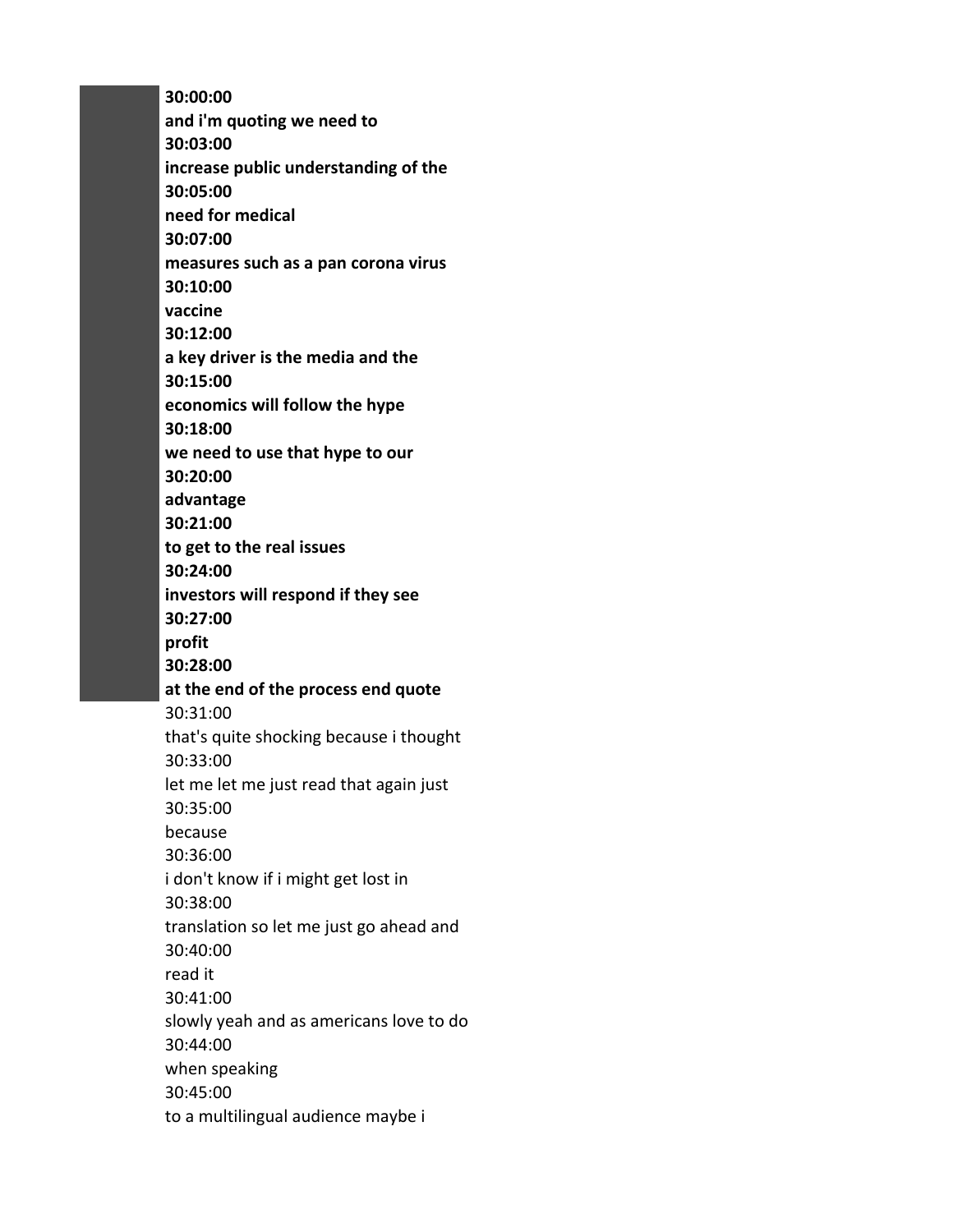**30:00:00**
**and i'm quoting we need to**
**30:03:00**
**increase public understanding of the**
**30:05:00**
**need for medical**
**30:07:00**
**measures such as a pan corona virus**
**30:10:00**
**vaccine**
**30:12:00**
**a key driver is the media and the**
**30:15:00**
**economics will follow the hype**
**30:18:00**
**we need to use that hype to our**
**30:20:00**
**advantage**
**30:21:00**
**to get to the real issues**
**30:24:00**
**investors will respond if they see**
**30:27:00**
**profit**
**30:28:00**
**at the end of the process end quote**
30:31:00
that's quite shocking because i thought
30:33:00
let me let me just read that again just
30:35:00
because
30:36:00
i don't know if i might get lost in
30:38:00
translation so let me just go ahead and
30:40:00
read it
30:41:00
slowly yeah and as americans love to do
30:44:00
when speaking
30:45:00
to a multilingual audience maybe i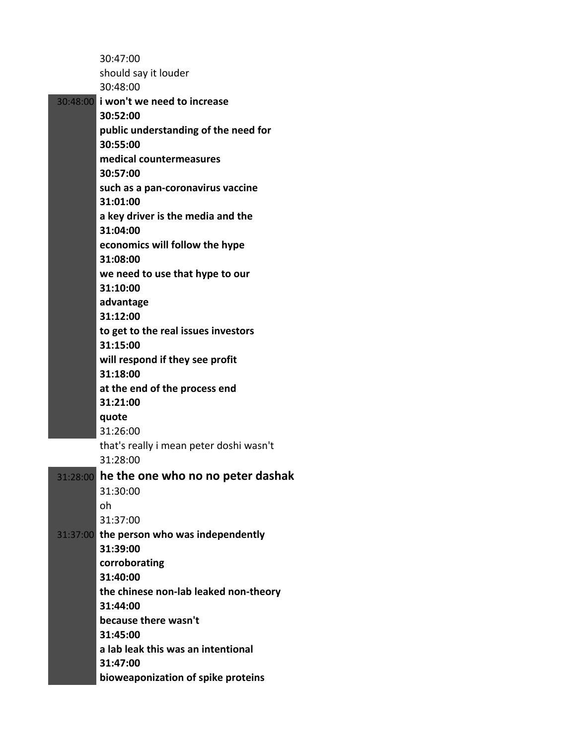30:47:00
should say it louder
30:48:00

30:48:00 **i won't we need to increase**
**30:52:00**
**public understanding of the need for**
**30:55:00**
**medical countermeasures**
**30:57:00**
**such as a pan-coronavirus vaccine**
**31:01:00**
**a key driver is the media and the**
**31:04:00**
**economics will follow the hype**
**31:08:00**
**we need to use that hype to our**
**31:10:00**
**advantage**
**31:12:00**
**to get to the real issues investors**
**31:15:00**
**will respond if they see profit**
**31:18:00**
**at the end of the process end**
**31:21:00**
**quote**
31:26:00
that's really i mean peter doshi wasn't
31:28:00

31:28:00 **he the one who no no peter dashak**
31:30:00
oh
31:37:00

31:37:00 **the person who was independently**
**31:39:00**
**corroborating**
**31:40:00**
**the chinese non-lab leaked non-theory**
**31:44:00**
**because there wasn't**
**31:45:00**
**a lab leak this was an intentional**
**31:47:00**
**bioweaponization of spike proteins**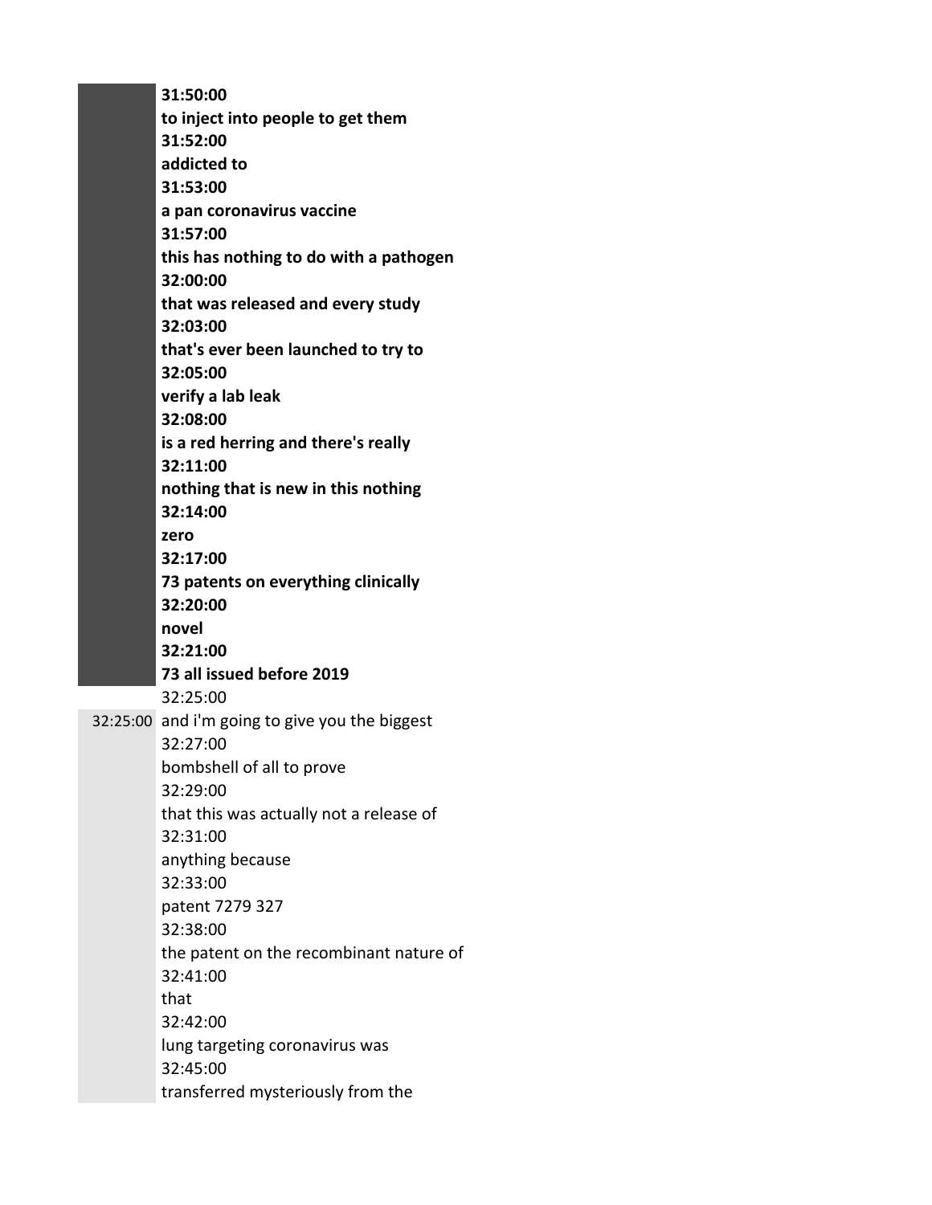**31:50:00**
**to inject into people to get them**
**31:52:00**
**addicted to**
**31:53:00**
**a pan coronavirus vaccine**
**31:57:00**
**this has nothing to do with a pathogen**
**32:00:00**
**that was released and every study**
**32:03:00**
**that's ever been launched to try to**
**32:05:00**
**verify a lab leak**
**32:08:00**
**is a red herring and there's really**
**32:11:00**
**nothing that is new in this nothing**
**32:14:00**
**zero**
**32:17:00**
**73 patents on everything clinically**
**32:20:00**
**novel**
**32:21:00**
**73 all issued before 2019**

32:25:00

32:25:00 and i'm going to give you the biggest
32:27:00
bombshell of all to prove
32:29:00
that this was actually not a release of
32:31:00
anything because
32:33:00
patent 7279 327
32:38:00
the patent on the recombinant nature of
32:41:00
that
32:42:00
lung targeting coronavirus was
32:45:00
transferred mysteriously from the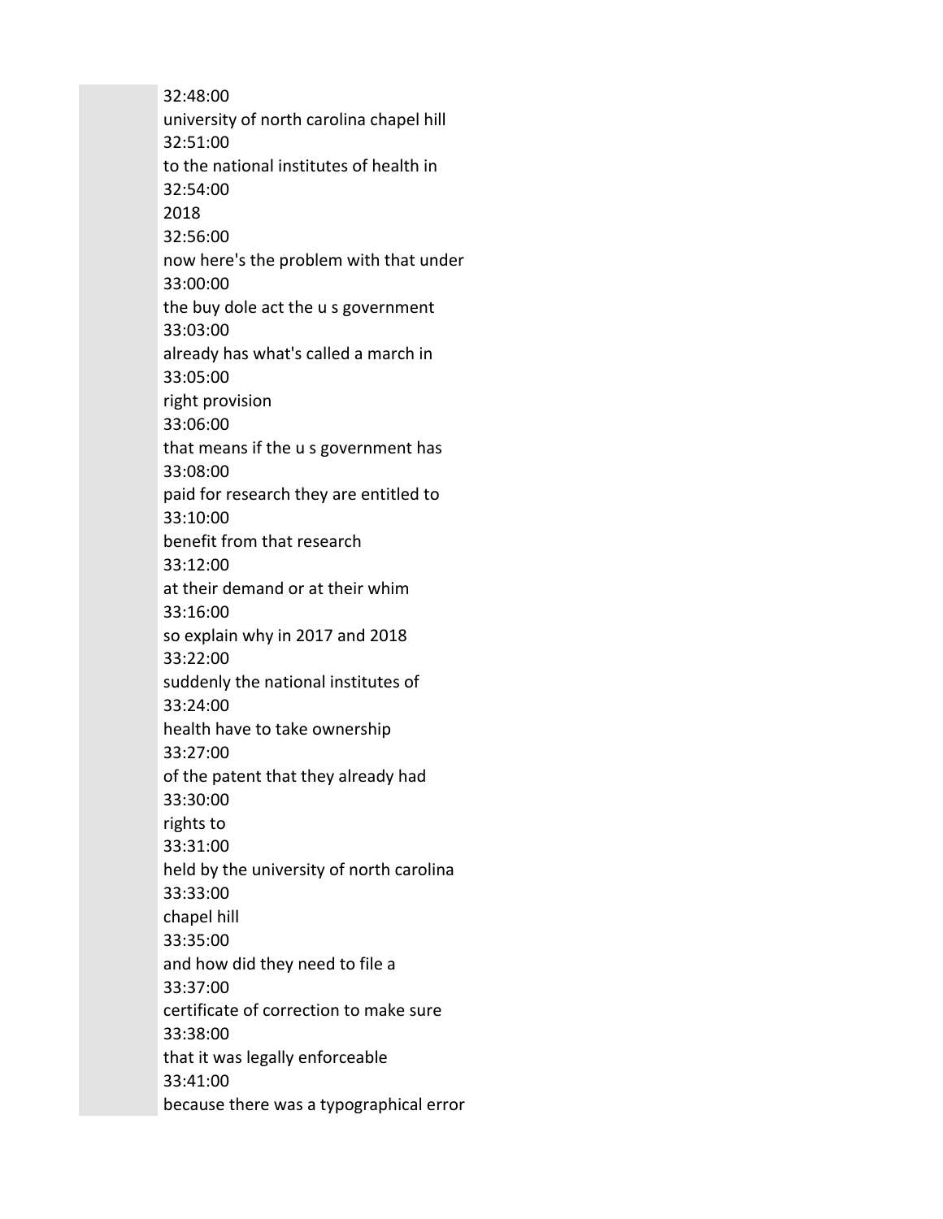32:48:00
university of north carolina chapel hill
32:51:00
to the national institutes of health in
32:54:00
2018
32:56:00
now here's the problem with that under
33:00:00
the buy dole act the u s government
33:03:00
already has what's called a march in
33:05:00
right provision
33:06:00
that means if the u s government has
33:08:00
paid for research they are entitled to
33:10:00
benefit from that research
33:12:00
at their demand or at their whim
33:16:00
so explain why in 2017 and 2018
33:22:00
suddenly the national institutes of
33:24:00
health have to take ownership
33:27:00
of the patent that they already had
33:30:00
rights to
33:31:00
held by the university of north carolina
33:33:00
chapel hill
33:35:00
and how did they need to file a
33:37:00
certificate of correction to make sure
33:38:00
that it was legally enforceable
33:41:00
because there was a typographical error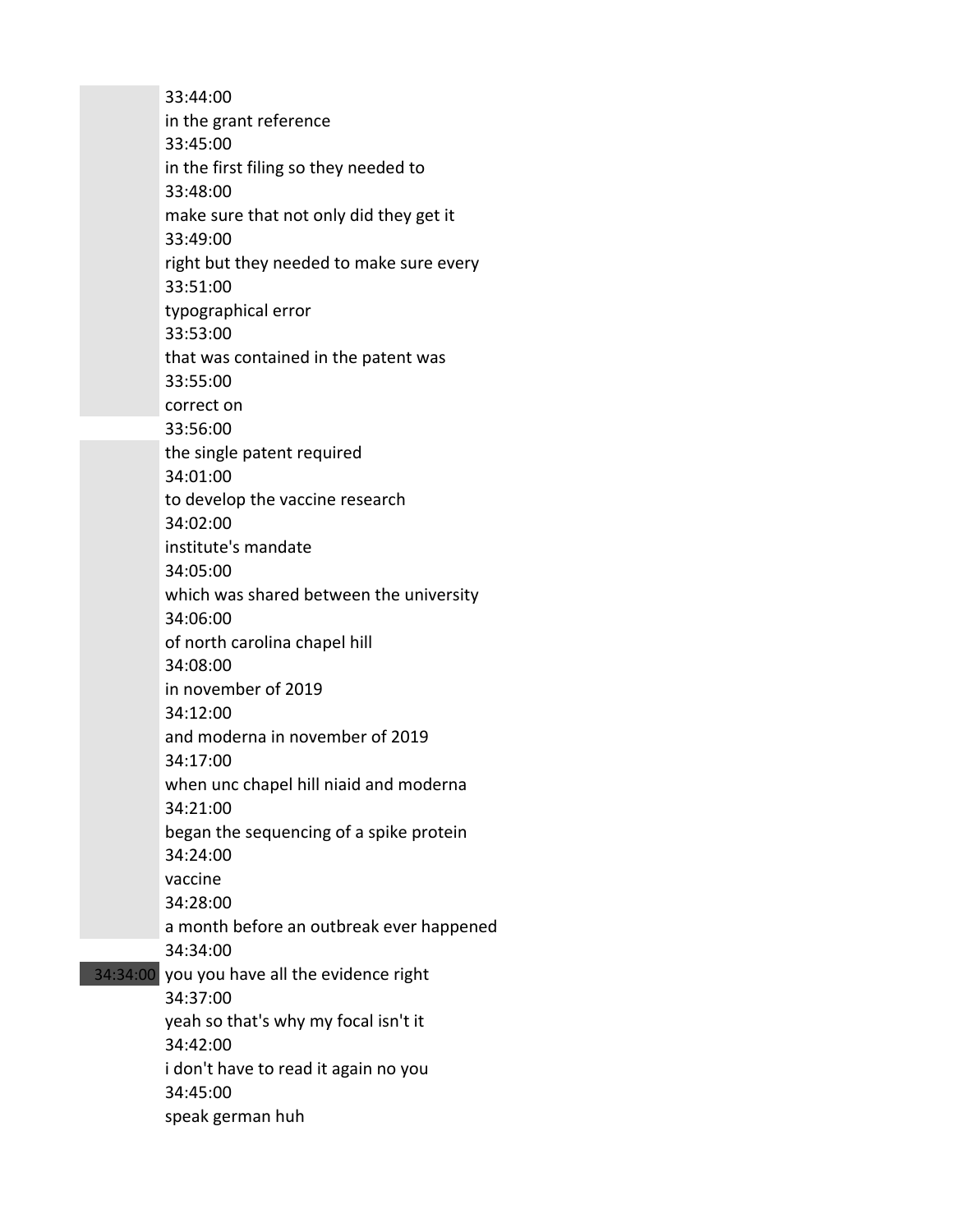33:44:00
in the grant reference
33:45:00
in the first filing so they needed to
33:48:00
make sure that not only did they get it
33:49:00
right but they needed to make sure every
33:51:00
typographical error
33:53:00
that was contained in the patent was
33:55:00
correct on
33:56:00
the single patent required
34:01:00
to develop the vaccine research
34:02:00
institute's mandate
34:05:00
which was shared between the university
34:06:00
of north carolina chapel hill
34:08:00
in november of 2019
34:12:00
and moderna in november of 2019
34:17:00
when unc chapel hill niaid and moderna
34:21:00
began the sequencing of a spike protein
34:24:00
vaccine
34:28:00
a month before an outbreak ever happened
34:34:00
34:34:00 you you have all the evidence right
34:37:00
yeah so that's why my focal isn't it
34:42:00
i don't have to read it again no you
34:45:00
speak german huh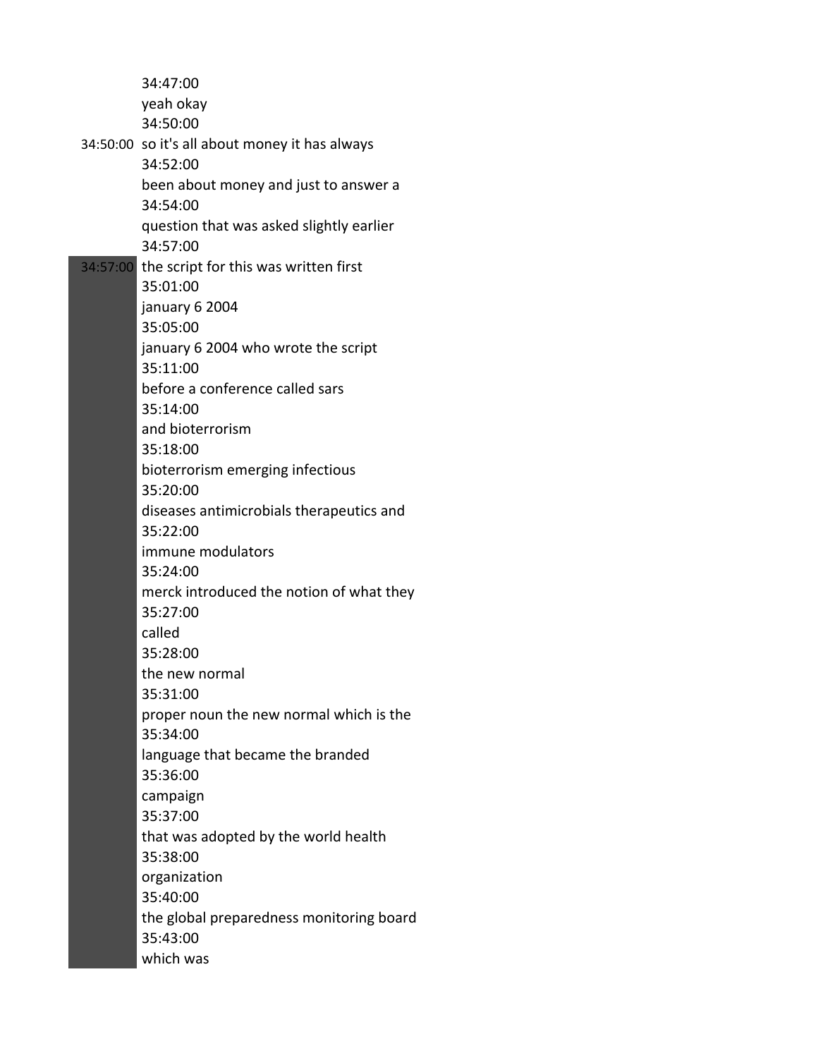34:47:00
yeah okay
34:50:00
34:50:00 so it's all about money it has always
34:52:00
been about money and just to answer a
34:54:00
question that was asked slightly earlier
34:57:00
34:57:00 the script for this was written first
35:01:00
january 6 2004
35:05:00
january 6 2004 who wrote the script
35:11:00
before a conference called sars
35:14:00
and bioterrorism
35:18:00
bioterrorism emerging infectious
35:20:00
diseases antimicrobials therapeutics and
35:22:00
immune modulators
35:24:00
merck introduced the notion of what they
35:27:00
called
35:28:00
the new normal
35:31:00
proper noun the new normal which is the
35:34:00
language that became the branded
35:36:00
campaign
35:37:00
that was adopted by the world health
35:38:00
organization
35:40:00
the global preparedness monitoring board
35:43:00
which was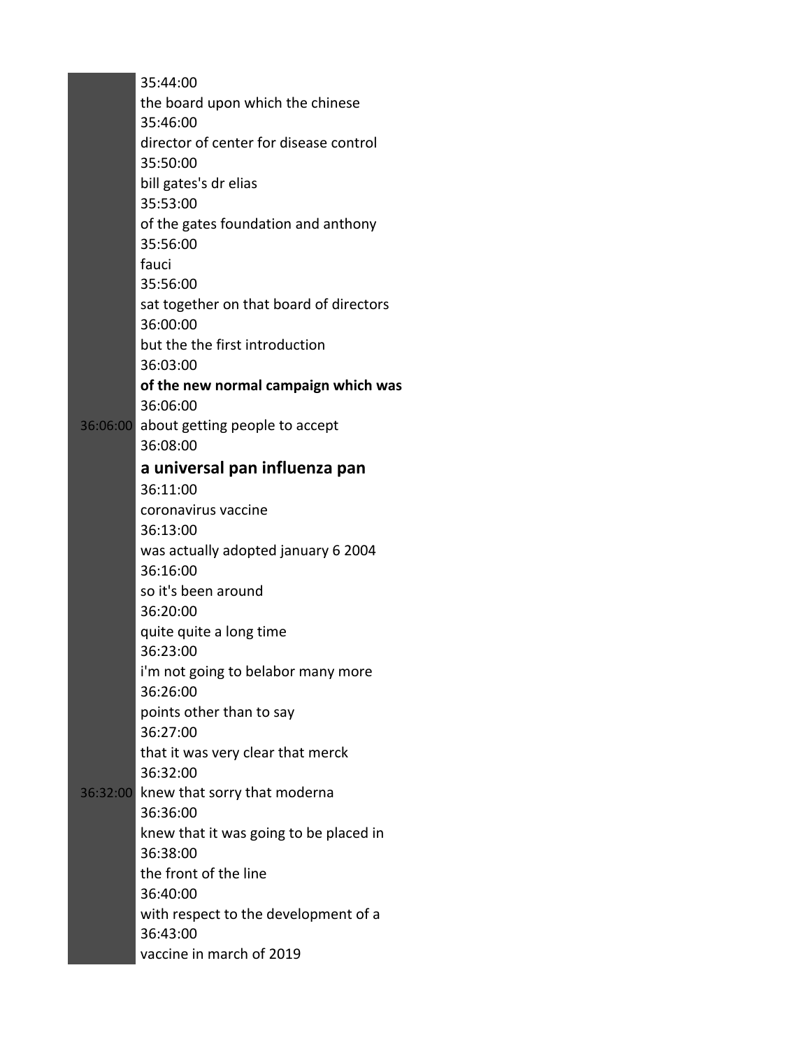35:44:00
the board upon which the chinese
35:46:00
director of center for disease control
35:50:00
bill gates's dr elias
35:53:00
of the gates foundation and anthony
35:56:00
fauci
35:56:00
sat together on that board of directors
36:00:00
but the the first introduction
36:03:00
**of the new normal campaign which was**
36:06:00
36:06:00 about getting people to accept
36:08:00
**a universal pan influenza pan**
36:11:00
coronavirus vaccine
36:13:00
was actually adopted january 6 2004
36:16:00
so it's been around
36:20:00
quite quite a long time
36:23:00
i'm not going to belabor many more
36:26:00
points other than to say
36:27:00
that it was very clear that merck
36:32:00
36:32:00 knew that sorry that moderna
36:36:00
knew that it was going to be placed in
36:38:00
the front of the line
36:40:00
with respect to the development of a
36:43:00
vaccine in march of 2019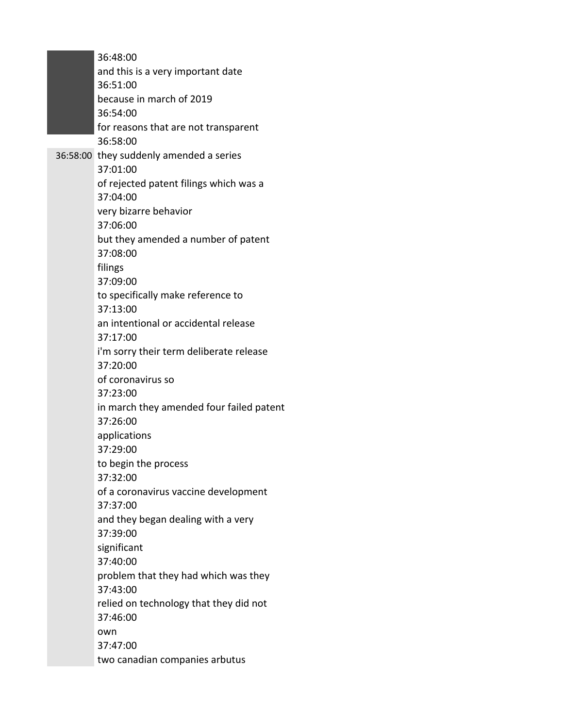36:48:00
and this is a very important date
36:51:00
because in march of 2019
36:54:00
for reasons that are not transparent
36:58:00

36:58:00 they suddenly amended a series
37:01:00
of rejected patent filings which was a
37:04:00
very bizarre behavior
37:06:00
but they amended a number of patent
37:08:00
filings
37:09:00
to specifically make reference to
37:13:00
an intentional or accidental release
37:17:00
i'm sorry their term deliberate release
37:20:00
of coronavirus so
37:23:00
in march they amended four failed patent
37:26:00
applications
37:29:00
to begin the process
37:32:00
of a coronavirus vaccine development
37:37:00
and they began dealing with a very
37:39:00
significant
37:40:00
problem that they had which was they
37:43:00
relied on technology that they did not
37:46:00
own
37:47:00
two canadian companies arbutus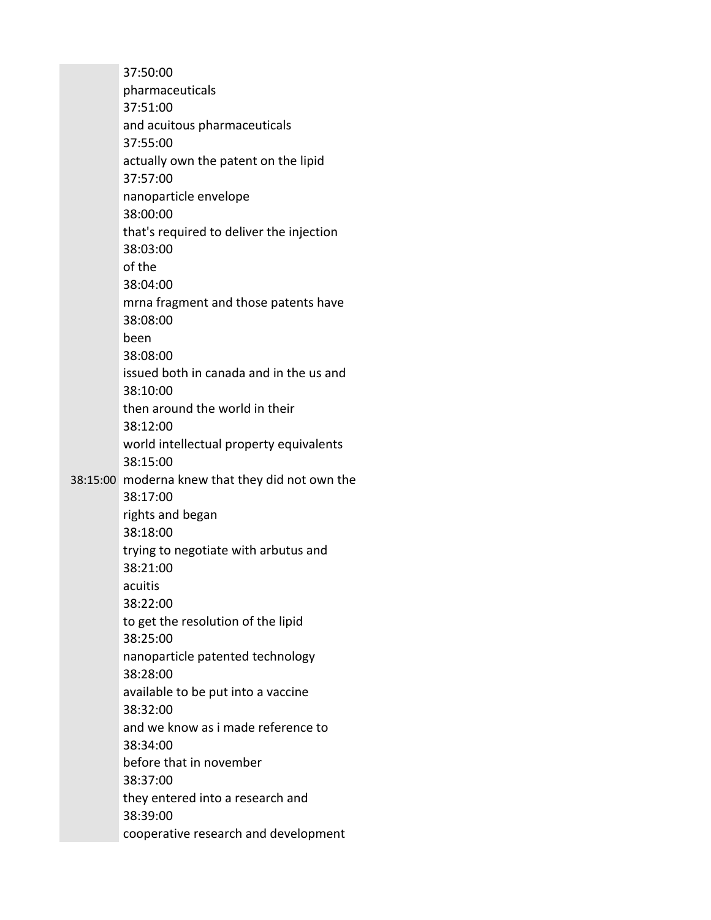37:50:00
pharmaceuticals
37:51:00
and acuitous pharmaceuticals
37:55:00
actually own the patent on the lipid
37:57:00
nanoparticle envelope
38:00:00
that's required to deliver the injection
38:03:00
of the
38:04:00
mrna fragment and those patents have
38:08:00
been
38:08:00
issued both in canada and in the us and
38:10:00
then around the world in their
38:12:00
world intellectual property equivalents
38:15:00
38:15:00 moderna knew that they did not own the
38:17:00
rights and began
38:18:00
trying to negotiate with arbutus and
38:21:00
acuitis
38:22:00
to get the resolution of the lipid
38:25:00
nanoparticle patented technology
38:28:00
available to be put into a vaccine
38:32:00
and we know as i made reference to
38:34:00
before that in november
38:37:00
they entered into a research and
38:39:00
cooperative research and development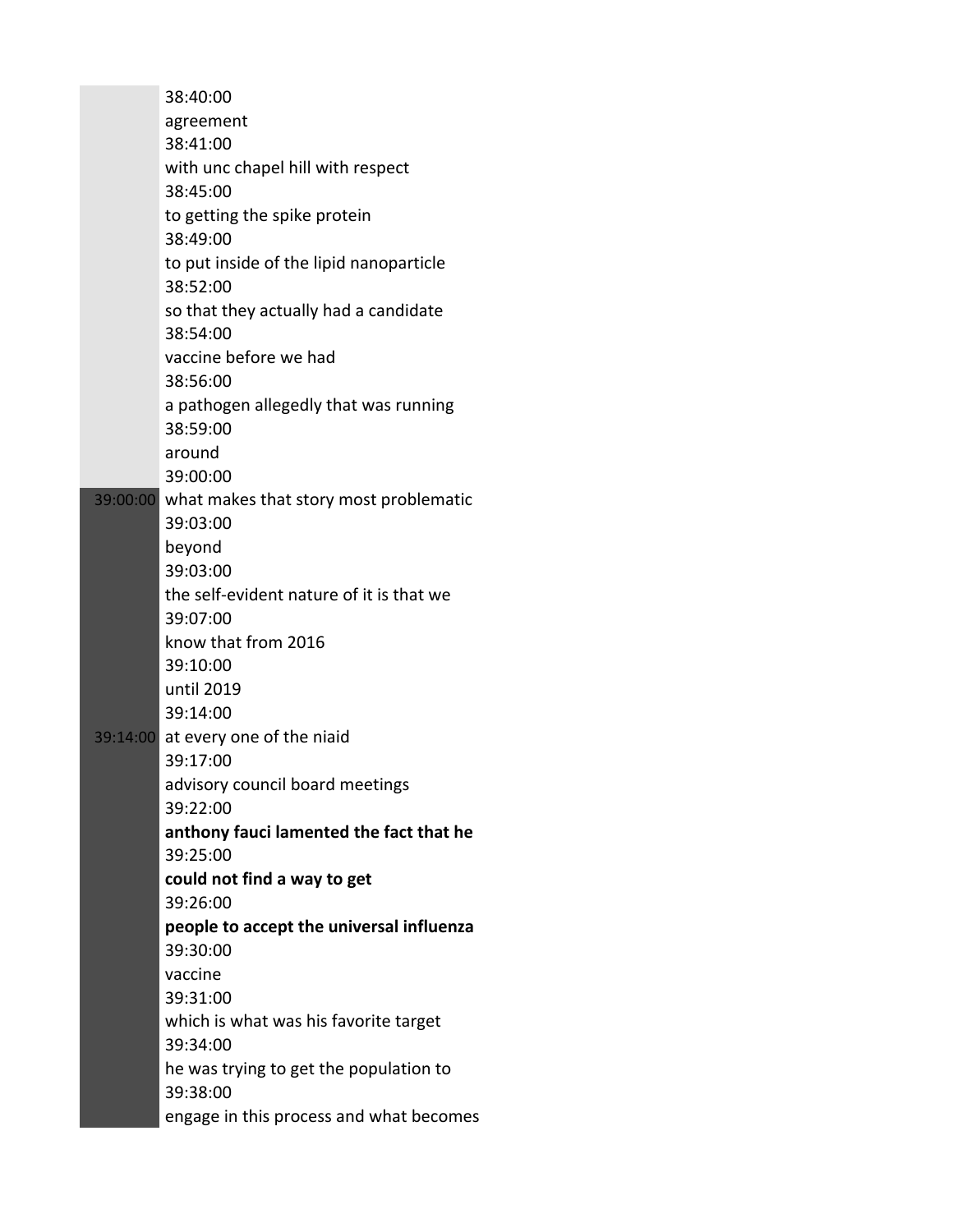38:40:00
agreement
38:41:00
with unc chapel hill with respect
38:45:00
to getting the spike protein
38:49:00
to put inside of the lipid nanoparticle
38:52:00
so that they actually had a candidate
38:54:00
vaccine before we had
38:56:00
a pathogen allegedly that was running
38:59:00
around
39:00:00
39:00:00 what makes that story most problematic
39:03:00
beyond
39:03:00
the self-evident nature of it is that we
39:07:00
know that from 2016
39:10:00
until 2019
39:14:00
39:14:00 at every one of the niaid
39:17:00
advisory council board meetings
39:22:00
**anthony fauci lamented the fact that he**
39:25:00
**could not find a way to get**
39:26:00
**people to accept the universal influenza**
39:30:00
vaccine
39:31:00
which is what was his favorite target
39:34:00
he was trying to get the population to
39:38:00
engage in this process and what becomes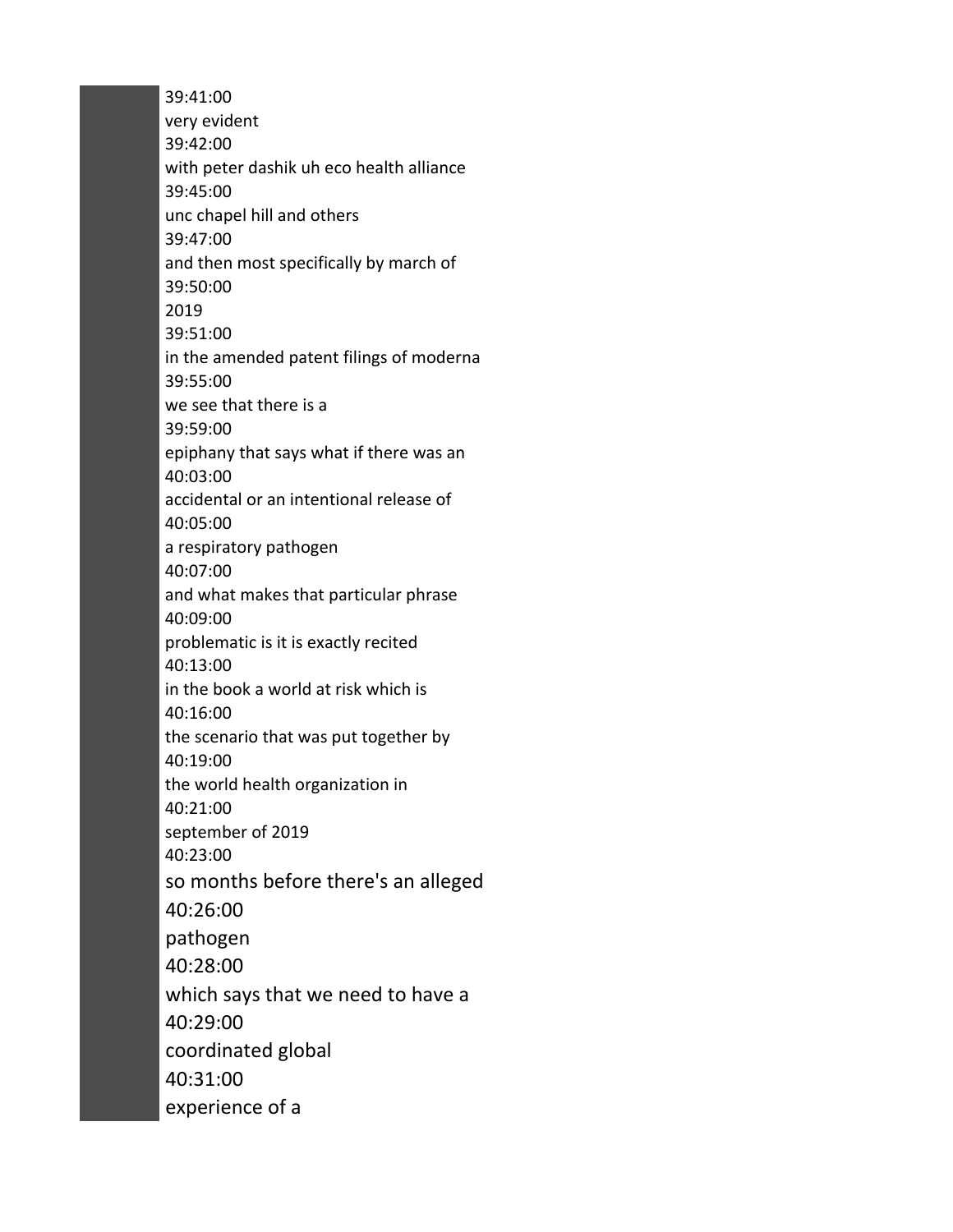39:41:00
very evident
39:42:00
with peter dashik uh eco health alliance
39:45:00
unc chapel hill and others
39:47:00
and then most specifically by march of
39:50:00
2019
39:51:00
in the amended patent filings of moderna
39:55:00
we see that there is a
39:59:00
epiphany that says what if there was an
40:03:00
accidental or an intentional release of
40:05:00
a respiratory pathogen
40:07:00
and what makes that particular phrase
40:09:00
problematic is it is exactly recited
40:13:00
in the book a world at risk which is
40:16:00
the scenario that was put together by
40:19:00
the world health organization in
40:21:00
september of 2019
40:23:00
so months before there's an alleged
40:26:00
pathogen
40:28:00
which says that we need to have a
40:29:00
coordinated global
40:31:00
experience of a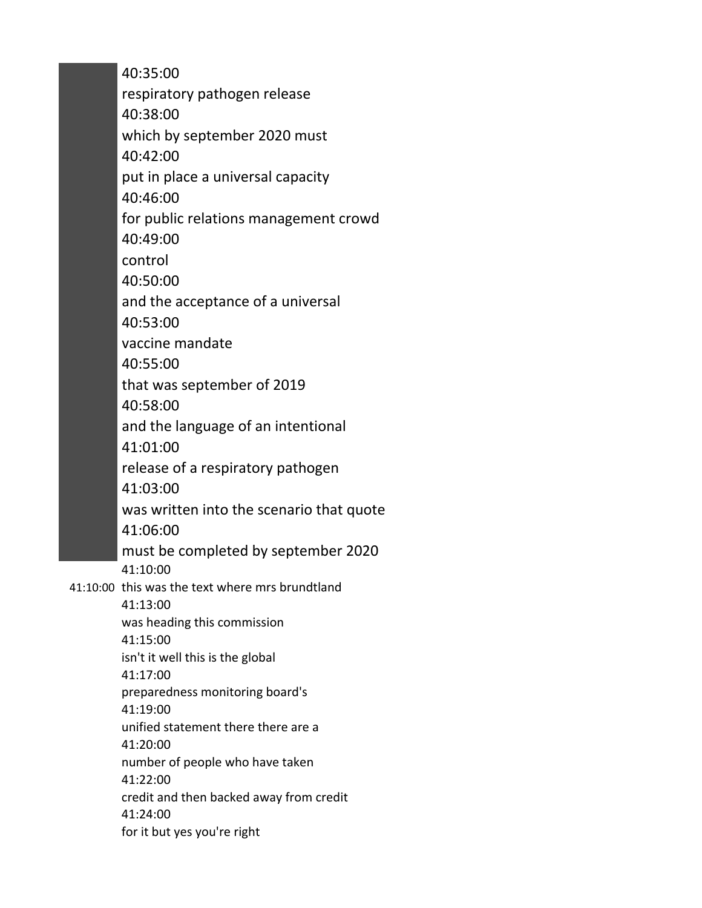40:35:00
respiratory pathogen release
40:38:00
which by september 2020 must
40:42:00
put in place a universal capacity
40:46:00
for public relations management crowd
40:49:00
control
40:50:00
and the acceptance of a universal
40:53:00
vaccine mandate
40:55:00
that was september of 2019
40:58:00
and the language of an intentional
41:01:00
release of a respiratory pathogen
41:03:00
was written into the scenario that quote
41:06:00
must be completed by september 2020
41:10:00
41:10:00 this was the text where mrs brundtland
41:13:00
was heading this commission
41:15:00
isn't it well this is the global
41:17:00
preparedness monitoring board's
41:19:00
unified statement there there are a
41:20:00
number of people who have taken
41:22:00
credit and then backed away from credit
41:24:00
for it but yes you're right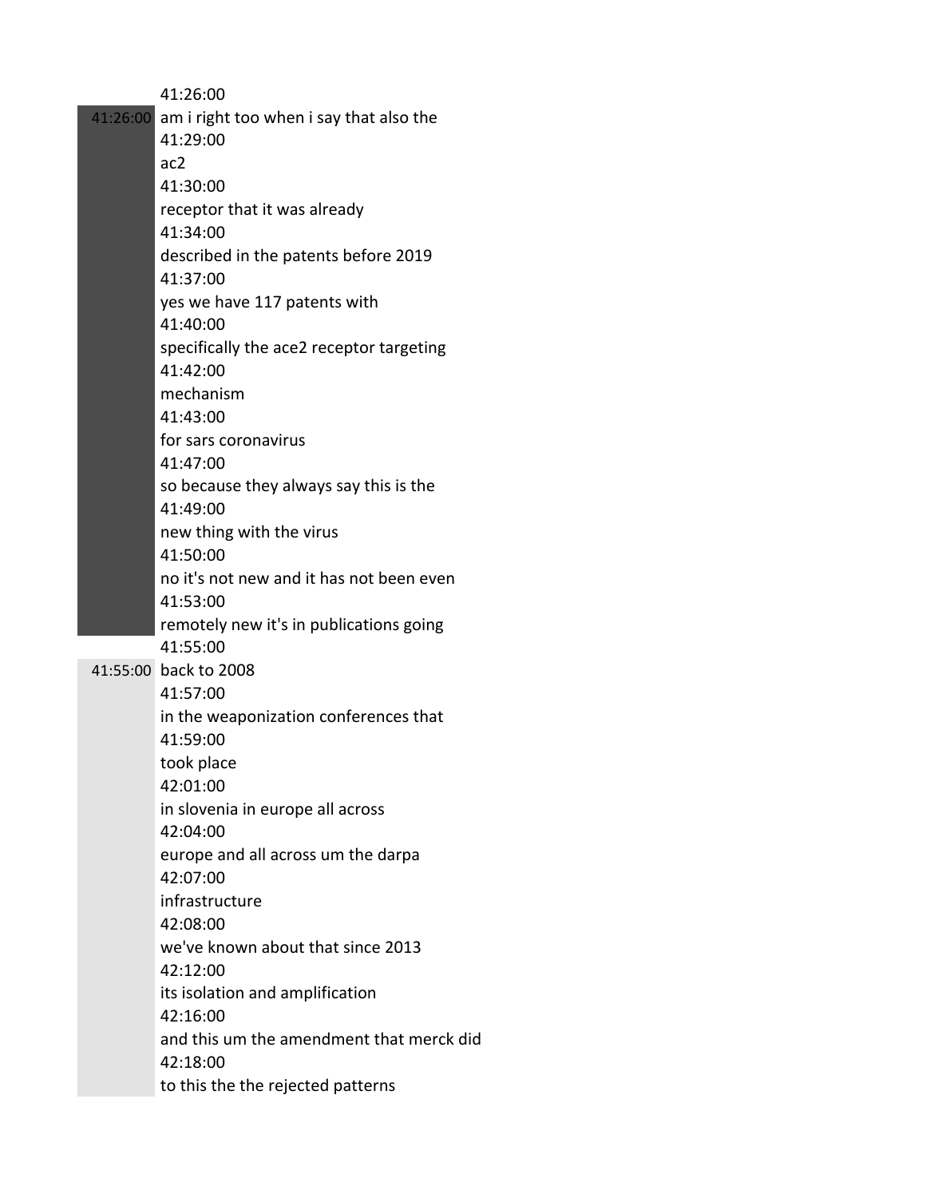41:26:00

41:26:00 am i right too when i say that also the

41:29:00

ac2

41:30:00

receptor that it was already

41:34:00

described in the patents before 2019

41:37:00

yes we have 117 patents with

41:40:00

specifically the ace2 receptor targeting

41:42:00

mechanism

41:43:00

for sars coronavirus

41:47:00

so because they always say this is the

41:49:00

new thing with the virus

41:50:00

no it's not new and it has not been even

41:53:00

remotely new it's in publications going

41:55:00

41:55:00 back to 2008

41:57:00

in the weaponization conferences that

41:59:00

took place

42:01:00

in slovenia in europe all across

42:04:00

europe and all across um the darpa

42:07:00

infrastructure

42:08:00

we've known about that since 2013

42:12:00

its isolation and amplification

42:16:00

and this um the amendment that merck did

42:18:00

to this the the rejected patterns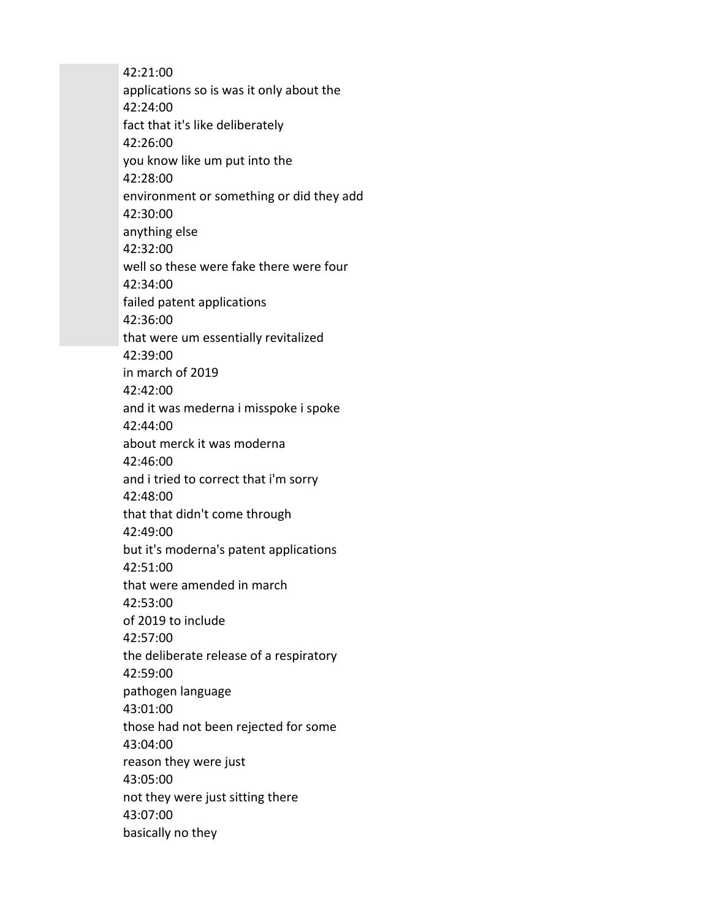42:21:00
applications so is was it only about the
42:24:00
fact that it's like deliberately
42:26:00
you know like um put into the
42:28:00
environment or something or did they add
42:30:00
anything else
42:32:00
well so these were fake there were four
42:34:00
failed patent applications
42:36:00
that were um essentially revitalized
42:39:00
in march of 2019
42:42:00
and it was mederna i misspoke i spoke
42:44:00
about merck it was moderna
42:46:00
and i tried to correct that i'm sorry
42:48:00
that that didn't come through
42:49:00
but it's moderna's patent applications
42:51:00
that were amended in march
42:53:00
of 2019 to include
42:57:00
the deliberate release of a respiratory
42:59:00
pathogen language
43:01:00
those had not been rejected for some
43:04:00
reason they were just
43:05:00
not they were just sitting there
43:07:00
basically no they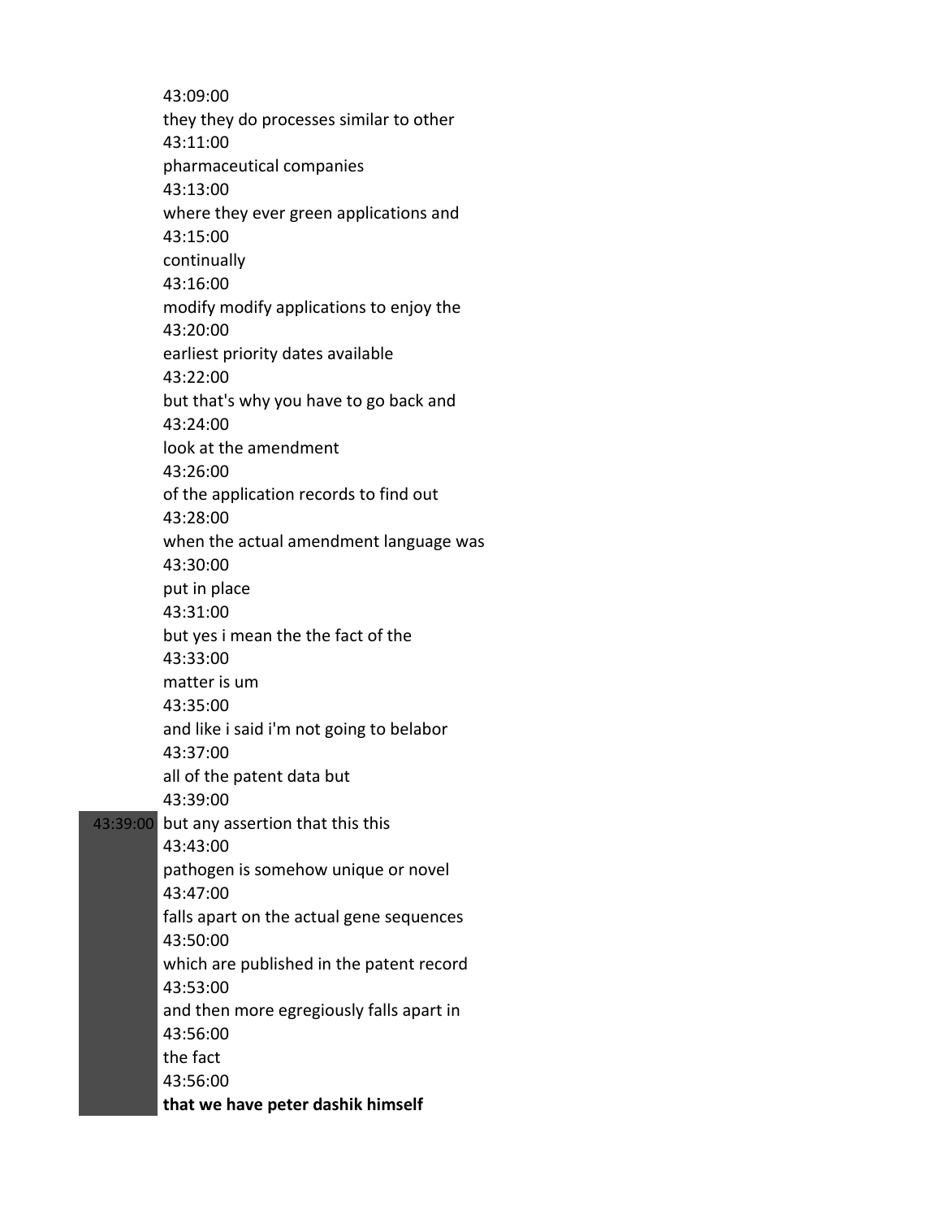43:09:00
they they do processes similar to other
43:11:00
pharmaceutical companies
43:13:00
where they ever green applications and
43:15:00
continually
43:16:00
modify modify applications to enjoy the
43:20:00
earliest priority dates available
43:22:00
but that's why you have to go back and
43:24:00
look at the amendment
43:26:00
of the application records to find out
43:28:00
when the actual amendment language was
43:30:00
put in place
43:31:00
but yes i mean the the fact of the
43:33:00
matter is um
43:35:00
and like i said i'm not going to belabor
43:37:00
all of the patent data but
43:39:00

43:39:00 but any assertion that this this
43:43:00
pathogen is somehow unique or novel
43:47:00
falls apart on the actual gene sequences
43:50:00
which are published in the patent record
43:53:00
and then more egregiously falls apart in
43:56:00
the fact
43:56:00
**that we have peter dashik himself**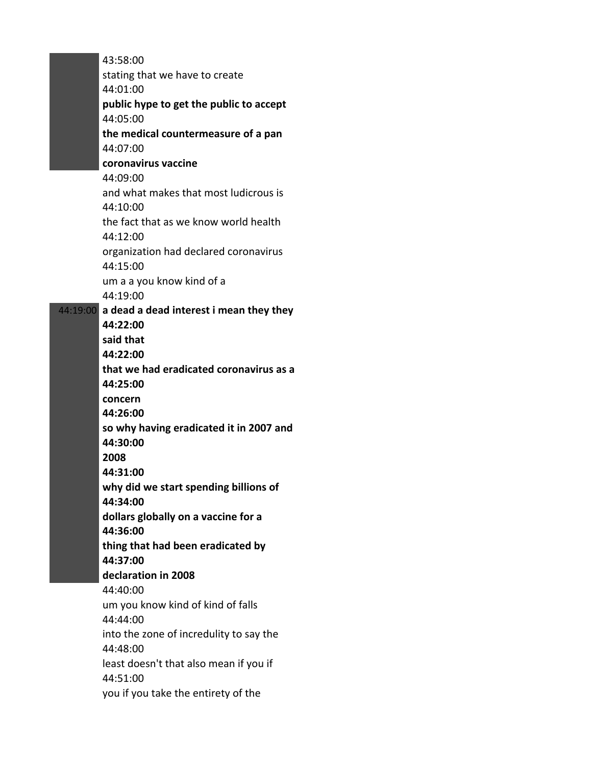43:58:00
stating that we have to create
44:01:00
**public hype to get the public to accept**
44:05:00
**the medical countermeasure of a pan**
44:07:00
**coronavirus vaccine**
44:09:00
and what makes that most ludicrous is
44:10:00
the fact that as we know world health
44:12:00
organization had declared coronavirus
44:15:00
um a a you know kind of a
44:19:00

44:19:00 **a dead a dead interest i mean they they**
**44:22:00**
**said that**
**44:22:00**
**that we had eradicated coronavirus as a**
**44:25:00**
**concern**
**44:26:00**
**so why having eradicated it in 2007 and**
**44:30:00**
**2008**
**44:31:00**
**why did we start spending billions of**
**44:34:00**
**dollars globally on a vaccine for a**
**44:36:00**
**thing that had been eradicated by**
**44:37:00**
**declaration in 2008**

44:40:00
um you know kind of kind of falls
44:44:00
into the zone of incredulity to say the
44:48:00
least doesn't that also mean if you if
44:51:00
you if you take the entirety of the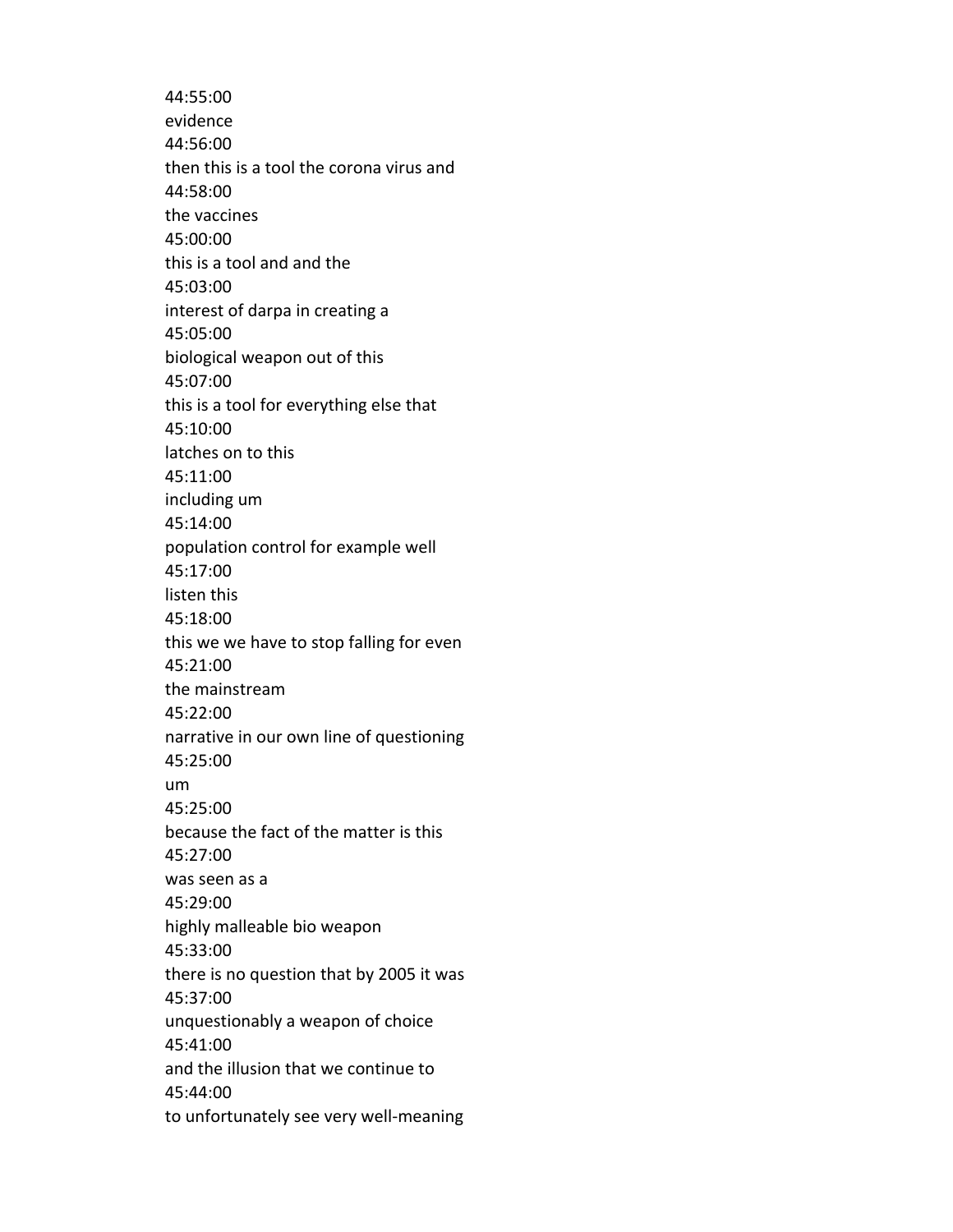44:55:00
evidence
44:56:00
then this is a tool the corona virus and
44:58:00
the vaccines
45:00:00
this is a tool and and the
45:03:00
interest of darpa in creating a
45:05:00
biological weapon out of this
45:07:00
this is a tool for everything else that
45:10:00
latches on to this
45:11:00
including um
45:14:00
population control for example well
45:17:00
listen this
45:18:00
this we we have to stop falling for even
45:21:00
the mainstream
45:22:00
narrative in our own line of questioning
45:25:00
um
45:25:00
because the fact of the matter is this
45:27:00
was seen as a
45:29:00
highly malleable bio weapon
45:33:00
there is no question that by 2005 it was
45:37:00
unquestionably a weapon of choice
45:41:00
and the illusion that we continue to
45:44:00
to unfortunately see very well-meaning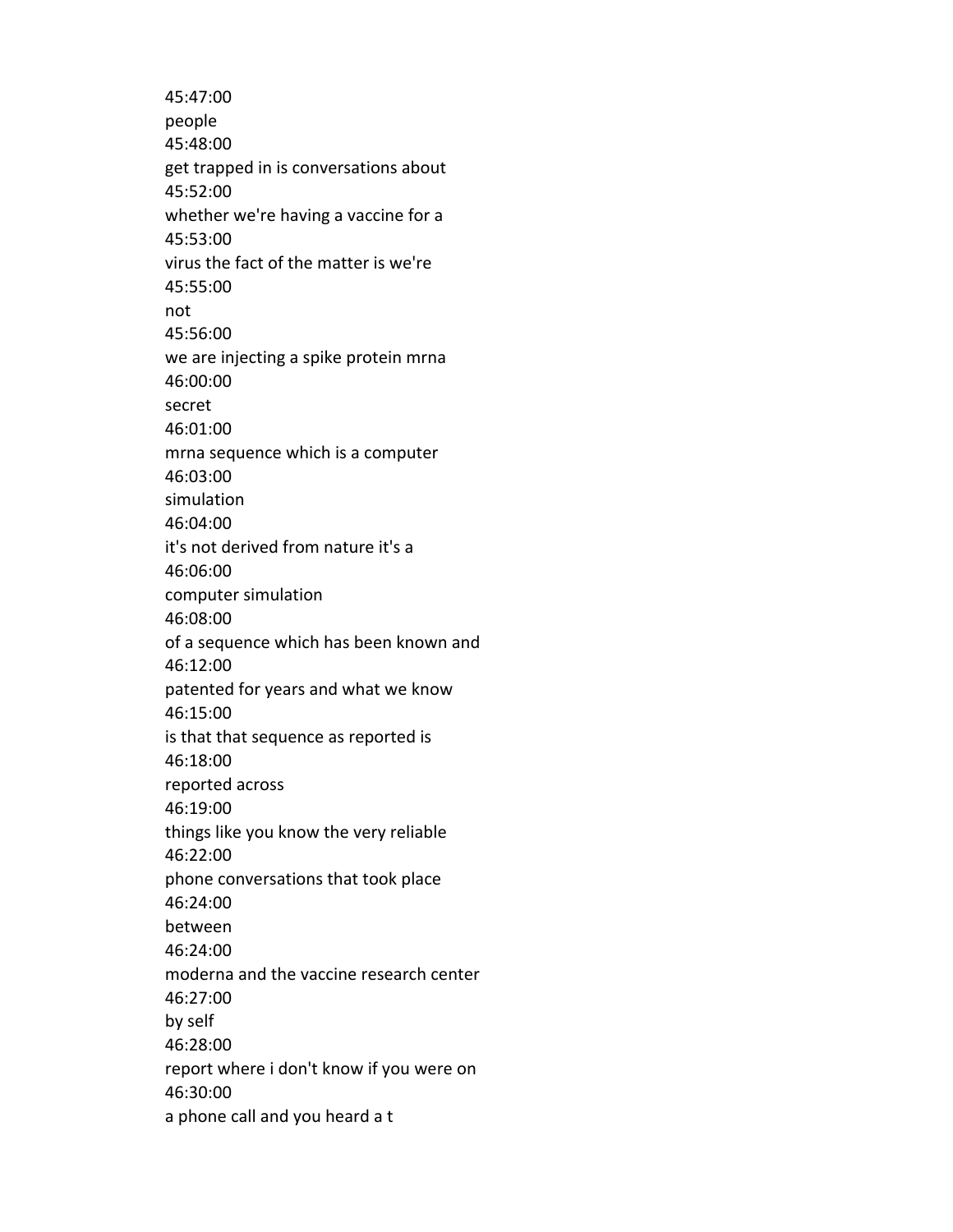45:47:00
people
45:48:00
get trapped in is conversations about
45:52:00
whether we're having a vaccine for a
45:53:00
virus the fact of the matter is we're
45:55:00
not
45:56:00
we are injecting a spike protein mrna
46:00:00
secret
46:01:00
mrna sequence which is a computer
46:03:00
simulation
46:04:00
it's not derived from nature it's a
46:06:00
computer simulation
46:08:00
of a sequence which has been known and
46:12:00
patented for years and what we know
46:15:00
is that that sequence as reported is
46:18:00
reported across
46:19:00
things like you know the very reliable
46:22:00
phone conversations that took place
46:24:00
between
46:24:00
moderna and the vaccine research center
46:27:00
by self
46:28:00
report where i don't know if you were on
46:30:00
a phone call and you heard a t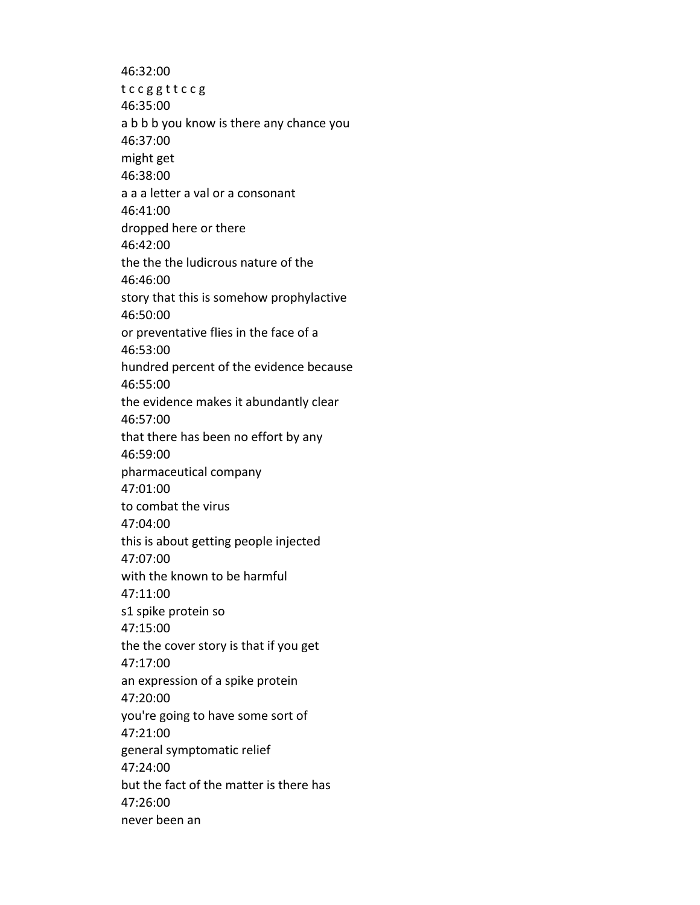46:32:00

t c c g g t t c c g

46:35:00

a b b b you know is there any chance you

46:37:00

might get

46:38:00

a a a letter a val or a consonant

46:41:00

dropped here or there

46:42:00

the the the ludicrous nature of the

46:46:00

story that this is somehow prophylactive

46:50:00

or preventative flies in the face of a

46:53:00

hundred percent of the evidence because

46:55:00

the evidence makes it abundantly clear

46:57:00

that there has been no effort by any

46:59:00

pharmaceutical company

47:01:00

to combat the virus

47:04:00

this is about getting people injected

47:07:00

with the known to be harmful

47:11:00

s1 spike protein so

47:15:00

the the cover story is that if you get

47:17:00

an expression of a spike protein

47:20:00

you're going to have some sort of

47:21:00

general symptomatic relief

47:24:00

but the fact of the matter is there has

47:26:00

never been an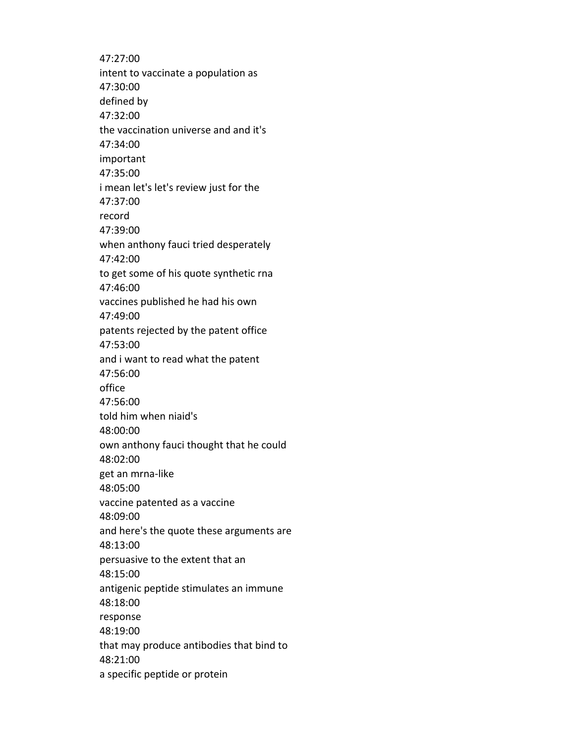47:27:00
intent to vaccinate a population as
47:30:00
defined by
47:32:00
the vaccination universe and and it's
47:34:00
important
47:35:00
i mean let's let's review just for the
47:37:00
record
47:39:00
when anthony fauci tried desperately
47:42:00
to get some of his quote synthetic rna
47:46:00
vaccines published he had his own
47:49:00
patents rejected by the patent office
47:53:00
and i want to read what the patent
47:56:00
office
47:56:00
told him when niaid's
48:00:00
own anthony fauci thought that he could
48:02:00
get an mrna-like
48:05:00
vaccine patented as a vaccine
48:09:00
and here's the quote these arguments are
48:13:00
persuasive to the extent that an
48:15:00
antigenic peptide stimulates an immune
48:18:00
response
48:19:00
that may produce antibodies that bind to
48:21:00
a specific peptide or protein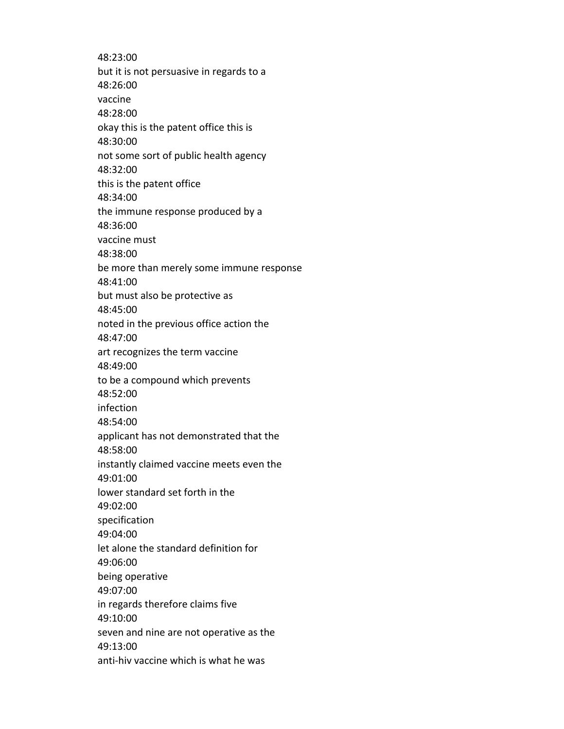48:23:00
but it is not persuasive in regards to a
48:26:00
vaccine
48:28:00
okay this is the patent office this is
48:30:00
not some sort of public health agency
48:32:00
this is the patent office
48:34:00
the immune response produced by a
48:36:00
vaccine must
48:38:00
be more than merely some immune response
48:41:00
but must also be protective as
48:45:00
noted in the previous office action the
48:47:00
art recognizes the term vaccine
48:49:00
to be a compound which prevents
48:52:00
infection
48:54:00
applicant has not demonstrated that the
48:58:00
instantly claimed vaccine meets even the
49:01:00
lower standard set forth in the
49:02:00
specification
49:04:00
let alone the standard definition for
49:06:00
being operative
49:07:00
in regards therefore claims five
49:10:00
seven and nine are not operative as the
49:13:00
anti-hiv vaccine which is what he was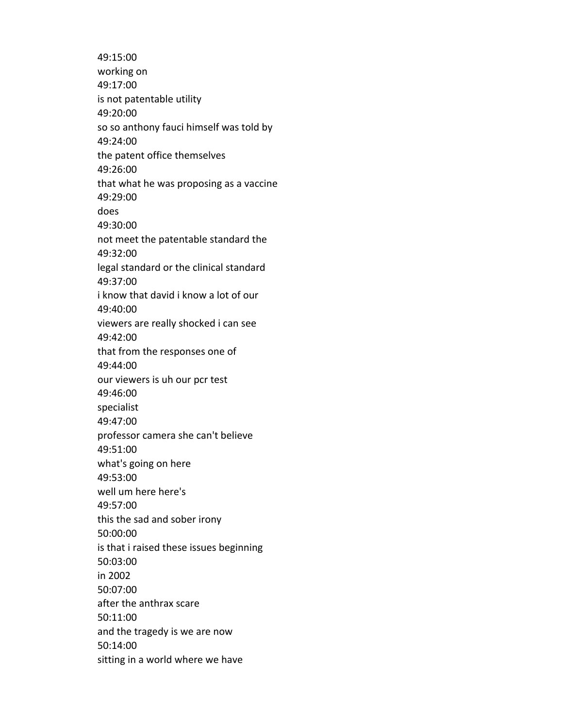49:15:00
working on
49:17:00
is not patentable utility
49:20:00
so so anthony fauci himself was told by
49:24:00
the patent office themselves
49:26:00
that what he was proposing as a vaccine
49:29:00
does
49:30:00
not meet the patentable standard the
49:32:00
legal standard or the clinical standard
49:37:00
i know that david i know a lot of our
49:40:00
viewers are really shocked i can see
49:42:00
that from the responses one of
49:44:00
our viewers is uh our pcr test
49:46:00
specialist
49:47:00
professor camera she can't believe
49:51:00
what's going on here
49:53:00
well um here here's
49:57:00
this the sad and sober irony
50:00:00
is that i raised these issues beginning
50:03:00
in 2002
50:07:00
after the anthrax scare
50:11:00
and the tragedy is we are now
50:14:00
sitting in a world where we have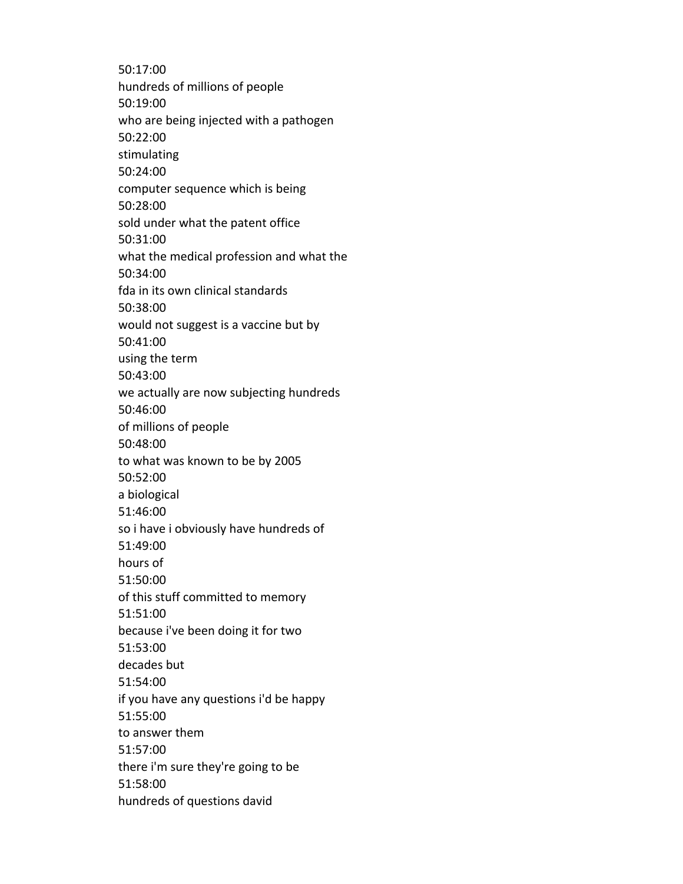50:17:00
hundreds of millions of people
50:19:00
who are being injected with a pathogen
50:22:00
stimulating
50:24:00
computer sequence which is being
50:28:00
sold under what the patent office
50:31:00
what the medical profession and what the
50:34:00
fda in its own clinical standards
50:38:00
would not suggest is a vaccine but by
50:41:00
using the term
50:43:00
we actually are now subjecting hundreds
50:46:00
of millions of people
50:48:00
to what was known to be by 2005
50:52:00
a biological
51:46:00
so i have i obviously have hundreds of
51:49:00
hours of
51:50:00
of this stuff committed to memory
51:51:00
because i've been doing it for two
51:53:00
decades but
51:54:00
if you have any questions i'd be happy
51:55:00
to answer them
51:57:00
there i'm sure they're going to be
51:58:00
hundreds of questions david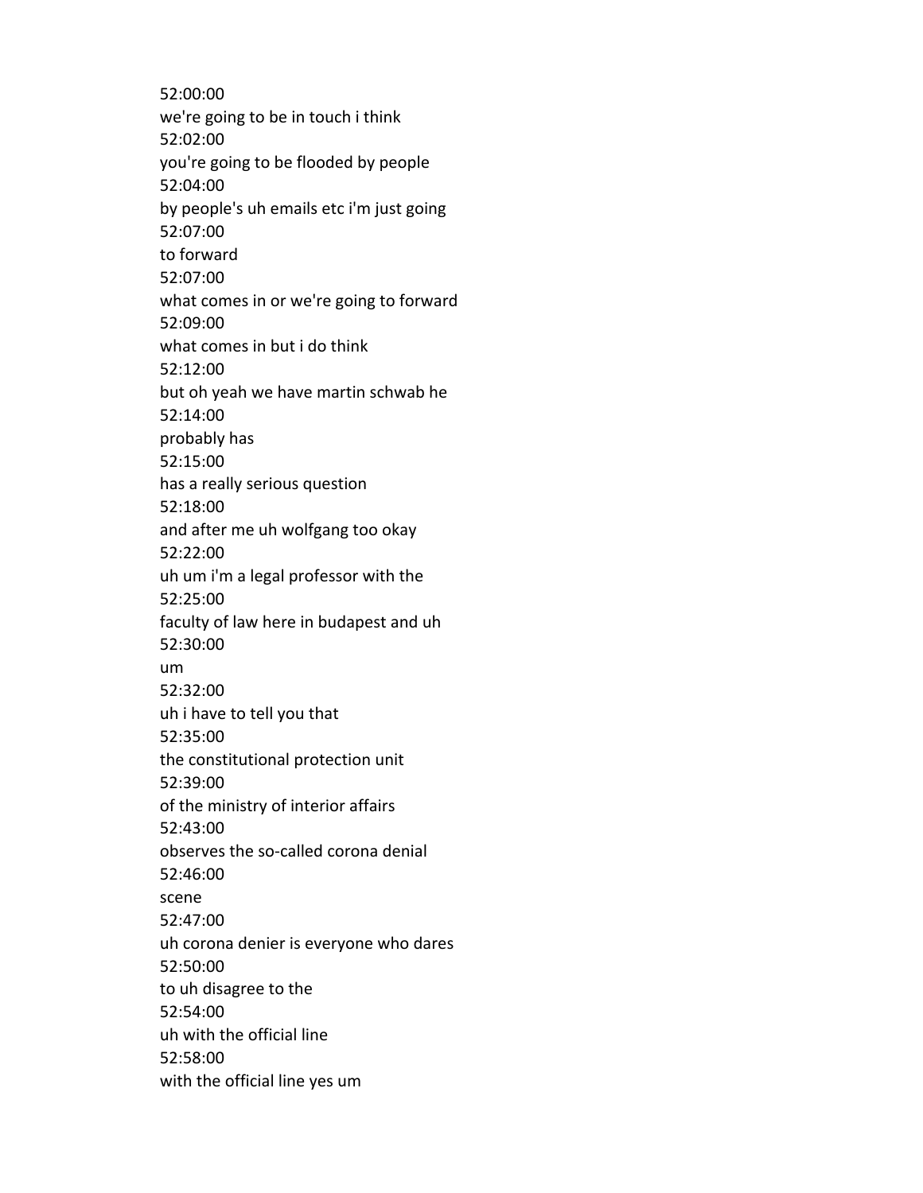52:00:00
we're going to be in touch i think
52:02:00
you're going to be flooded by people
52:04:00
by people's uh emails etc i'm just going
52:07:00
to forward
52:07:00
what comes in or we're going to forward
52:09:00
what comes in but i do think
52:12:00
but oh yeah we have martin schwab he
52:14:00
probably has
52:15:00
has a really serious question
52:18:00
and after me uh wolfgang too okay
52:22:00
uh um i'm a legal professor with the
52:25:00
faculty of law here in budapest and uh
52:30:00
um
52:32:00
uh i have to tell you that
52:35:00
the constitutional protection unit
52:39:00
of the ministry of interior affairs
52:43:00
observes the so-called corona denial
52:46:00
scene
52:47:00
uh corona denier is everyone who dares
52:50:00
to uh disagree to the
52:54:00
uh with the official line
52:58:00
with the official line yes um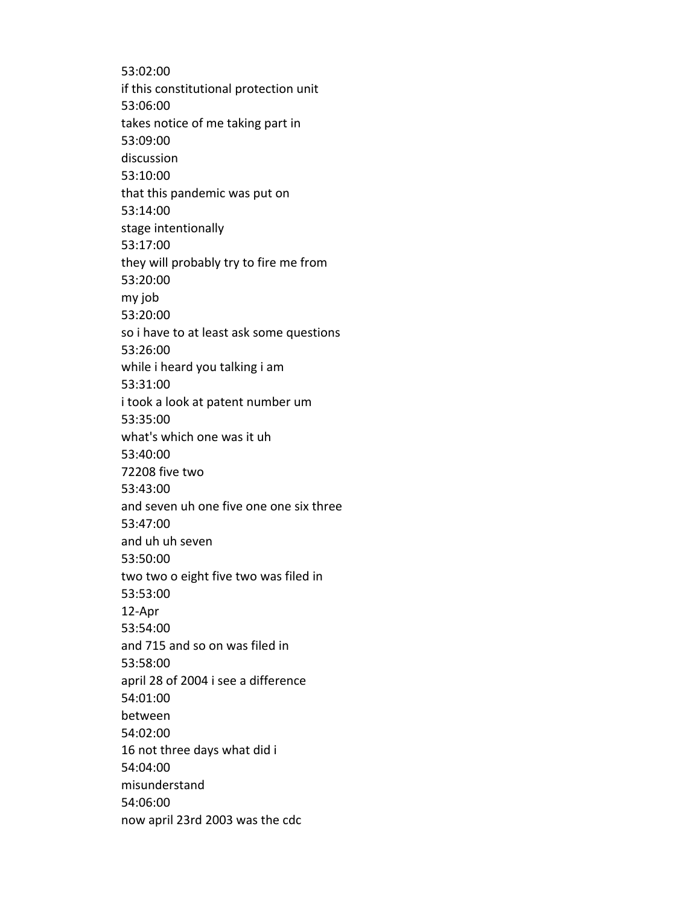53:02:00
if this constitutional protection unit
53:06:00
takes notice of me taking part in
53:09:00
discussion
53:10:00
that this pandemic was put on
53:14:00
stage intentionally
53:17:00
they will probably try to fire me from
53:20:00
my job
53:20:00
so i have to at least ask some questions
53:26:00
while i heard you talking i am
53:31:00
i took a look at patent number um
53:35:00
what's which one was it uh
53:40:00
72208 five two
53:43:00
and seven uh one five one one six three
53:47:00
and uh uh seven
53:50:00
two two o eight five two was filed in
53:53:00
12-Apr
53:54:00
and 715 and so on was filed in
53:58:00
april 28 of 2004 i see a difference
54:01:00
between
54:02:00
16 not three days what did i
54:04:00
misunderstand
54:06:00
now april 23rd 2003 was the cdc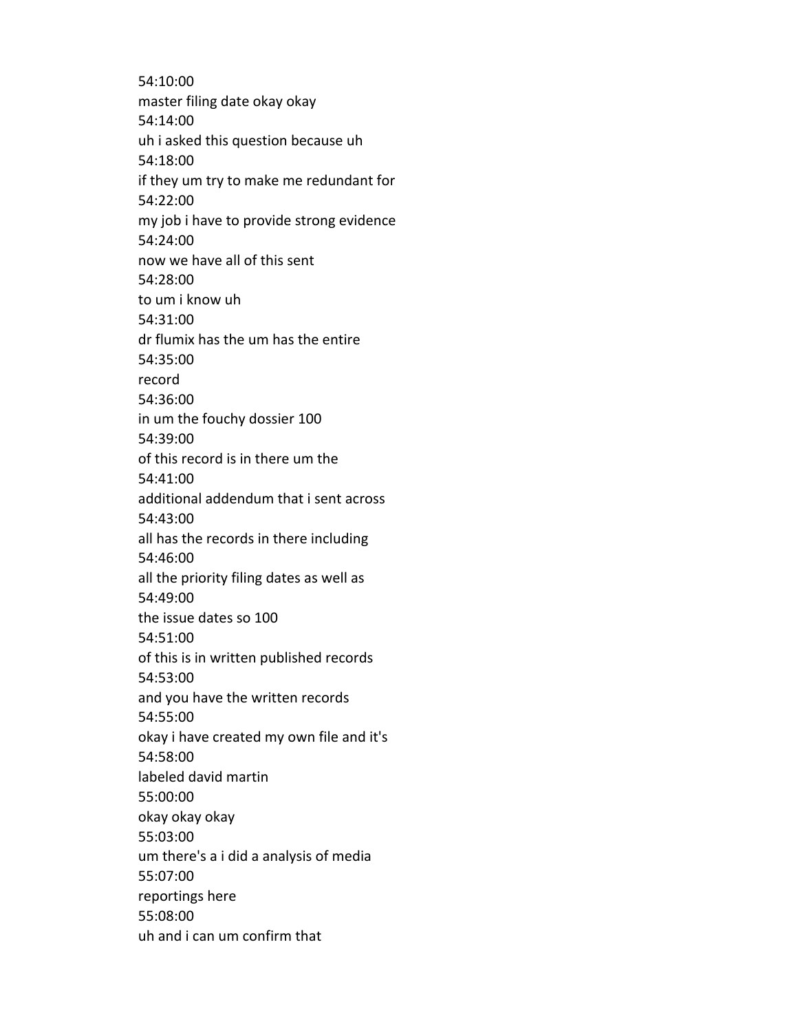54:10:00
master filing date okay okay
54:14:00
uh i asked this question because uh
54:18:00
if they um try to make me redundant for
54:22:00
my job i have to provide strong evidence
54:24:00
now we have all of this sent
54:28:00
to um i know uh
54:31:00
dr flumix has the um has the entire
54:35:00
record
54:36:00
in um the fouchy dossier 100
54:39:00
of this record is in there um the
54:41:00
additional addendum that i sent across
54:43:00
all has the records in there including
54:46:00
all the priority filing dates as well as
54:49:00
the issue dates so 100
54:51:00
of this is in written published records
54:53:00
and you have the written records
54:55:00
okay i have created my own file and it's
54:58:00
labeled david martin
55:00:00
okay okay okay
55:03:00
um there's a i did a analysis of media
55:07:00
reportings here
55:08:00
uh and i can um confirm that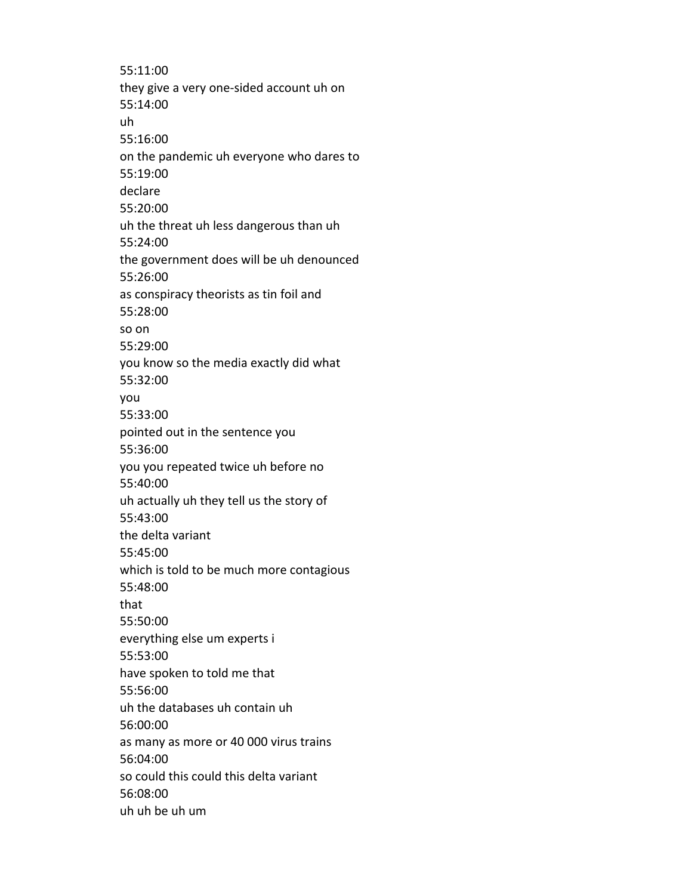55:11:00
they give a very one-sided account uh on
55:14:00
uh
55:16:00
on the pandemic uh everyone who dares to
55:19:00
declare
55:20:00
uh the threat uh less dangerous than uh
55:24:00
the government does will be uh denounced
55:26:00
as conspiracy theorists as tin foil and
55:28:00
so on
55:29:00
you know so the media exactly did what
55:32:00
you
55:33:00
pointed out in the sentence you
55:36:00
you you repeated twice uh before no
55:40:00
uh actually uh they tell us the story of
55:43:00
the delta variant
55:45:00
which is told to be much more contagious
55:48:00
that
55:50:00
everything else um experts i
55:53:00
have spoken to told me that
55:56:00
uh the databases uh contain uh
56:00:00
as many as more or 40 000 virus trains
56:04:00
so could this could this delta variant
56:08:00
uh uh be uh um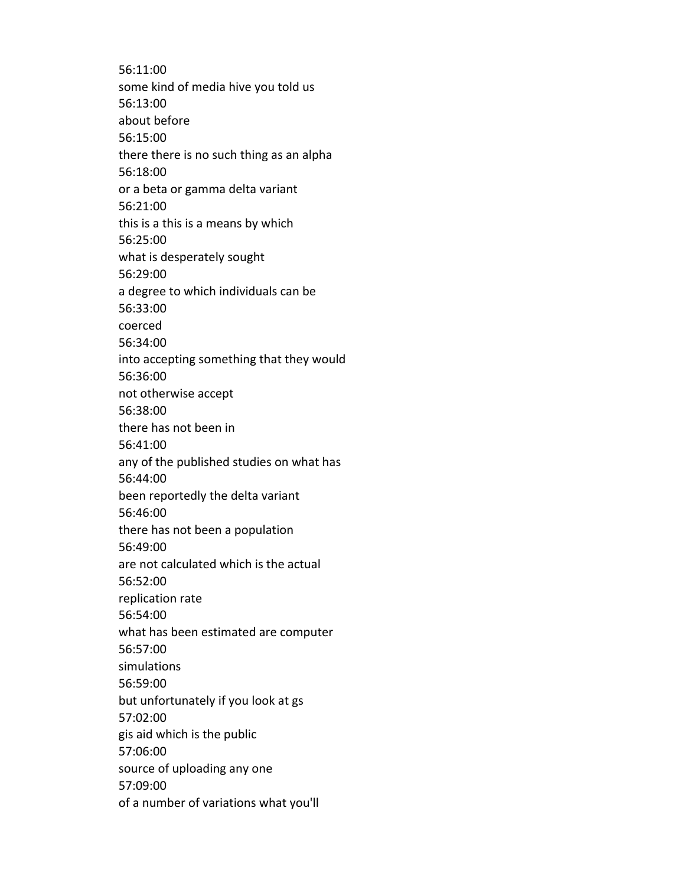56:11:00
some kind of media hive you told us
56:13:00
about before
56:15:00
there there is no such thing as an alpha
56:18:00
or a beta or gamma delta variant
56:21:00
this is a this is a means by which
56:25:00
what is desperately sought
56:29:00
a degree to which individuals can be
56:33:00
coerced
56:34:00
into accepting something that they would
56:36:00
not otherwise accept
56:38:00
there has not been in
56:41:00
any of the published studies on what has
56:44:00
been reportedly the delta variant
56:46:00
there has not been a population
56:49:00
are not calculated which is the actual
56:52:00
replication rate
56:54:00
what has been estimated are computer
56:57:00
simulations
56:59:00
but unfortunately if you look at gs
57:02:00
gis aid which is the public
57:06:00
source of uploading any one
57:09:00
of a number of variations what you'll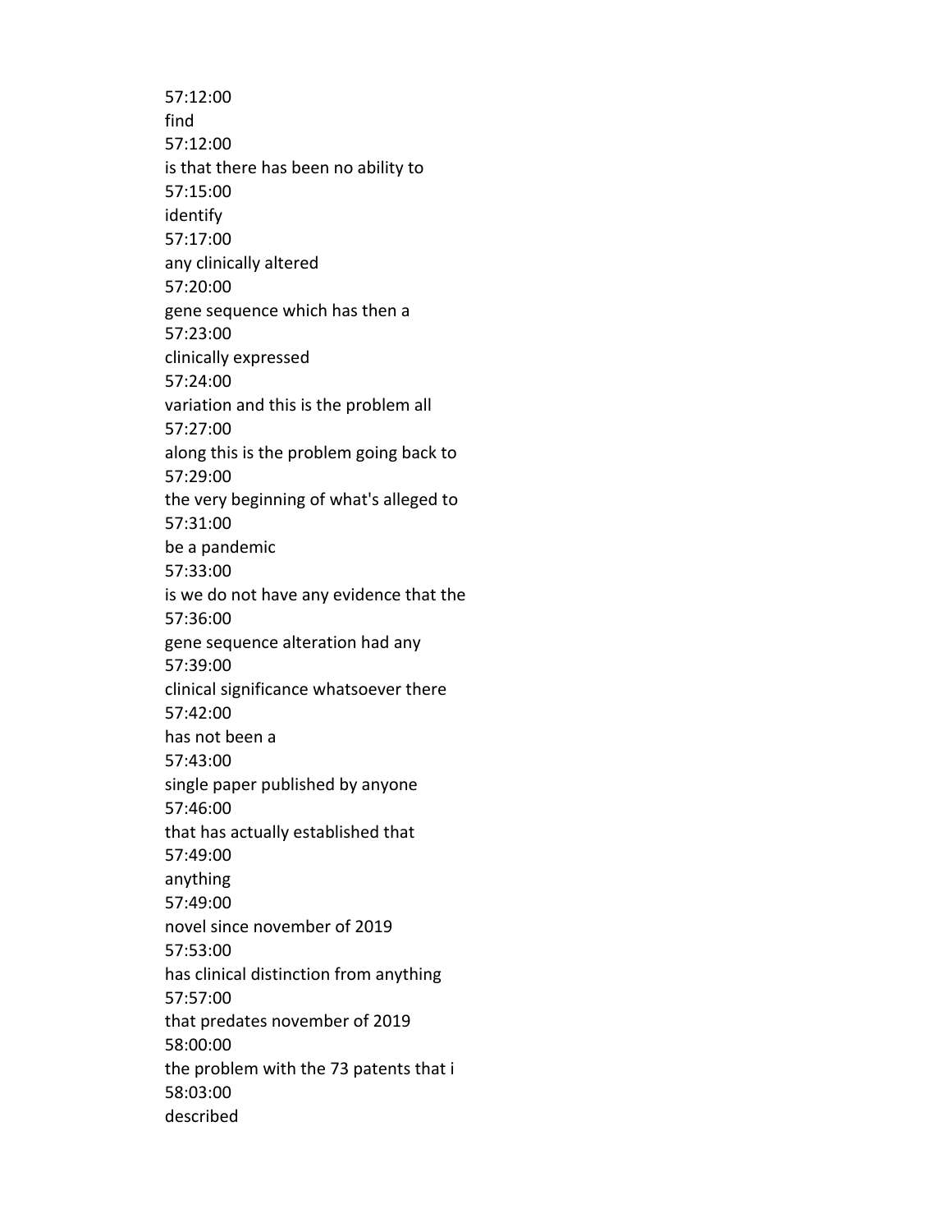57:12:00
find
57:12:00
is that there has been no ability to
57:15:00
identify
57:17:00
any clinically altered
57:20:00
gene sequence which has then a
57:23:00
clinically expressed
57:24:00
variation and this is the problem all
57:27:00
along this is the problem going back to
57:29:00
the very beginning of what's alleged to
57:31:00
be a pandemic
57:33:00
is we do not have any evidence that the
57:36:00
gene sequence alteration had any
57:39:00
clinical significance whatsoever there
57:42:00
has not been a
57:43:00
single paper published by anyone
57:46:00
that has actually established that
57:49:00
anything
57:49:00
novel since november of 2019
57:53:00
has clinical distinction from anything
57:57:00
that predates november of 2019
58:00:00
the problem with the 73 patents that i
58:03:00
described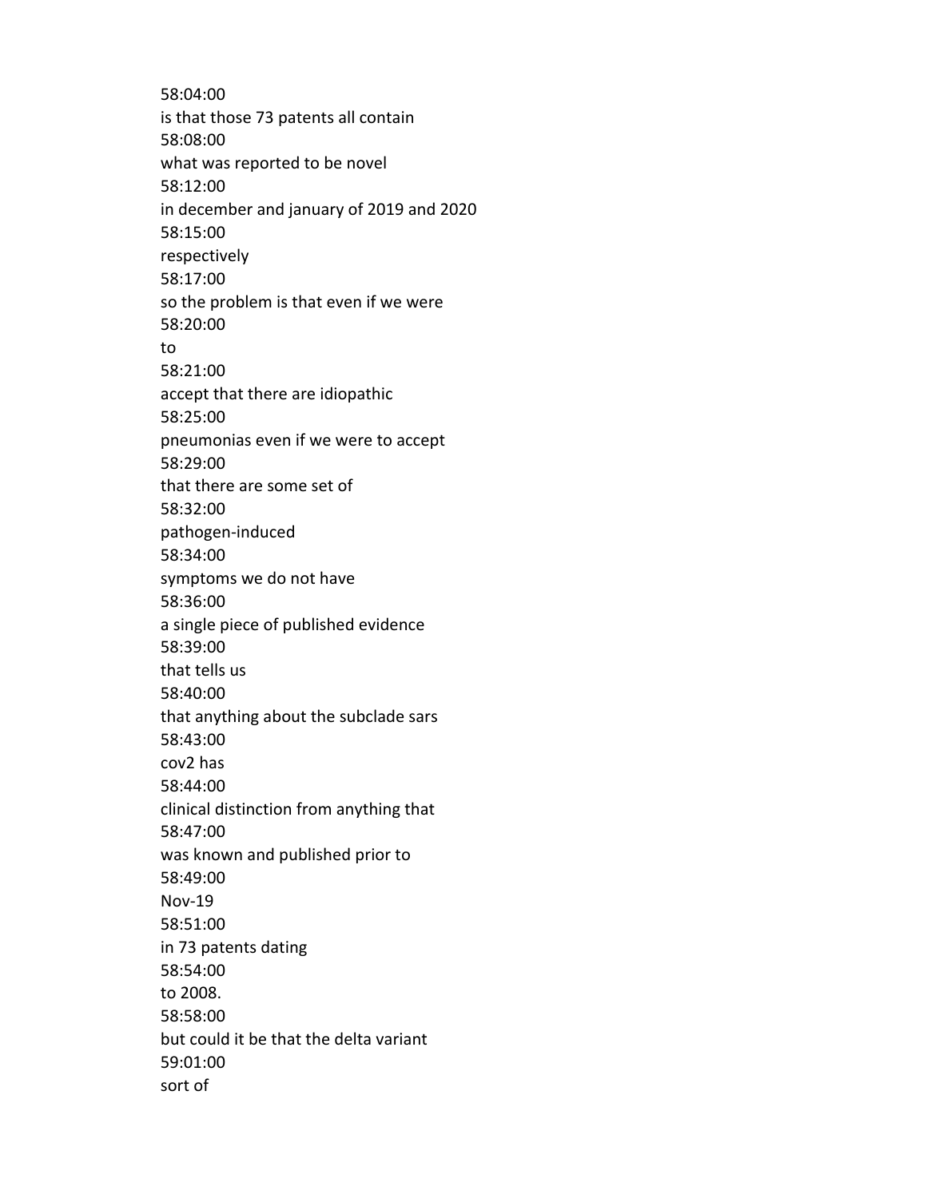58:04:00
is that those 73 patents all contain
58:08:00
what was reported to be novel
58:12:00
in december and january of 2019 and 2020
58:15:00
respectively
58:17:00
so the problem is that even if we were
58:20:00
to
58:21:00
accept that there are idiopathic
58:25:00
pneumonias even if we were to accept
58:29:00
that there are some set of
58:32:00
pathogen-induced
58:34:00
symptoms we do not have
58:36:00
a single piece of published evidence
58:39:00
that tells us
58:40:00
that anything about the subclade sars
58:43:00
cov2 has
58:44:00
clinical distinction from anything that
58:47:00
was known and published prior to
58:49:00
Nov-19
58:51:00
in 73 patents dating
58:54:00
to 2008.
58:58:00
but could it be that the delta variant
59:01:00
sort of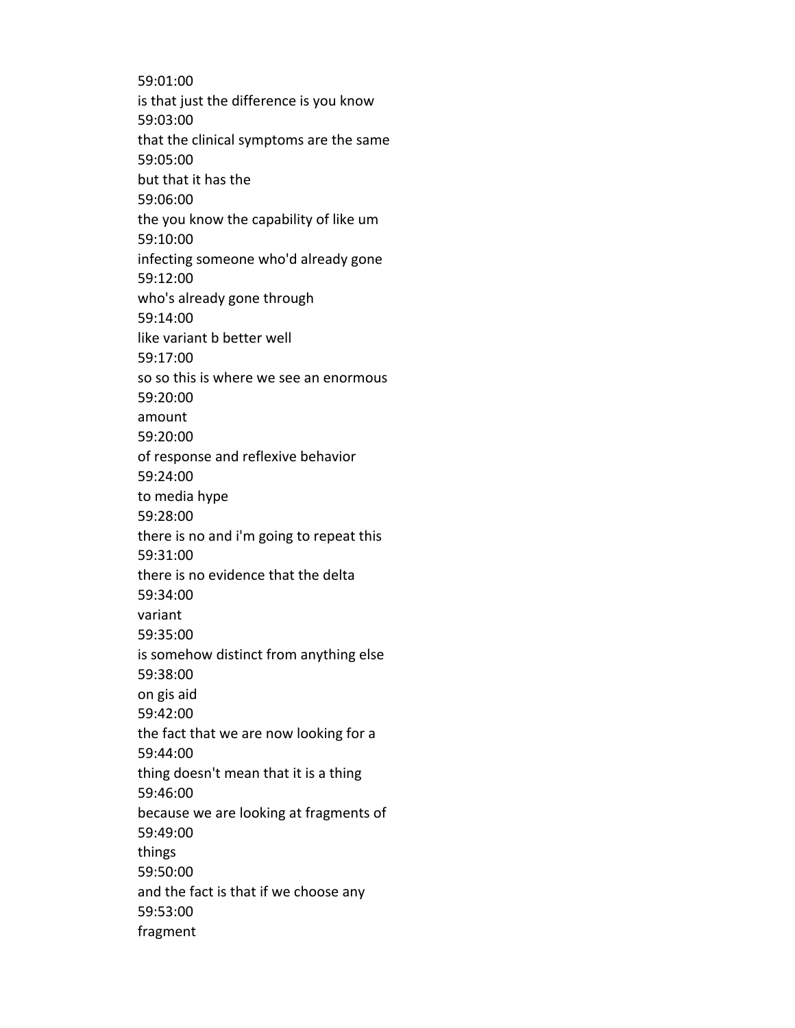59:01:00
is that just the difference is you know
59:03:00
that the clinical symptoms are the same
59:05:00
but that it has the
59:06:00
the you know the capability of like um
59:10:00
infecting someone who'd already gone
59:12:00
who's already gone through
59:14:00
like variant b better well
59:17:00
so so this is where we see an enormous
59:20:00
amount
59:20:00
of response and reflexive behavior
59:24:00
to media hype
59:28:00
there is no and i'm going to repeat this
59:31:00
there is no evidence that the delta
59:34:00
variant
59:35:00
is somehow distinct from anything else
59:38:00
on gis aid
59:42:00
the fact that we are now looking for a
59:44:00
thing doesn't mean that it is a thing
59:46:00
because we are looking at fragments of
59:49:00
things
59:50:00
and the fact is that if we choose any
59:53:00
fragment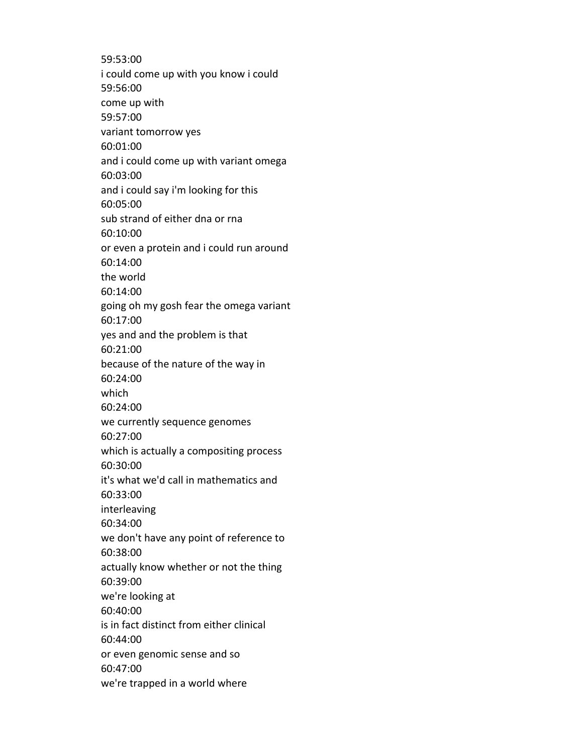59:53:00
i could come up with you know i could
59:56:00
come up with
59:57:00
variant tomorrow yes
60:01:00
and i could come up with variant omega
60:03:00
and i could say i'm looking for this
60:05:00
sub strand of either dna or rna
60:10:00
or even a protein and i could run around
60:14:00
the world
60:14:00
going oh my gosh fear the omega variant
60:17:00
yes and and the problem is that
60:21:00
because of the nature of the way in
60:24:00
which
60:24:00
we currently sequence genomes
60:27:00
which is actually a compositing process
60:30:00
it's what we'd call in mathematics and
60:33:00
interleaving
60:34:00
we don't have any point of reference to
60:38:00
actually know whether or not the thing
60:39:00
we're looking at
60:40:00
is in fact distinct from either clinical
60:44:00
or even genomic sense and so
60:47:00
we're trapped in a world where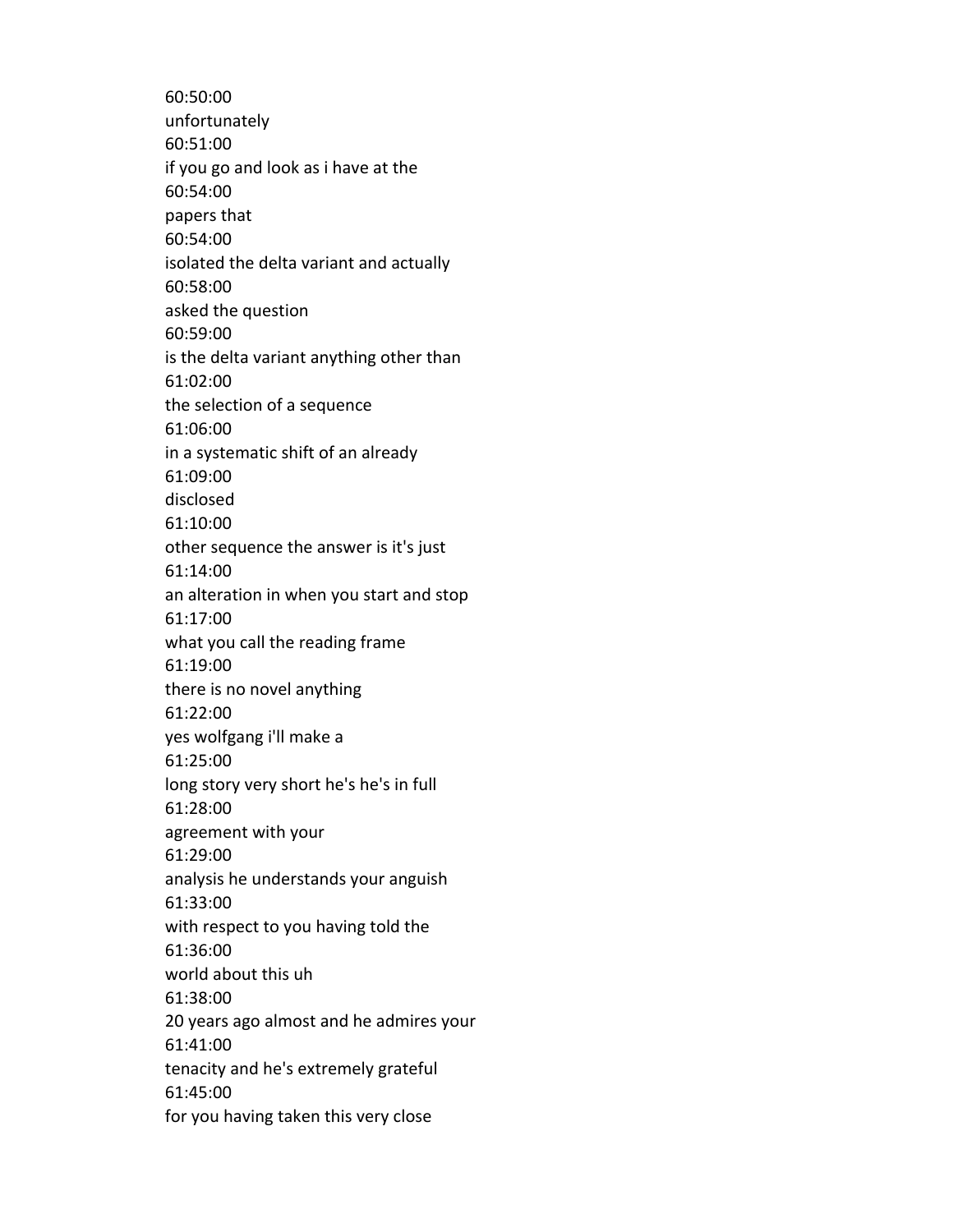60:50:00
unfortunately
60:51:00
if you go and look as i have at the
60:54:00
papers that
60:54:00
isolated the delta variant and actually
60:58:00
asked the question
60:59:00
is the delta variant anything other than
61:02:00
the selection of a sequence
61:06:00
in a systematic shift of an already
61:09:00
disclosed
61:10:00
other sequence the answer is it's just
61:14:00
an alteration in when you start and stop
61:17:00
what you call the reading frame
61:19:00
there is no novel anything
61:22:00
yes wolfgang i'll make a
61:25:00
long story very short he's he's in full
61:28:00
agreement with your
61:29:00
analysis he understands your anguish
61:33:00
with respect to you having told the
61:36:00
world about this uh
61:38:00
20 years ago almost and he admires your
61:41:00
tenacity and he's extremely grateful
61:45:00
for you having taken this very close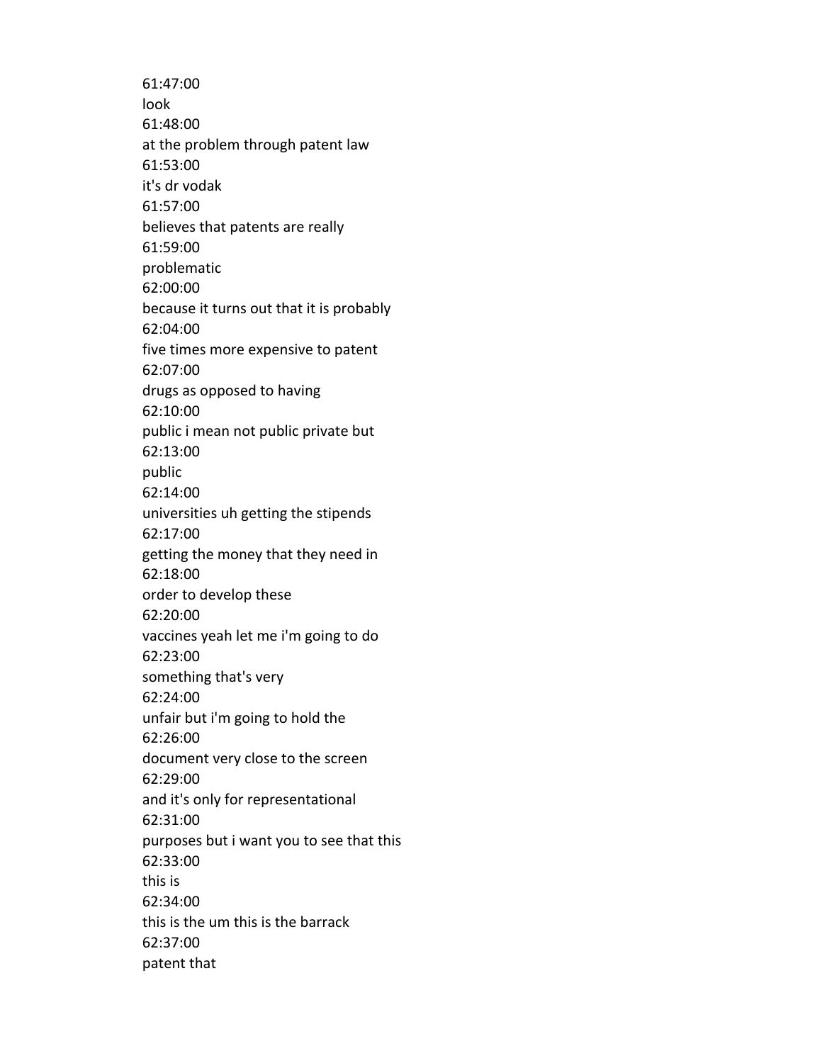61:47:00
look
61:48:00
at the problem through patent law
61:53:00
it's dr vodak
61:57:00
believes that patents are really
61:59:00
problematic
62:00:00
because it turns out that it is probably
62:04:00
five times more expensive to patent
62:07:00
drugs as opposed to having
62:10:00
public i mean not public private but
62:13:00
public
62:14:00
universities uh getting the stipends
62:17:00
getting the money that they need in
62:18:00
order to develop these
62:20:00
vaccines yeah let me i'm going to do
62:23:00
something that's very
62:24:00
unfair but i'm going to hold the
62:26:00
document very close to the screen
62:29:00
and it's only for representational
62:31:00
purposes but i want you to see that this
62:33:00
this is
62:34:00
this is the um this is the barrack
62:37:00
patent that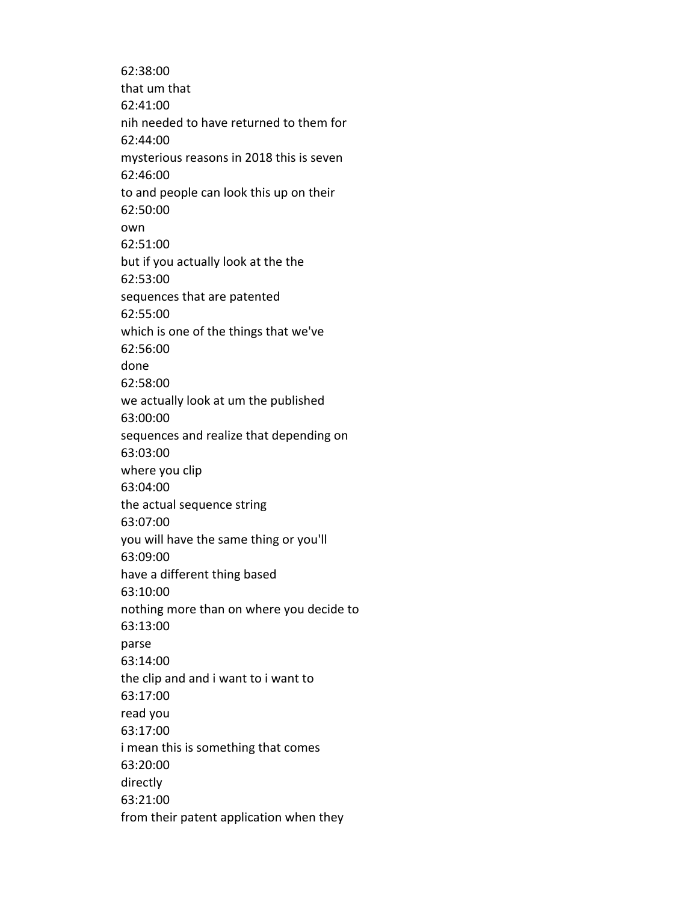62:38:00
that um that
62:41:00
nih needed to have returned to them for
62:44:00
mysterious reasons in 2018 this is seven
62:46:00
to and people can look this up on their
62:50:00
own
62:51:00
but if you actually look at the the
62:53:00
sequences that are patented
62:55:00
which is one of the things that we've
62:56:00
done
62:58:00
we actually look at um the published
63:00:00
sequences and realize that depending on
63:03:00
where you clip
63:04:00
the actual sequence string
63:07:00
you will have the same thing or you'll
63:09:00
have a different thing based
63:10:00
nothing more than on where you decide to
63:13:00
parse
63:14:00
the clip and and i want to i want to
63:17:00
read you
63:17:00
i mean this is something that comes
63:20:00
directly
63:21:00
from their patent application when they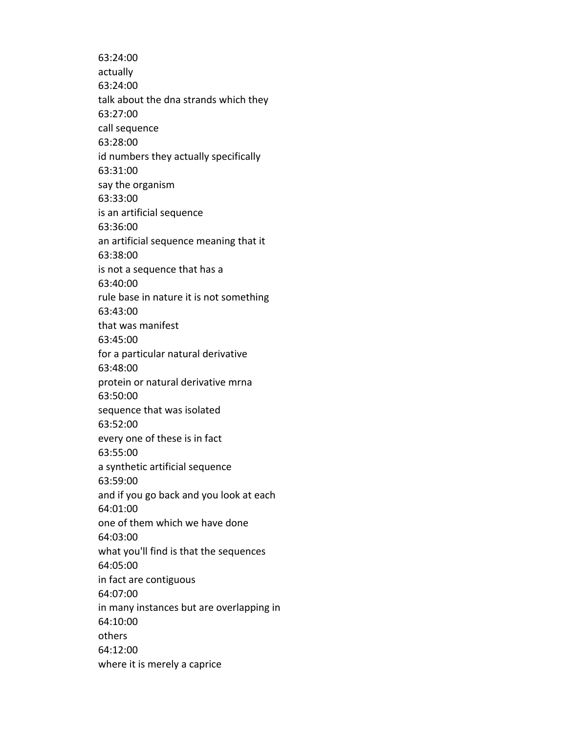63:24:00
actually
63:24:00
talk about the dna strands which they
63:27:00
call sequence
63:28:00
id numbers they actually specifically
63:31:00
say the organism
63:33:00
is an artificial sequence
63:36:00
an artificial sequence meaning that it
63:38:00
is not a sequence that has a
63:40:00
rule base in nature it is not something
63:43:00
that was manifest
63:45:00
for a particular natural derivative
63:48:00
protein or natural derivative mrna
63:50:00
sequence that was isolated
63:52:00
every one of these is in fact
63:55:00
a synthetic artificial sequence
63:59:00
and if you go back and you look at each
64:01:00
one of them which we have done
64:03:00
what you'll find is that the sequences
64:05:00
in fact are contiguous
64:07:00
in many instances but are overlapping in
64:10:00
others
64:12:00
where it is merely a caprice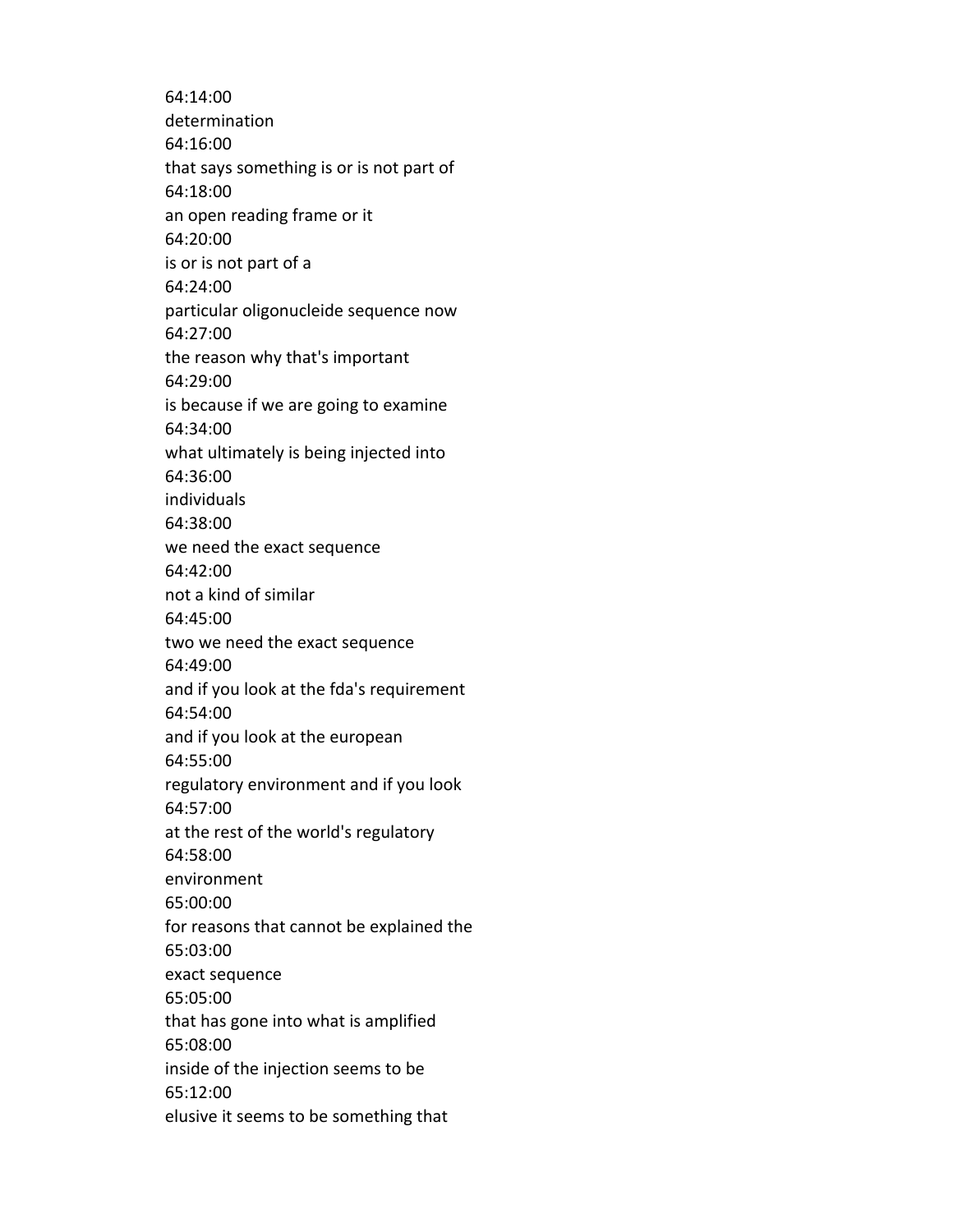64:14:00
determination
64:16:00
that says something is or is not part of
64:18:00
an open reading frame or it
64:20:00
is or is not part of a
64:24:00
particular oligonucleide sequence now
64:27:00
the reason why that's important
64:29:00
is because if we are going to examine
64:34:00
what ultimately is being injected into
64:36:00
individuals
64:38:00
we need the exact sequence
64:42:00
not a kind of similar
64:45:00
two we need the exact sequence
64:49:00
and if you look at the fda's requirement
64:54:00
and if you look at the european
64:55:00
regulatory environment and if you look
64:57:00
at the rest of the world's regulatory
64:58:00
environment
65:00:00
for reasons that cannot be explained the
65:03:00
exact sequence
65:05:00
that has gone into what is amplified
65:08:00
inside of the injection seems to be
65:12:00
elusive it seems to be something that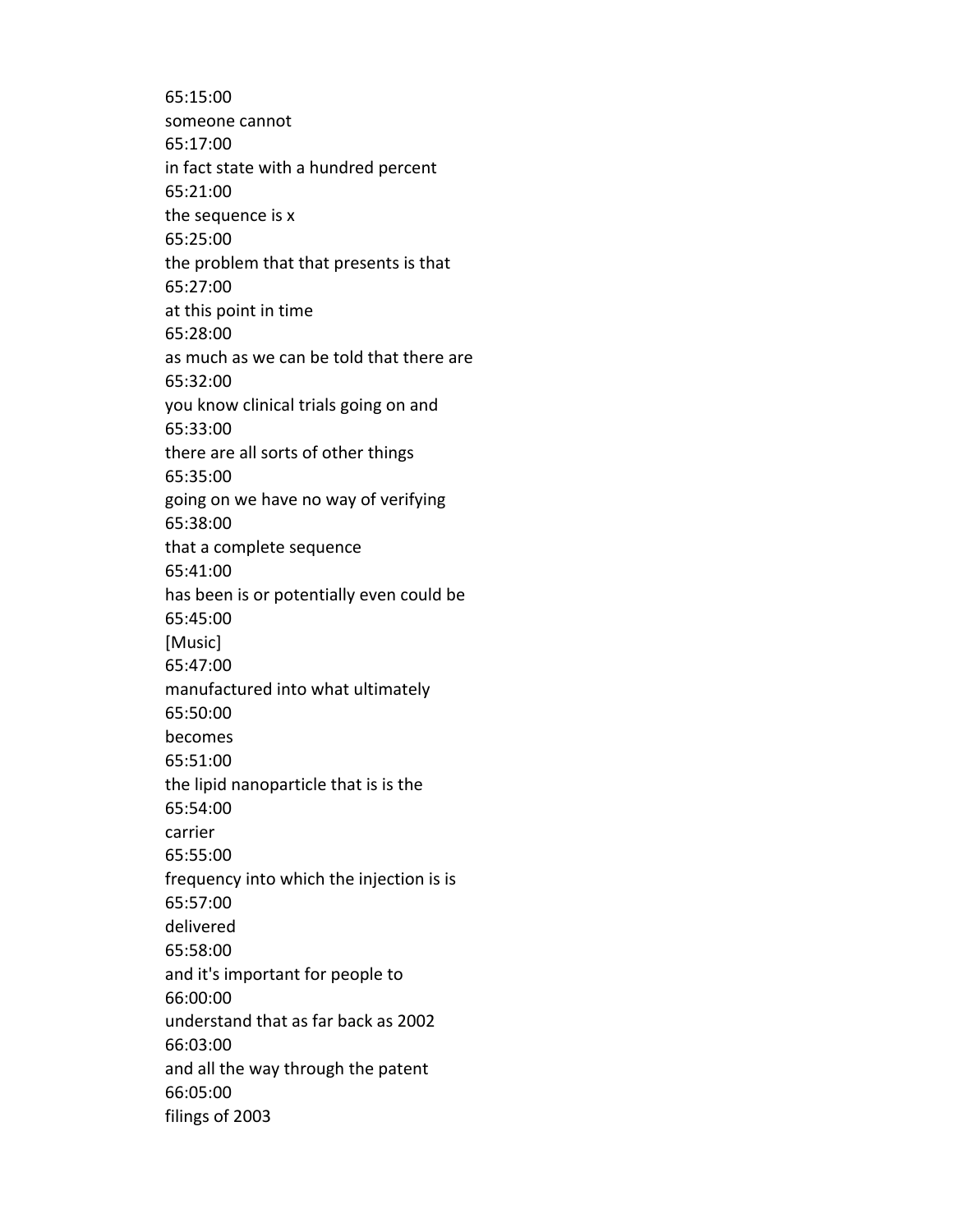65:15:00
someone cannot
65:17:00
in fact state with a hundred percent
65:21:00
the sequence is x
65:25:00
the problem that that presents is that
65:27:00
at this point in time
65:28:00
as much as we can be told that there are
65:32:00
you know clinical trials going on and
65:33:00
there are all sorts of other things
65:35:00
going on we have no way of verifying
65:38:00
that a complete sequence
65:41:00
has been is or potentially even could be
65:45:00
[Music]
65:47:00
manufactured into what ultimately
65:50:00
becomes
65:51:00
the lipid nanoparticle that is is the
65:54:00
carrier
65:55:00
frequency into which the injection is is
65:57:00
delivered
65:58:00
and it's important for people to
66:00:00
understand that as far back as 2002
66:03:00
and all the way through the patent
66:05:00
filings of 2003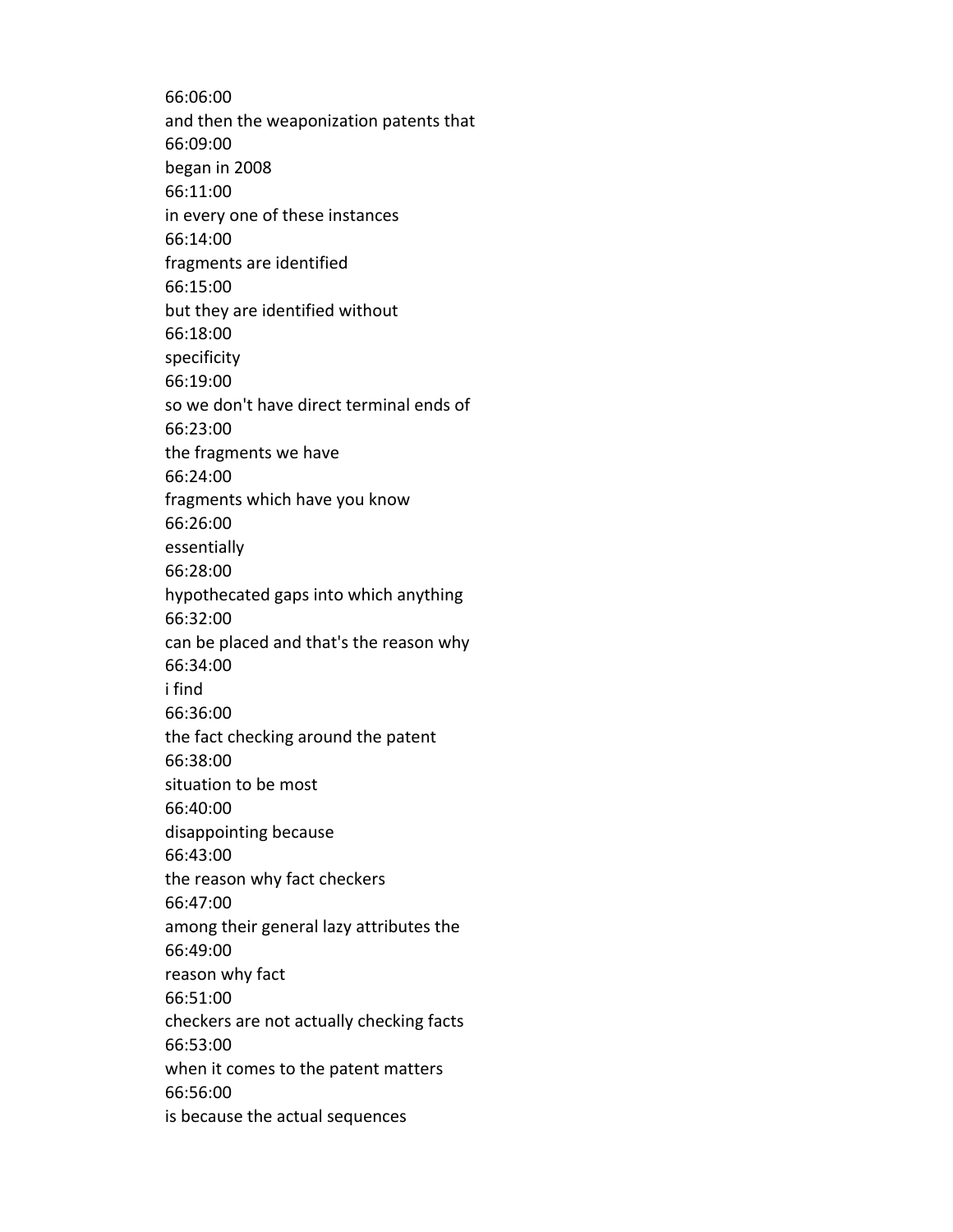66:06:00
and then the weaponization patents that
66:09:00
began in 2008
66:11:00
in every one of these instances
66:14:00
fragments are identified
66:15:00
but they are identified without
66:18:00
specificity
66:19:00
so we don't have direct terminal ends of
66:23:00
the fragments we have
66:24:00
fragments which have you know
66:26:00
essentially
66:28:00
hypothecated gaps into which anything
66:32:00
can be placed and that's the reason why
66:34:00
i find
66:36:00
the fact checking around the patent
66:38:00
situation to be most
66:40:00
disappointing because
66:43:00
the reason why fact checkers
66:47:00
among their general lazy attributes the
66:49:00
reason why fact
66:51:00
checkers are not actually checking facts
66:53:00
when it comes to the patent matters
66:56:00
is because the actual sequences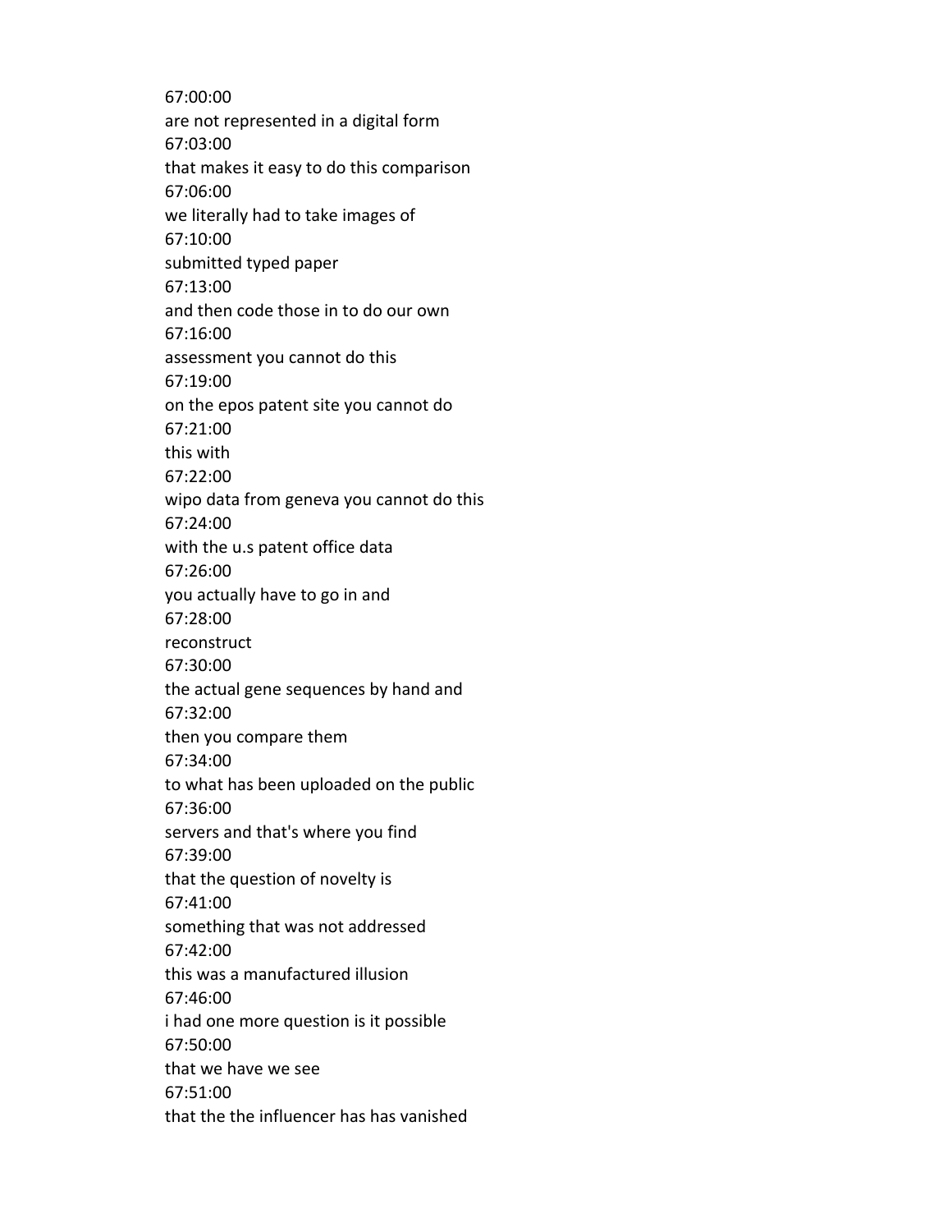67:00:00
are not represented in a digital form
67:03:00
that makes it easy to do this comparison
67:06:00
we literally had to take images of
67:10:00
submitted typed paper
67:13:00
and then code those in to do our own
67:16:00
assessment you cannot do this
67:19:00
on the epos patent site you cannot do
67:21:00
this with
67:22:00
wipo data from geneva you cannot do this
67:24:00
with the u.s patent office data
67:26:00
you actually have to go in and
67:28:00
reconstruct
67:30:00
the actual gene sequences by hand and
67:32:00
then you compare them
67:34:00
to what has been uploaded on the public
67:36:00
servers and that's where you find
67:39:00
that the question of novelty is
67:41:00
something that was not addressed
67:42:00
this was a manufactured illusion
67:46:00
i had one more question is it possible
67:50:00
that we have we see
67:51:00
that the the influencer has has vanished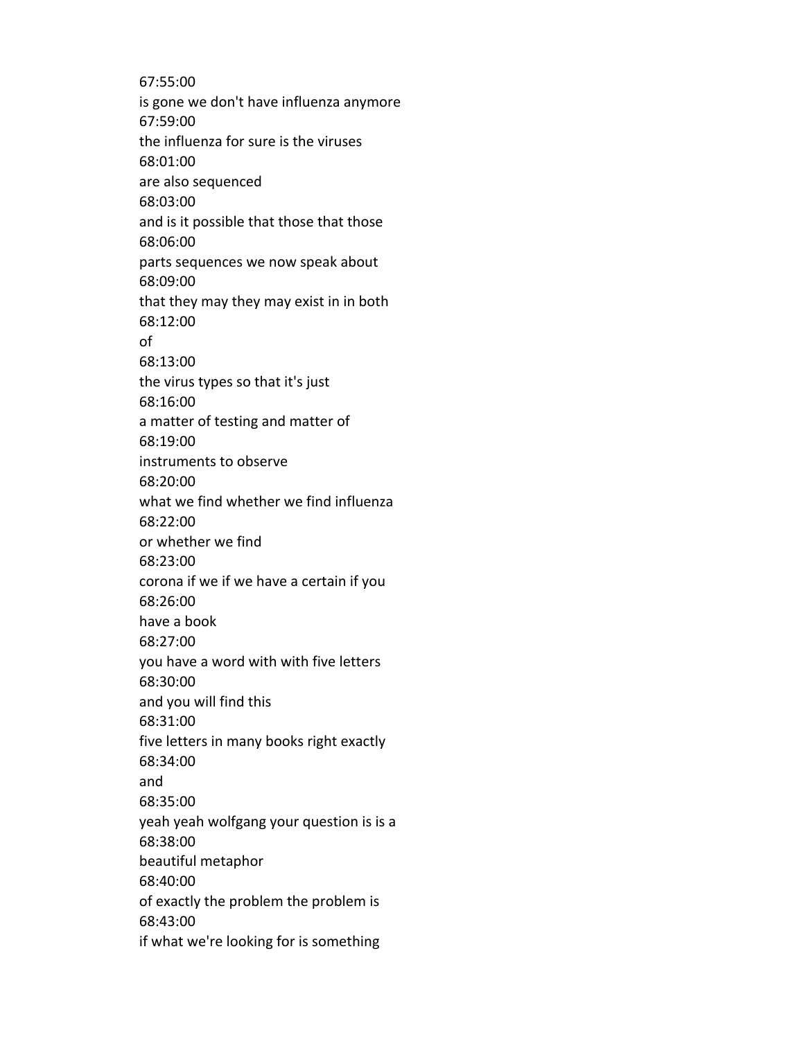67:55:00
is gone we don't have influenza anymore
67:59:00
the influenza for sure is the viruses
68:01:00
are also sequenced
68:03:00
and is it possible that those that those
68:06:00
parts sequences we now speak about
68:09:00
that they may they may exist in in both
68:12:00
of
68:13:00
the virus types so that it's just
68:16:00
a matter of testing and matter of
68:19:00
instruments to observe
68:20:00
what we find whether we find influenza
68:22:00
or whether we find
68:23:00
corona if we if we have a certain if you
68:26:00
have a book
68:27:00
you have a word with with five letters
68:30:00
and you will find this
68:31:00
five letters in many books right exactly
68:34:00
and
68:35:00
yeah yeah wolfgang your question is is a
68:38:00
beautiful metaphor
68:40:00
of exactly the problem the problem is
68:43:00
if what we're looking for is something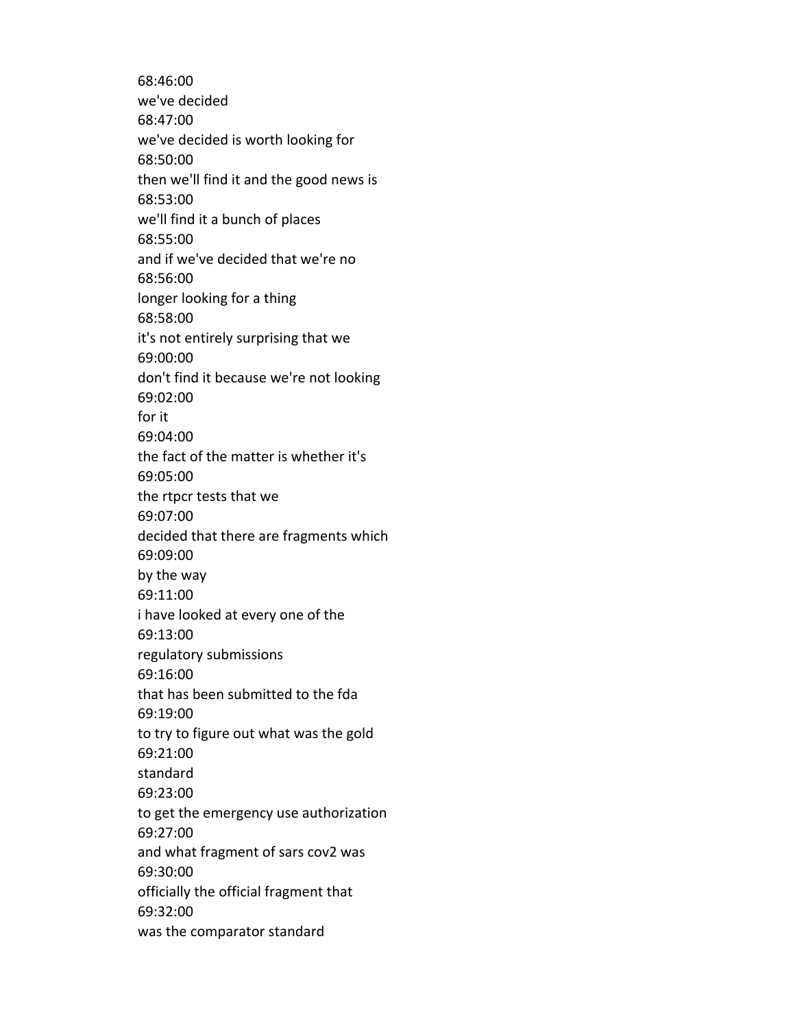68:46:00
we've decided
68:47:00
we've decided is worth looking for
68:50:00
then we'll find it and the good news is
68:53:00
we'll find it a bunch of places
68:55:00
and if we've decided that we're no
68:56:00
longer looking for a thing
68:58:00
it's not entirely surprising that we
69:00:00
don't find it because we're not looking
69:02:00
for it
69:04:00
the fact of the matter is whether it's
69:05:00
the rtpcr tests that we
69:07:00
decided that there are fragments which
69:09:00
by the way
69:11:00
i have looked at every one of the
69:13:00
regulatory submissions
69:16:00
that has been submitted to the fda
69:19:00
to try to figure out what was the gold
69:21:00
standard
69:23:00
to get the emergency use authorization
69:27:00
and what fragment of sars cov2 was
69:30:00
officially the official fragment that
69:32:00
was the comparator standard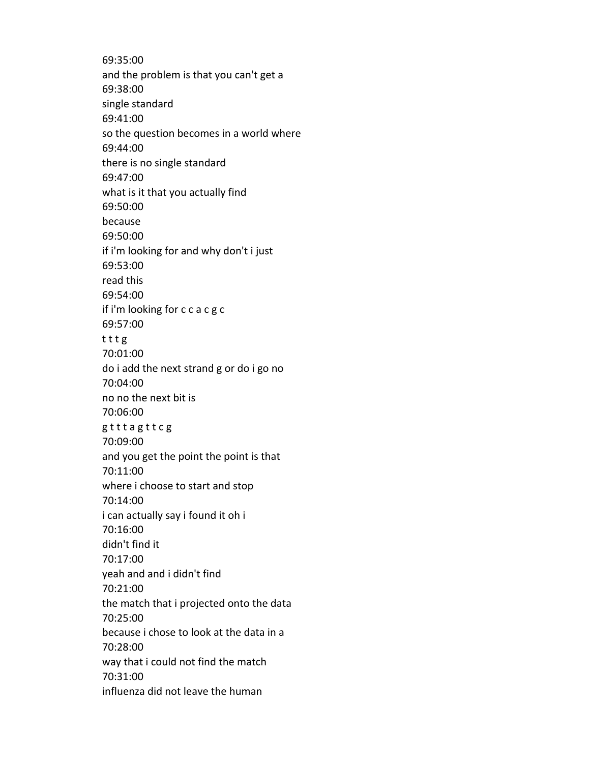69:35:00
and the problem is that you can't get a
69:38:00
single standard
69:41:00
so the question becomes in a world where
69:44:00
there is no single standard
69:47:00
what is it that you actually find
69:50:00
because
69:50:00
if i'm looking for and why don't i just
69:53:00
read this
69:54:00
if i'm looking for c c a c g c
69:57:00
t t t g
70:01:00
do i add the next strand g or do i go no
70:04:00
no no the next bit is
70:06:00
g t t t a g t t c g
70:09:00
and you get the point the point is that
70:11:00
where i choose to start and stop
70:14:00
i can actually say i found it oh i
70:16:00
didn't find it
70:17:00
yeah and and i didn't find
70:21:00
the match that i projected onto the data
70:25:00
because i chose to look at the data in a
70:28:00
way that i could not find the match
70:31:00
influenza did not leave the human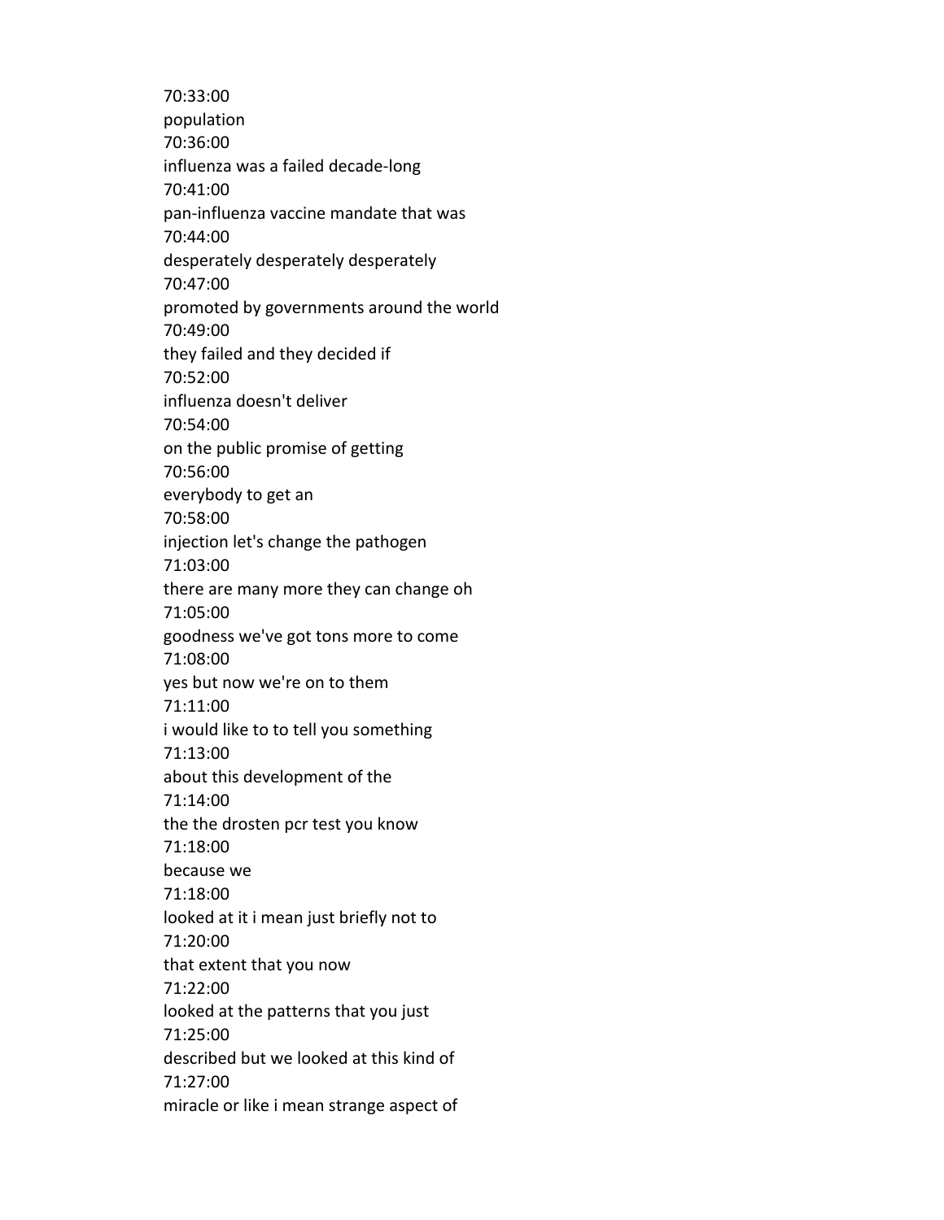70:33:00
population
70:36:00
influenza was a failed decade-long
70:41:00
pan-influenza vaccine mandate that was
70:44:00
desperately desperately desperately
70:47:00
promoted by governments around the world
70:49:00
they failed and they decided if
70:52:00
influenza doesn't deliver
70:54:00
on the public promise of getting
70:56:00
everybody to get an
70:58:00
injection let's change the pathogen
71:03:00
there are many more they can change oh
71:05:00
goodness we've got tons more to come
71:08:00
yes but now we're on to them
71:11:00
i would like to to tell you something
71:13:00
about this development of the
71:14:00
the the drosten pcr test you know
71:18:00
because we
71:18:00
looked at it i mean just briefly not to
71:20:00
that extent that you now
71:22:00
looked at the patterns that you just
71:25:00
described but we looked at this kind of
71:27:00
miracle or like i mean strange aspect of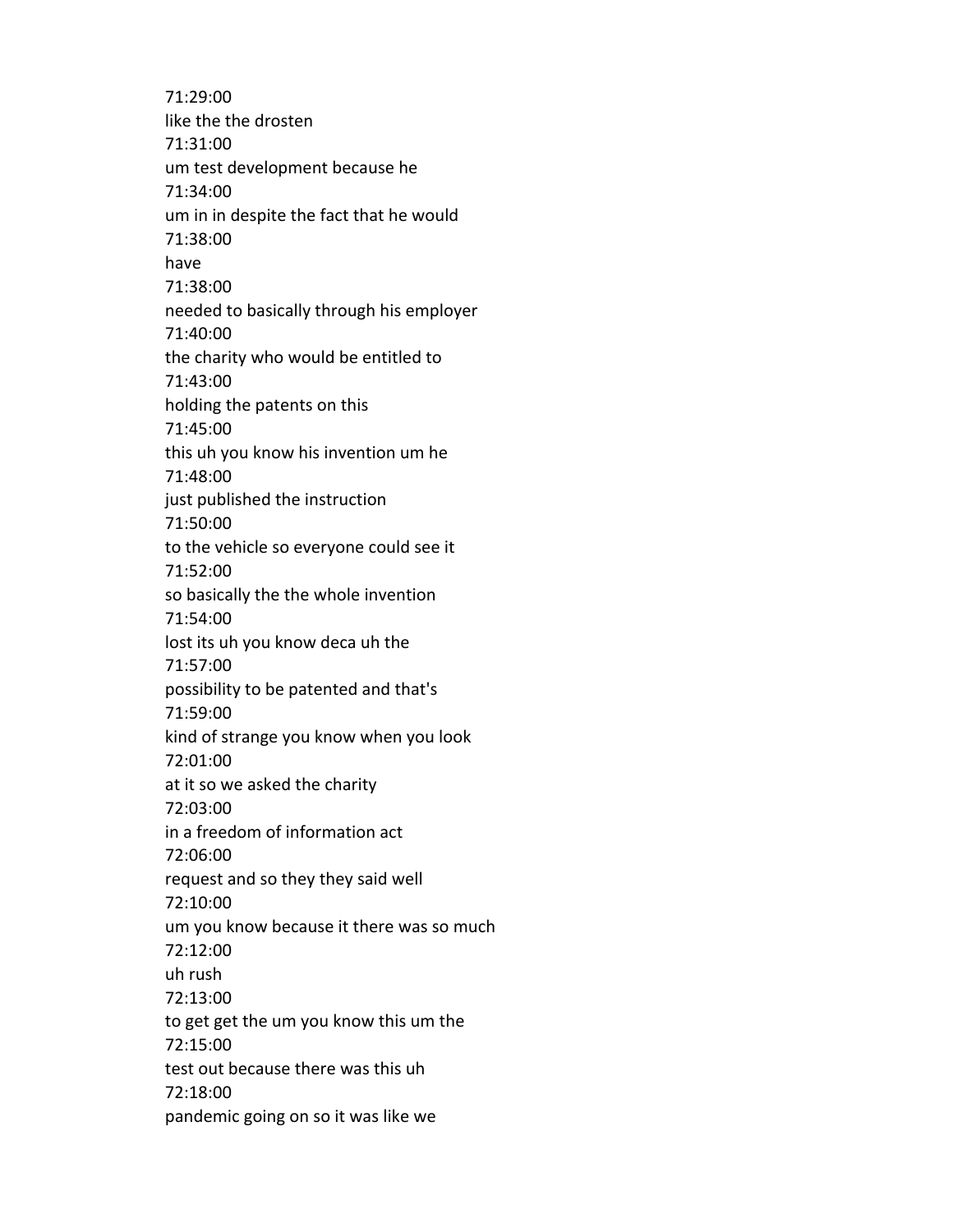71:29:00
like the the drosten
71:31:00
um test development because he
71:34:00
um in in despite the fact that he would
71:38:00
have
71:38:00
needed to basically through his employer
71:40:00
the charity who would be entitled to
71:43:00
holding the patents on this
71:45:00
this uh you know his invention um he
71:48:00
just published the instruction
71:50:00
to the vehicle so everyone could see it
71:52:00
so basically the the whole invention
71:54:00
lost its uh you know deca uh the
71:57:00
possibility to be patented and that's
71:59:00
kind of strange you know when you look
72:01:00
at it so we asked the charity
72:03:00
in a freedom of information act
72:06:00
request and so they they said well
72:10:00
um you know because it there was so much
72:12:00
uh rush
72:13:00
to get get the um you know this um the
72:15:00
test out because there was this uh
72:18:00
pandemic going on so it was like we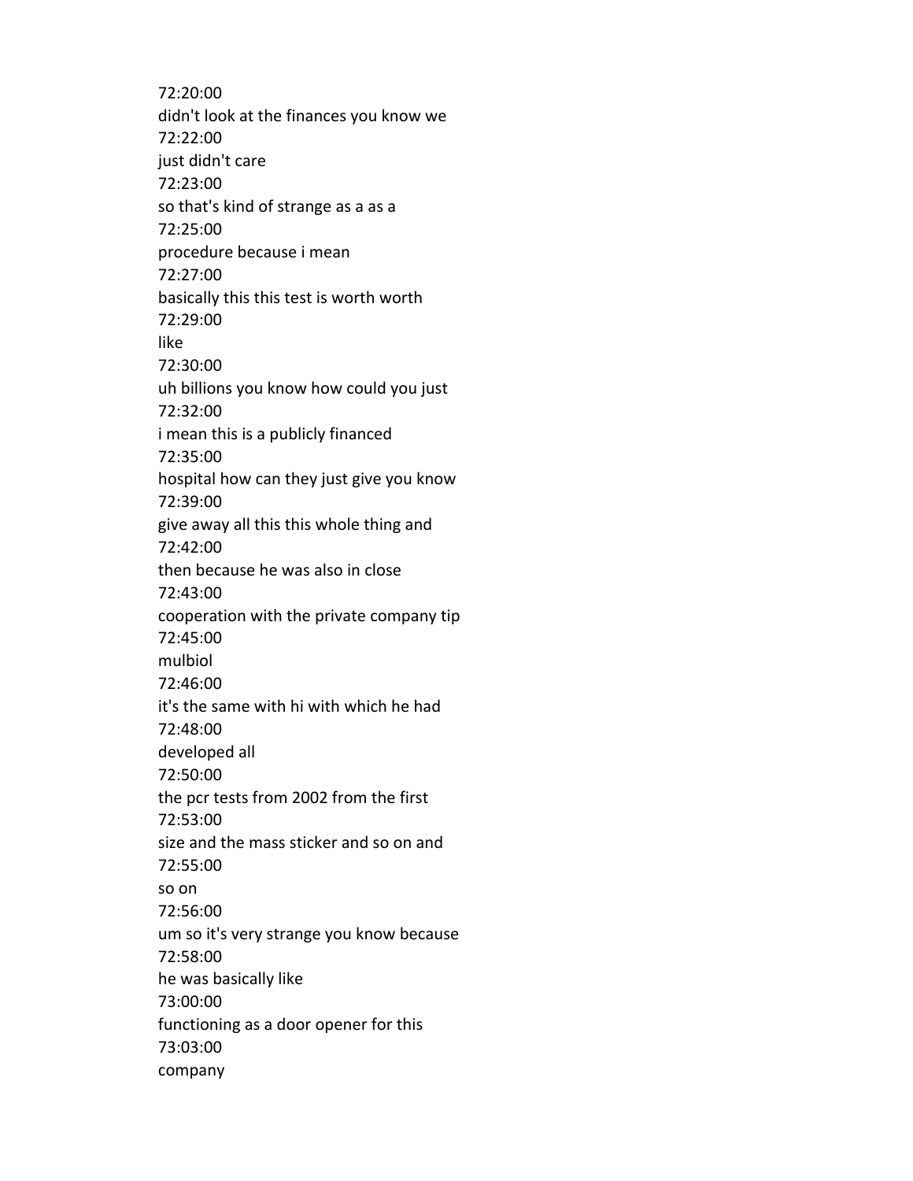72:20:00
didn't look at the finances you know we
72:22:00
just didn't care
72:23:00
so that's kind of strange as a as a
72:25:00
procedure because i mean
72:27:00
basically this this test is worth worth
72:29:00
like
72:30:00
uh billions you know how could you just
72:32:00
i mean this is a publicly financed
72:35:00
hospital how can they just give you know
72:39:00
give away all this this whole thing and
72:42:00
then because he was also in close
72:43:00
cooperation with the private company tip
72:45:00
mulbiol
72:46:00
it's the same with hi with which he had
72:48:00
developed all
72:50:00
the pcr tests from 2002 from the first
72:53:00
size and the mass sticker and so on and
72:55:00
so on
72:56:00
um so it's very strange you know because
72:58:00
he was basically like
73:00:00
functioning as a door opener for this
73:03:00
company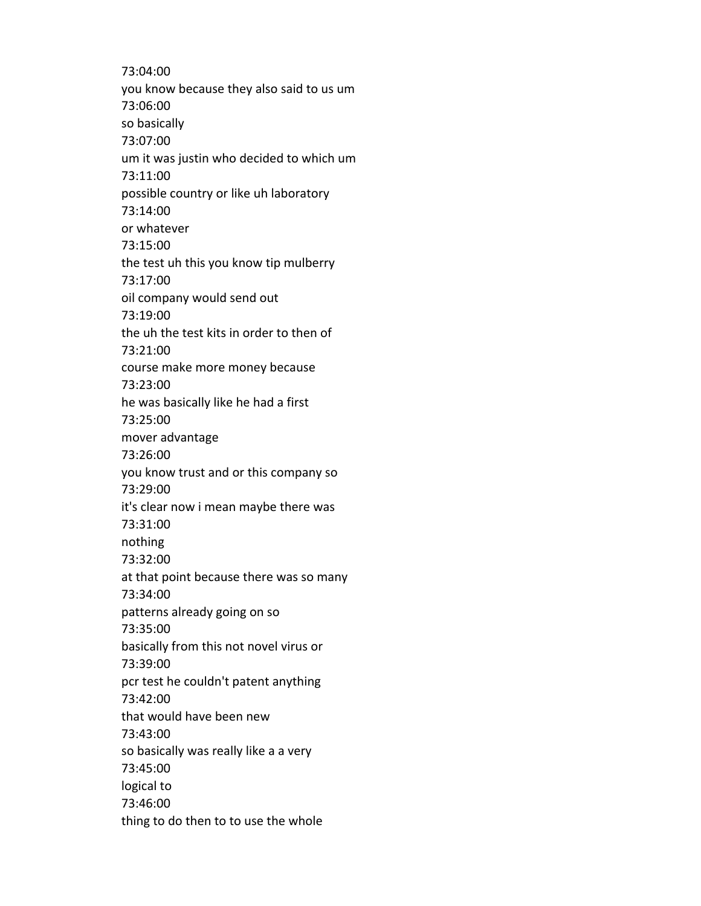73:04:00
you know because they also said to us um
73:06:00
so basically
73:07:00
um it was justin who decided to which um
73:11:00
possible country or like uh laboratory
73:14:00
or whatever
73:15:00
the test uh this you know tip mulberry
73:17:00
oil company would send out
73:19:00
the uh the test kits in order to then of
73:21:00
course make more money because
73:23:00
he was basically like he had a first
73:25:00
mover advantage
73:26:00
you know trust and or this company so
73:29:00
it's clear now i mean maybe there was
73:31:00
nothing
73:32:00
at that point because there was so many
73:34:00
patterns already going on so
73:35:00
basically from this not novel virus or
73:39:00
pcr test he couldn't patent anything
73:42:00
that would have been new
73:43:00
so basically was really like a a very
73:45:00
logical to
73:46:00
thing to do then to to use the whole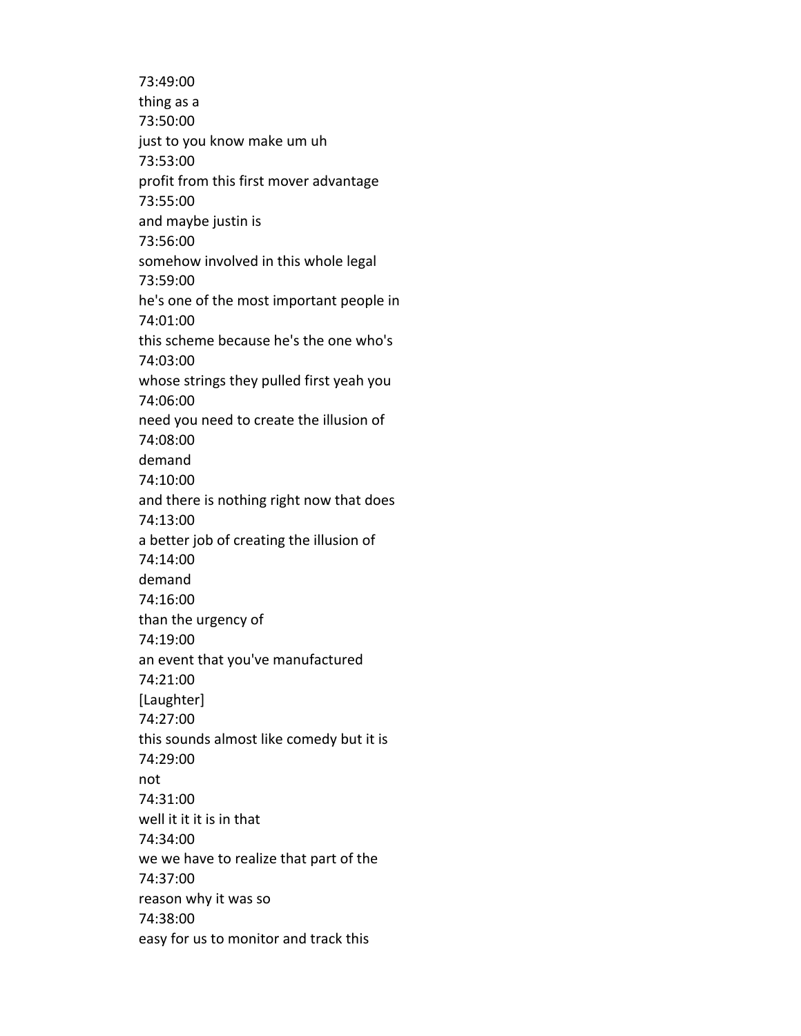73:49:00
thing as a
73:50:00
just to you know make um uh
73:53:00
profit from this first mover advantage
73:55:00
and maybe justin is
73:56:00
somehow involved in this whole legal
73:59:00
he's one of the most important people in
74:01:00
this scheme because he's the one who's
74:03:00
whose strings they pulled first yeah you
74:06:00
need you need to create the illusion of
74:08:00
demand
74:10:00
and there is nothing right now that does
74:13:00
a better job of creating the illusion of
74:14:00
demand
74:16:00
than the urgency of
74:19:00
an event that you've manufactured
74:21:00
[Laughter]
74:27:00
this sounds almost like comedy but it is
74:29:00
not
74:31:00
well it it it is in that
74:34:00
we we have to realize that part of the
74:37:00
reason why it was so
74:38:00
easy for us to monitor and track this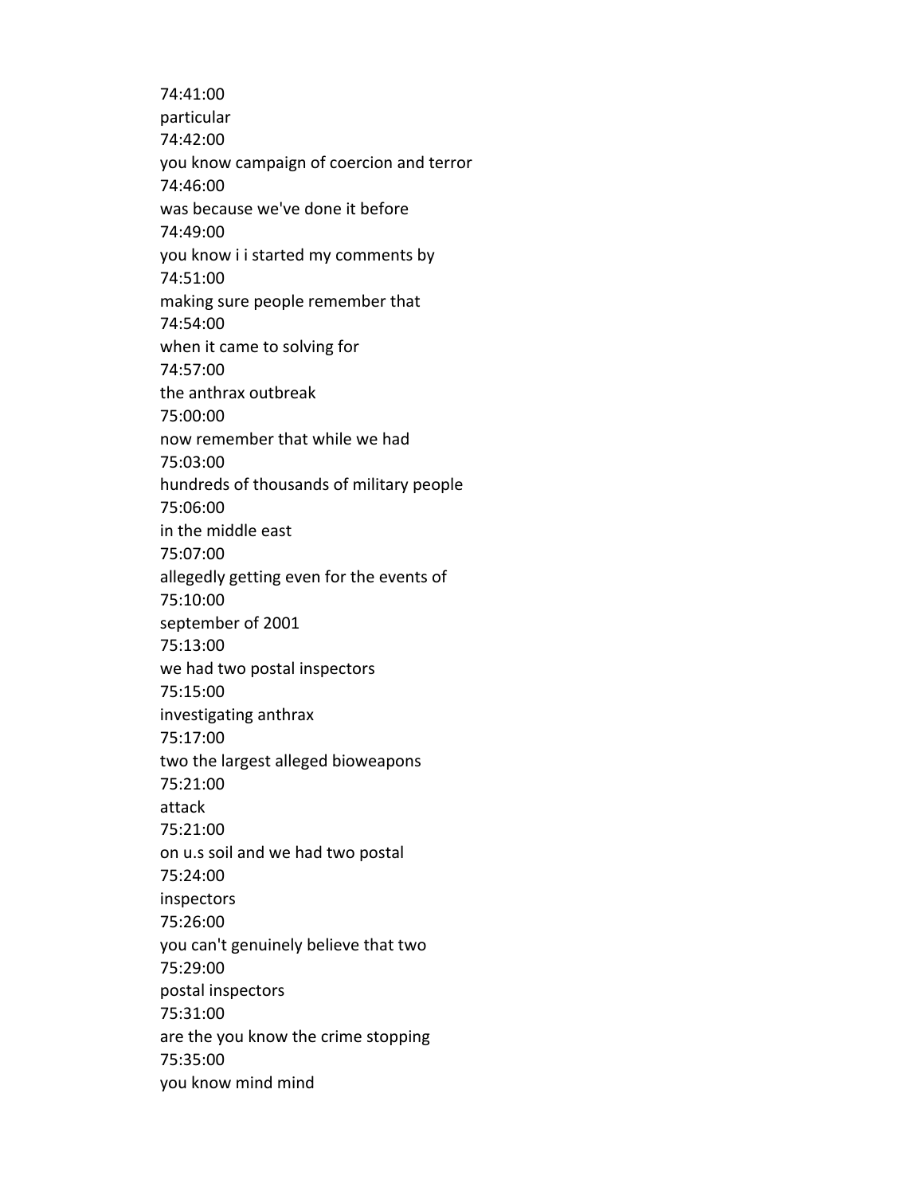74:41:00
particular
74:42:00
you know campaign of coercion and terror
74:46:00
was because we've done it before
74:49:00
you know i i started my comments by
74:51:00
making sure people remember that
74:54:00
when it came to solving for
74:57:00
the anthrax outbreak
75:00:00
now remember that while we had
75:03:00
hundreds of thousands of military people
75:06:00
in the middle east
75:07:00
allegedly getting even for the events of
75:10:00
september of 2001
75:13:00
we had two postal inspectors
75:15:00
investigating anthrax
75:17:00
two the largest alleged bioweapons
75:21:00
attack
75:21:00
on u.s soil and we had two postal
75:24:00
inspectors
75:26:00
you can't genuinely believe that two
75:29:00
postal inspectors
75:31:00
are the you know the crime stopping
75:35:00
you know mind mind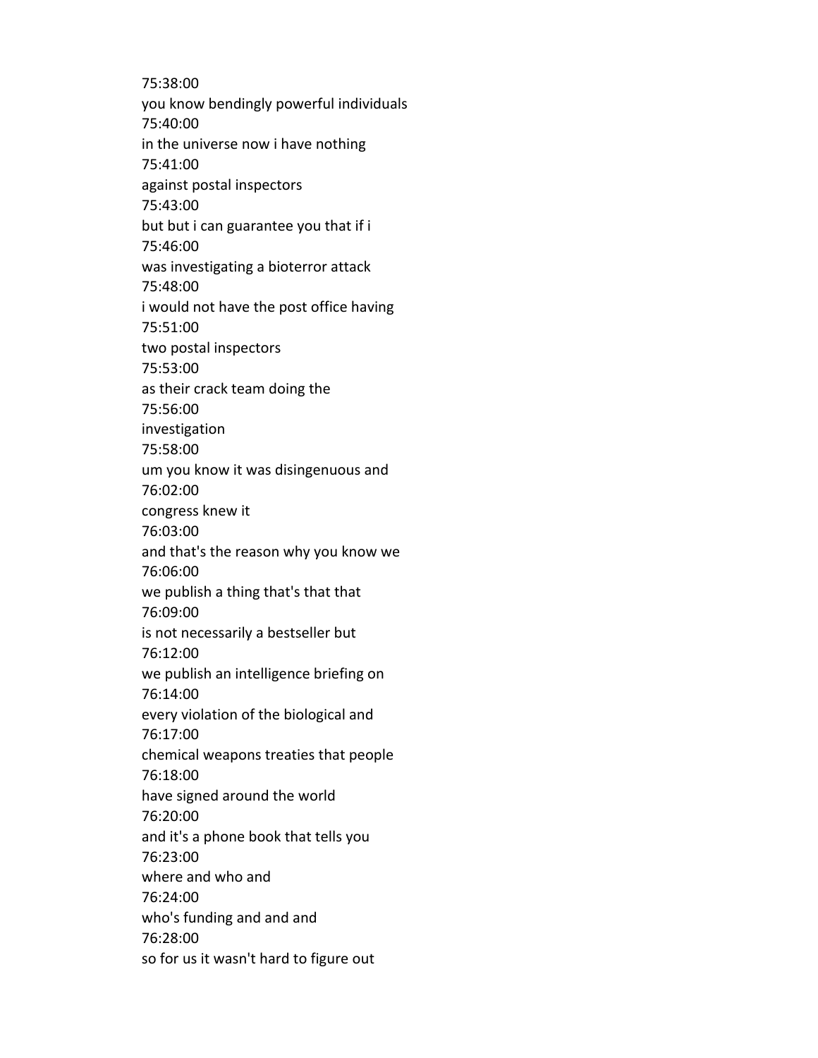75:38:00
you know bendingly powerful individuals
75:40:00
in the universe now i have nothing
75:41:00
against postal inspectors
75:43:00
but but i can guarantee you that if i
75:46:00
was investigating a bioterror attack
75:48:00
i would not have the post office having
75:51:00
two postal inspectors
75:53:00
as their crack team doing the
75:56:00
investigation
75:58:00
um you know it was disingenuous and
76:02:00
congress knew it
76:03:00
and that's the reason why you know we
76:06:00
we publish a thing that's that that
76:09:00
is not necessarily a bestseller but
76:12:00
we publish an intelligence briefing on
76:14:00
every violation of the biological and
76:17:00
chemical weapons treaties that people
76:18:00
have signed around the world
76:20:00
and it's a phone book that tells you
76:23:00
where and who and
76:24:00
who's funding and and and
76:28:00
so for us it wasn't hard to figure out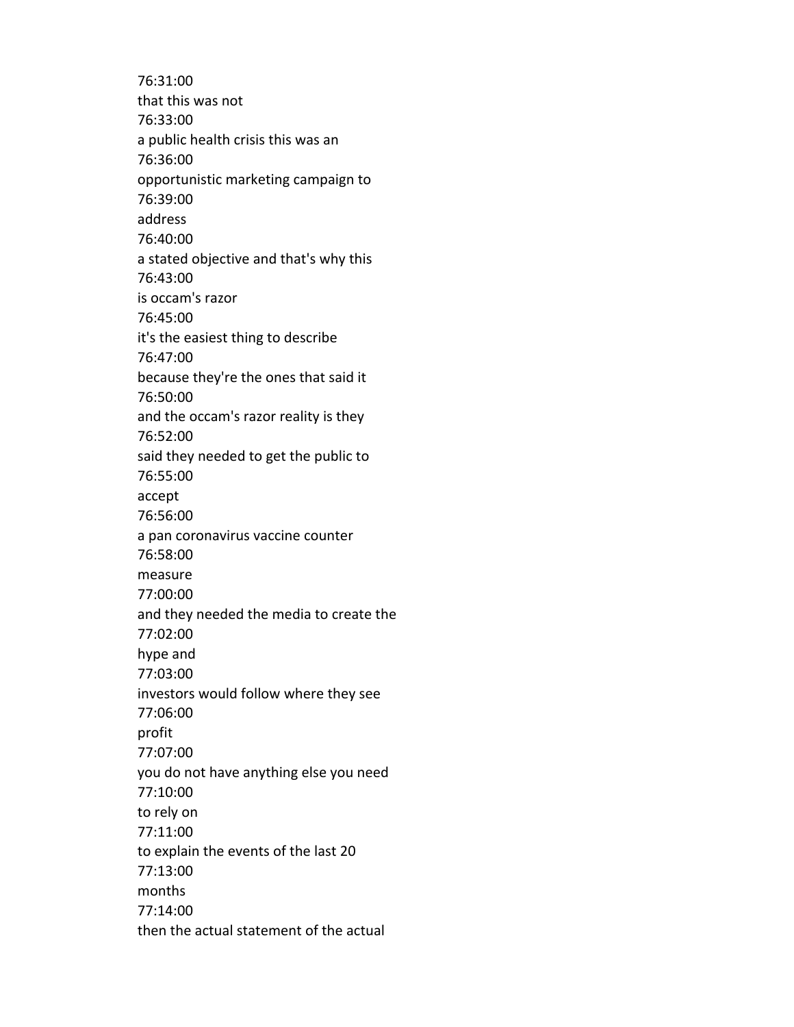76:31:00
that this was not
76:33:00
a public health crisis this was an
76:36:00
opportunistic marketing campaign to
76:39:00
address
76:40:00
a stated objective and that's why this
76:43:00
is occam's razor
76:45:00
it's the easiest thing to describe
76:47:00
because they're the ones that said it
76:50:00
and the occam's razor reality is they
76:52:00
said they needed to get the public to
76:55:00
accept
76:56:00
a pan coronavirus vaccine counter
76:58:00
measure
77:00:00
and they needed the media to create the
77:02:00
hype and
77:03:00
investors would follow where they see
77:06:00
profit
77:07:00
you do not have anything else you need
77:10:00
to rely on
77:11:00
to explain the events of the last 20
77:13:00
months
77:14:00
then the actual statement of the actual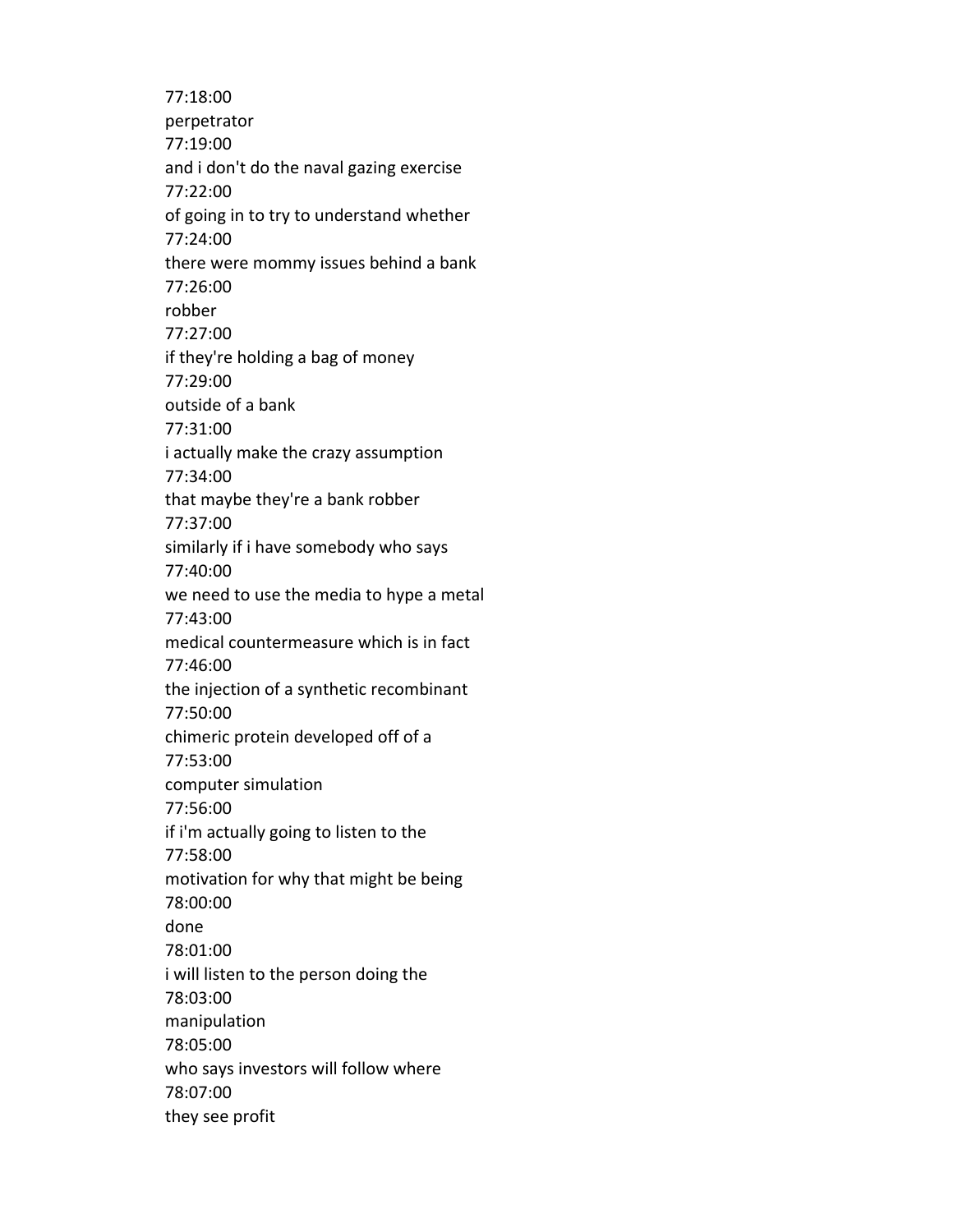77:18:00
perpetrator
77:19:00
and i don't do the naval gazing exercise
77:22:00
of going in to try to understand whether
77:24:00
there were mommy issues behind a bank
77:26:00
robber
77:27:00
if they're holding a bag of money
77:29:00
outside of a bank
77:31:00
i actually make the crazy assumption
77:34:00
that maybe they're a bank robber
77:37:00
similarly if i have somebody who says
77:40:00
we need to use the media to hype a metal
77:43:00
medical countermeasure which is in fact
77:46:00
the injection of a synthetic recombinant
77:50:00
chimeric protein developed off of a
77:53:00
computer simulation
77:56:00
if i'm actually going to listen to the
77:58:00
motivation for why that might be being
78:00:00
done
78:01:00
i will listen to the person doing the
78:03:00
manipulation
78:05:00
who says investors will follow where
78:07:00
they see profit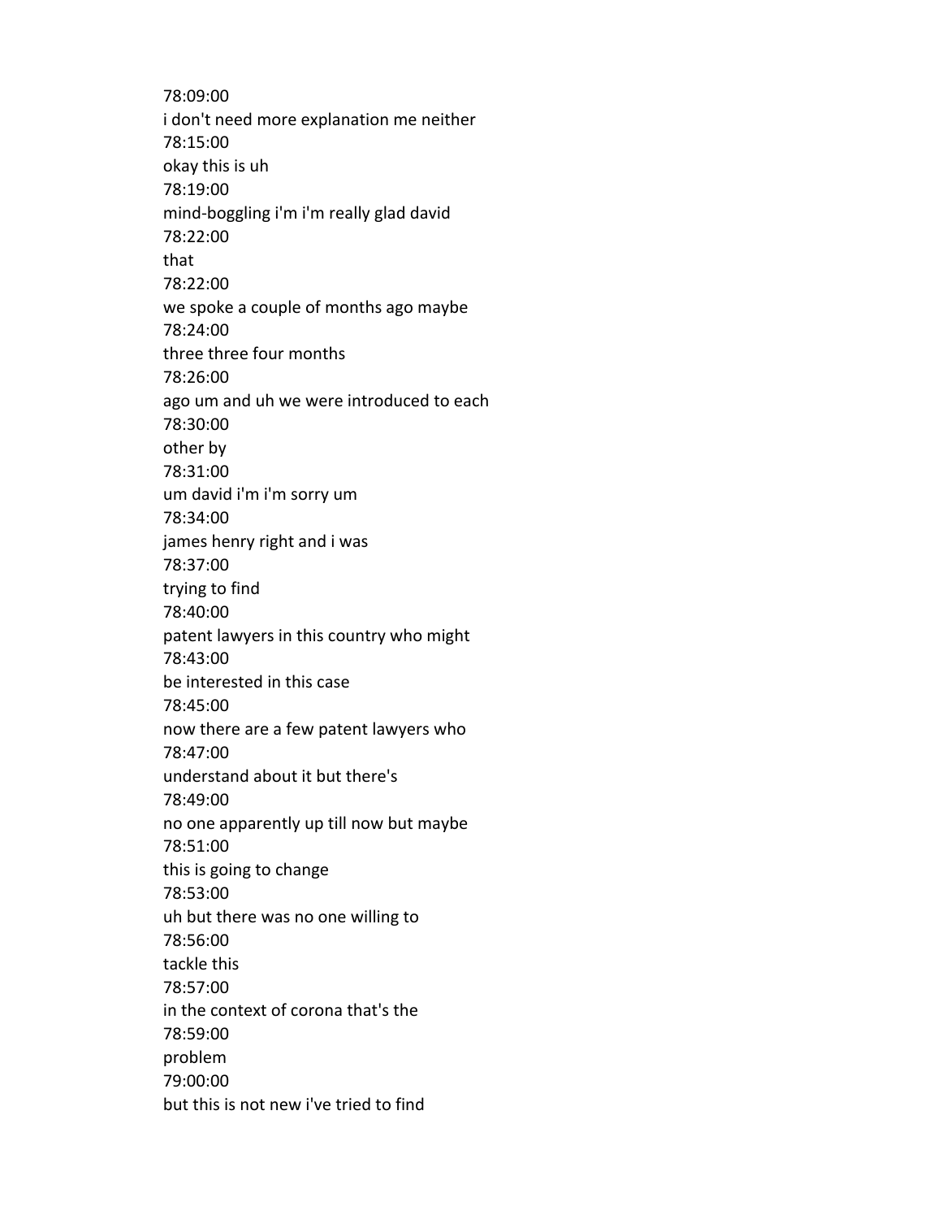78:09:00
i don't need more explanation me neither
78:15:00
okay this is uh
78:19:00
mind-boggling i'm i'm really glad david
78:22:00
that
78:22:00
we spoke a couple of months ago maybe
78:24:00
three three four months
78:26:00
ago um and uh we were introduced to each
78:30:00
other by
78:31:00
um david i'm i'm sorry um
78:34:00
james henry right and i was
78:37:00
trying to find
78:40:00
patent lawyers in this country who might
78:43:00
be interested in this case
78:45:00
now there are a few patent lawyers who
78:47:00
understand about it but there's
78:49:00
no one apparently up till now but maybe
78:51:00
this is going to change
78:53:00
uh but there was no one willing to
78:56:00
tackle this
78:57:00
in the context of corona that's the
78:59:00
problem
79:00:00
but this is not new i've tried to find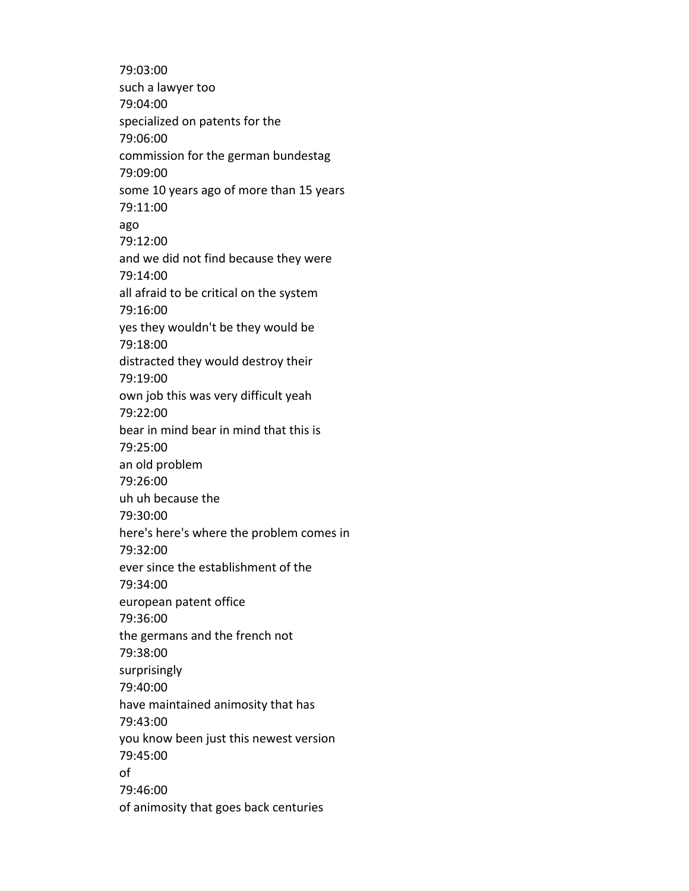79:03:00
such a lawyer too
79:04:00
specialized on patents for the
79:06:00
commission for the german bundestag
79:09:00
some 10 years ago of more than 15 years
79:11:00
ago
79:12:00
and we did not find because they were
79:14:00
all afraid to be critical on the system
79:16:00
yes they wouldn't be they would be
79:18:00
distracted they would destroy their
79:19:00
own job this was very difficult yeah
79:22:00
bear in mind bear in mind that this is
79:25:00
an old problem
79:26:00
uh uh because the
79:30:00
here's here's where the problem comes in
79:32:00
ever since the establishment of the
79:34:00
european patent office
79:36:00
the germans and the french not
79:38:00
surprisingly
79:40:00
have maintained animosity that has
79:43:00
you know been just this newest version
79:45:00
of
79:46:00
of animosity that goes back centuries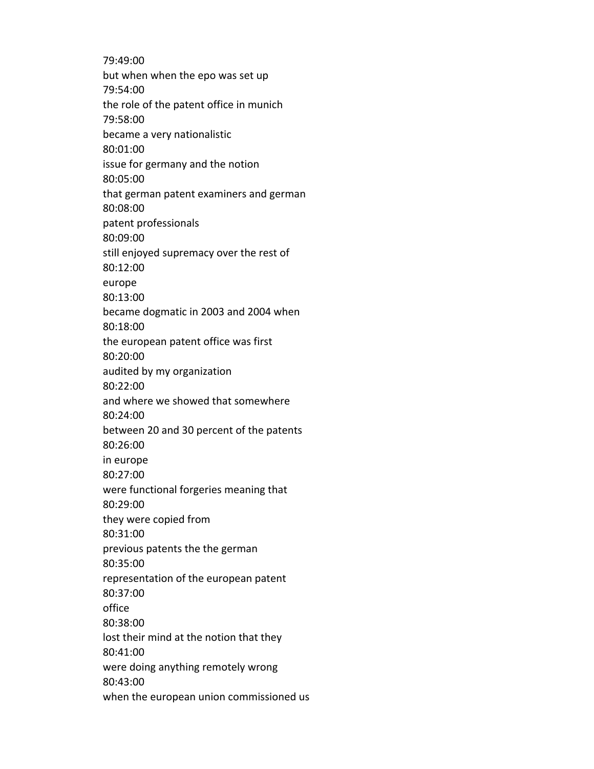79:49:00

but when when the epo was set up

79:54:00

the role of the patent office in munich

79:58:00

became a very nationalistic

80:01:00

issue for germany and the notion

80:05:00

that german patent examiners and german

80:08:00

patent professionals

80:09:00

still enjoyed supremacy over the rest of

80:12:00

europe

80:13:00

became dogmatic in 2003 and 2004 when

80:18:00

the european patent office was first

80:20:00

audited by my organization

80:22:00

and where we showed that somewhere

80:24:00

between 20 and 30 percent of the patents

80:26:00

in europe

80:27:00

were functional forgeries meaning that

80:29:00

they were copied from

80:31:00

previous patents the the german

80:35:00

representation of the european patent

80:37:00

office

80:38:00

lost their mind at the notion that they

80:41:00

were doing anything remotely wrong

80:43:00

when the european union commissioned us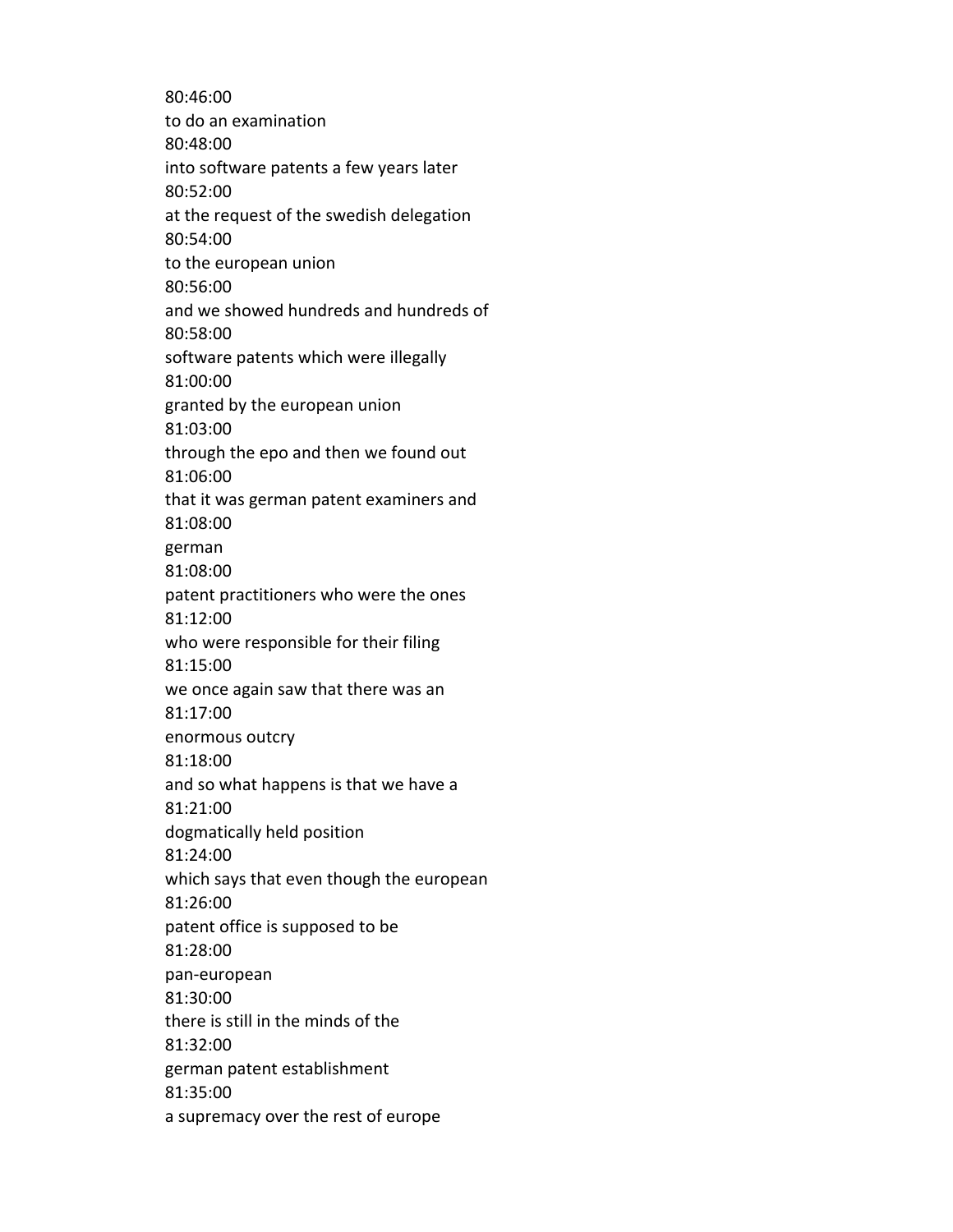80:46:00
to do an examination
80:48:00
into software patents a few years later
80:52:00
at the request of the swedish delegation
80:54:00
to the european union
80:56:00
and we showed hundreds and hundreds of
80:58:00
software patents which were illegally
81:00:00
granted by the european union
81:03:00
through the epo and then we found out
81:06:00
that it was german patent examiners and
81:08:00
german
81:08:00
patent practitioners who were the ones
81:12:00
who were responsible for their filing
81:15:00
we once again saw that there was an
81:17:00
enormous outcry
81:18:00
and so what happens is that we have a
81:21:00
dogmatically held position
81:24:00
which says that even though the european
81:26:00
patent office is supposed to be
81:28:00
pan-european
81:30:00
there is still in the minds of the
81:32:00
german patent establishment
81:35:00
a supremacy over the rest of europe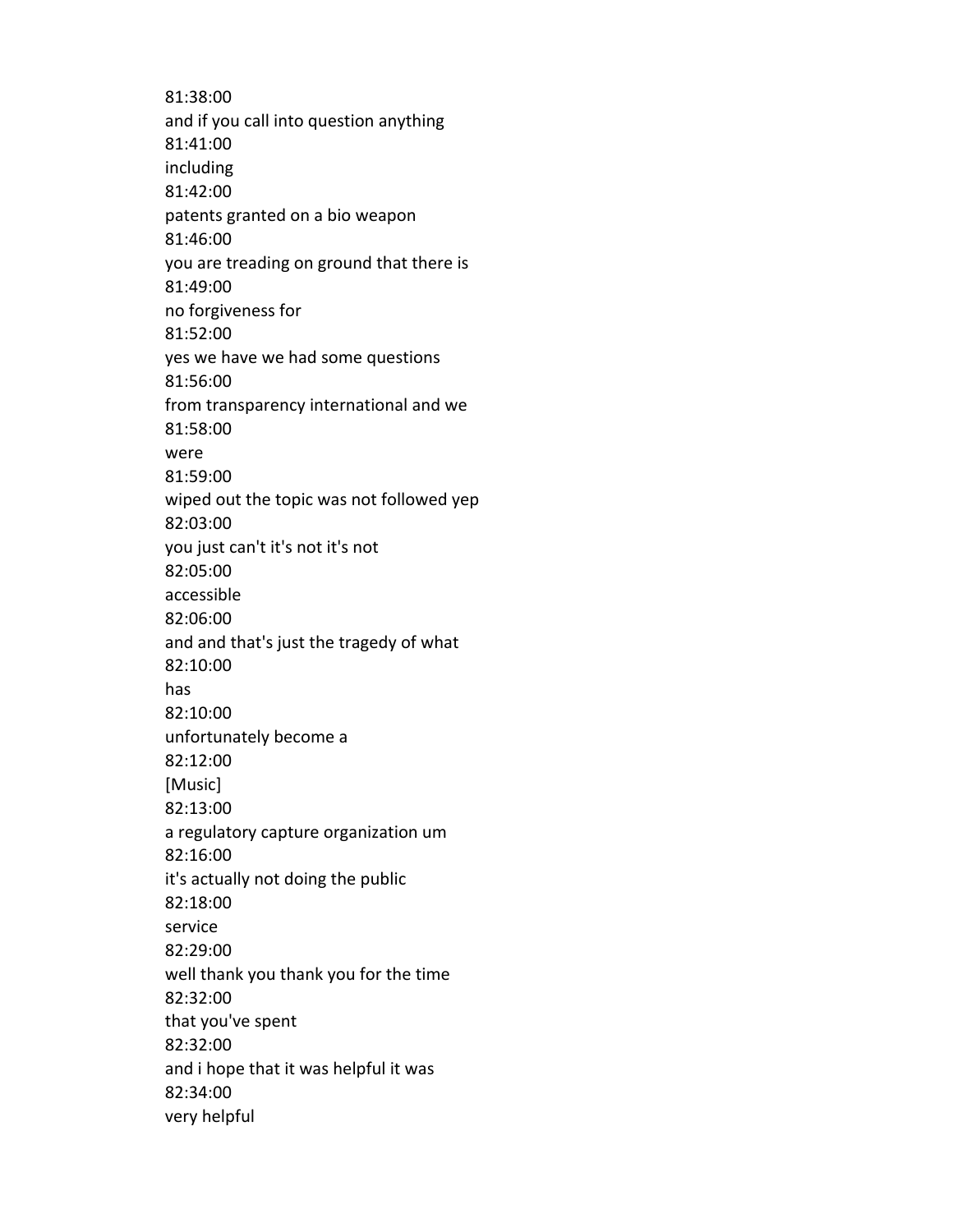81:38:00
and if you call into question anything
81:41:00
including
81:42:00
patents granted on a bio weapon
81:46:00
you are treading on ground that there is
81:49:00
no forgiveness for
81:52:00
yes we have we had some questions
81:56:00
from transparency international and we
81:58:00
were
81:59:00
wiped out the topic was not followed yep
82:03:00
you just can't it's not it's not
82:05:00
accessible
82:06:00
and and that's just the tragedy of what
82:10:00
has
82:10:00
unfortunately become a
82:12:00
[Music]
82:13:00
a regulatory capture organization um
82:16:00
it's actually not doing the public
82:18:00
service
82:29:00
well thank you thank you for the time
82:32:00
that you've spent
82:32:00
and i hope that it was helpful it was
82:34:00
very helpful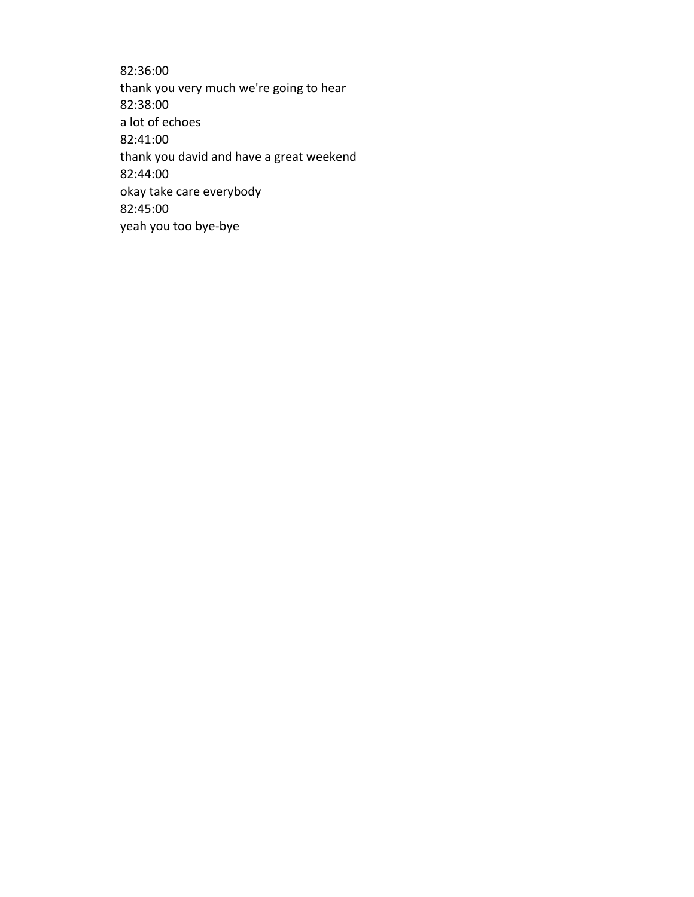82:36:00
thank you very much we're going to hear
82:38:00
a lot of echoes
82:41:00
thank you david and have a great weekend
82:44:00
okay take care everybody
82:45:00
yeah you too bye-bye